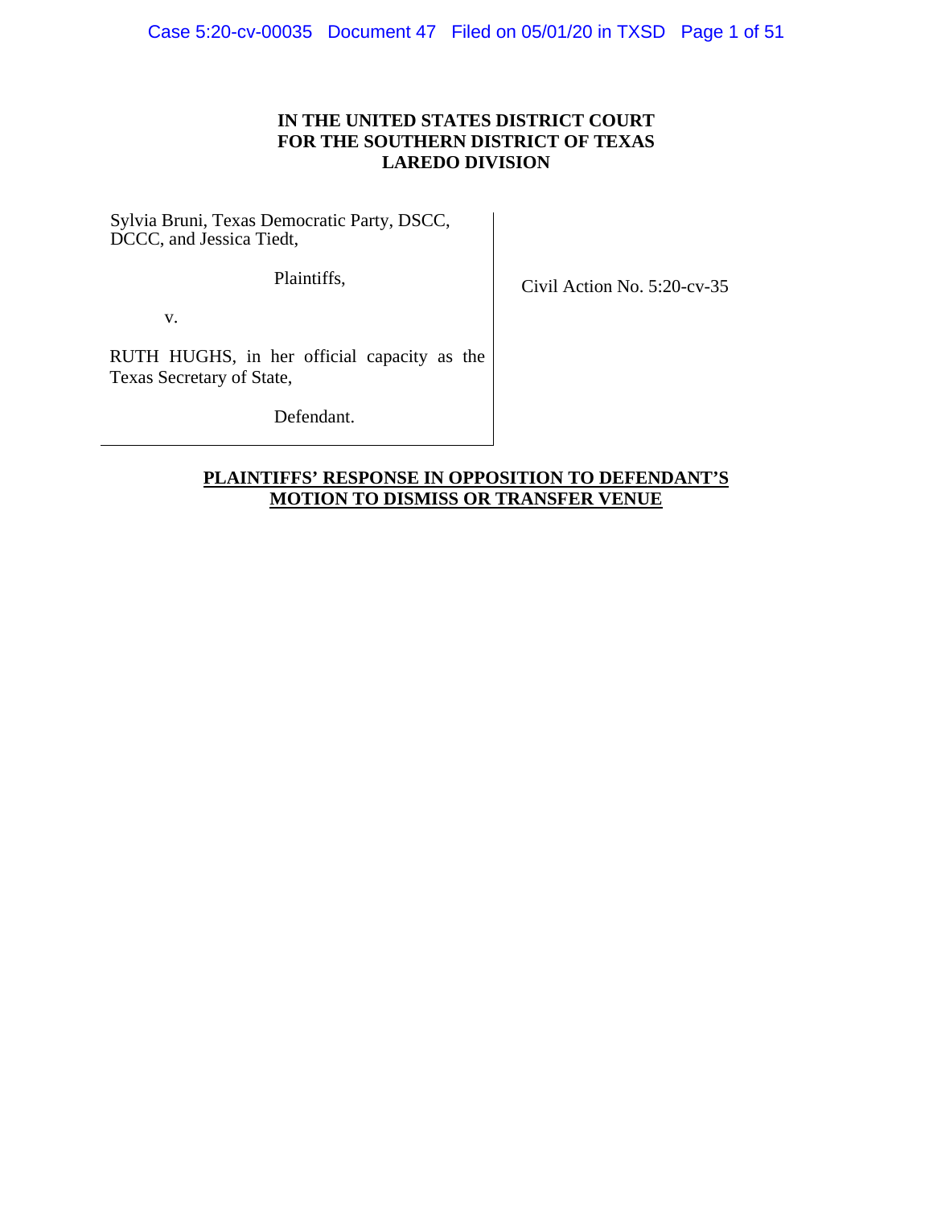**IN THE UNITED STATES DISTRICT COURT**
**FOR THE SOUTHERN DISTRICT OF TEXAS**
**LAREDO DIVISION**

Sylvia Bruni, Texas Democratic Party, DSCC, DCCC, and Jessica Tiedt,

Plaintiffs,

v.

RUTH HUGHS, in her official capacity as the Texas Secretary of State,

Defendant.

Civil Action No. 5:20-cv-35

**PLAINTIFFS' RESPONSE IN OPPOSITION TO DEFENDANT'S MOTION TO DISMISS OR TRANSFER VENUE**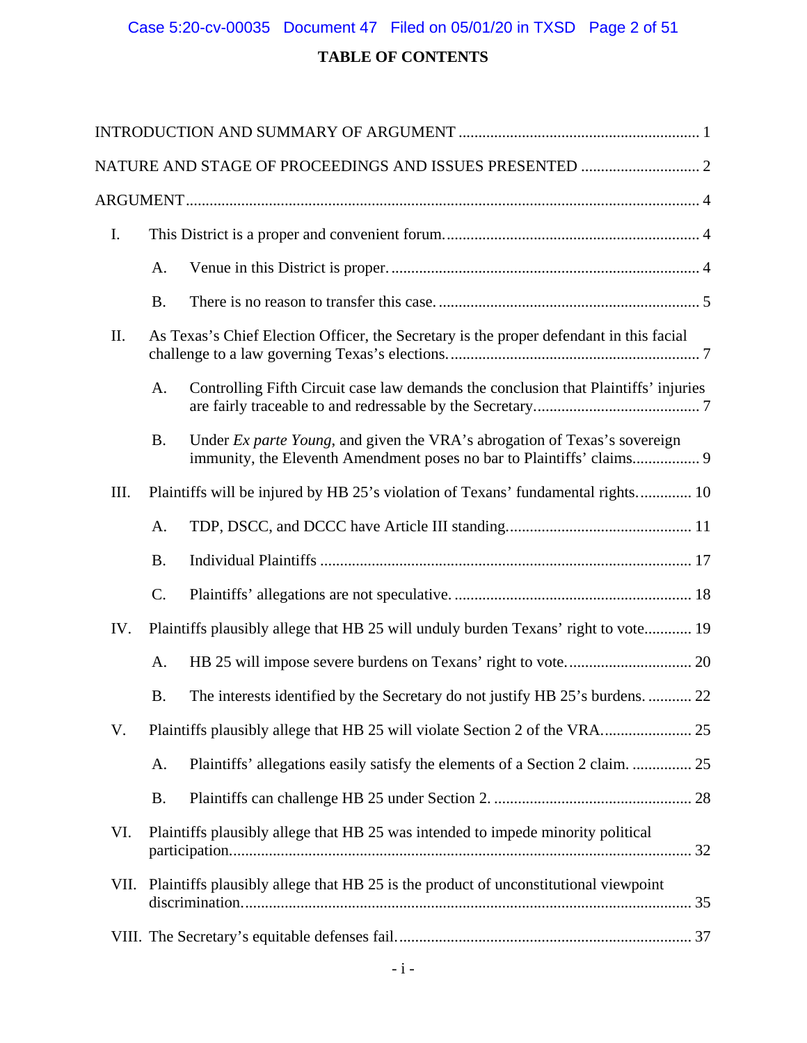# TABLE OF CONTENTS

INTRODUCTION AND SUMMARY OF ARGUMENT ............................................................ 1

NATURE AND STAGE OF PROCEEDINGS AND ISSUES PRESENTED .............................. 2

ARGUMENT .................................................................................................................... 4

I. This District is a proper and convenient forum. ........................................................... 4

   A. Venue in this District is proper. ............................................................................ 4

   B. There is no reason to transfer this case. ................................................................ 5

II. As Texas's Chief Election Officer, the Secretary is the proper defendant in this facial challenge to a law governing Texas's elections. ............................................................... 7

   A. Controlling Fifth Circuit case law demands the conclusion that Plaintiffs' injuries are fairly traceable to and redressable by the Secretary. ......................................... 7

   B. Under *Ex parte Young*, and given the VRA's abrogation of Texas's sovereign immunity, the Eleventh Amendment poses no bar to Plaintiffs' claims. ................ 9

III. Plaintiffs will be injured by HB 25's violation of Texans' fundamental rights. ............. 10

   A. TDP, DSCC, and DCCC have Article III standing. ............................................. 11

   B. Individual Plaintiffs .............................................................................................. 17

   C. Plaintiffs' allegations are not speculative. ........................................................... 18

IV. Plaintiffs plausibly allege that HB 25 will unduly burden Texans' right to vote. ........... 19

   A. HB 25 will impose severe burdens on Texans' right to vote. ............................... 20

   B. The interests identified by the Secretary do not justify HB 25's burdens. ........... 22

V. Plaintiffs plausibly allege that HB 25 will violate Section 2 of the VRA. ...................... 25

   A. Plaintiffs' allegations easily satisfy the elements of a Section 2 claim. ............... 25

   B. Plaintiffs can challenge HB 25 under Section 2. ................................................. 28

VI. Plaintiffs plausibly allege that HB 25 was intended to impede minority political participation. ................................................................................................................... 32

VII. Plaintiffs plausibly allege that HB 25 is the product of unconstitutional viewpoint discrimination. ................................................................................................................ 35

VIII. The Secretary's equitable defenses fail. ...................................................................... 37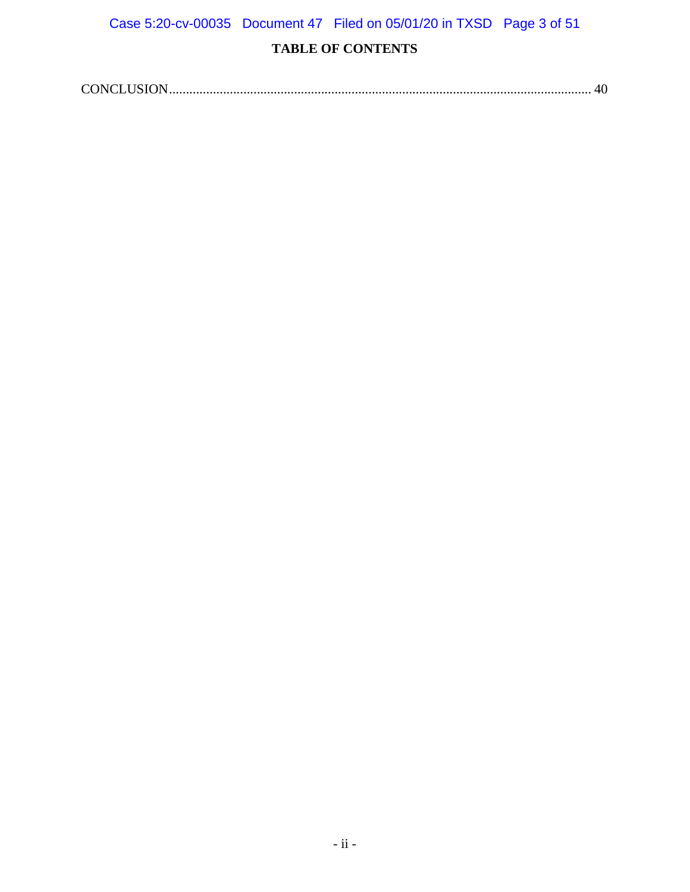## TABLE OF CONTENTS

CONCLUSION ........................................................................................................................... 40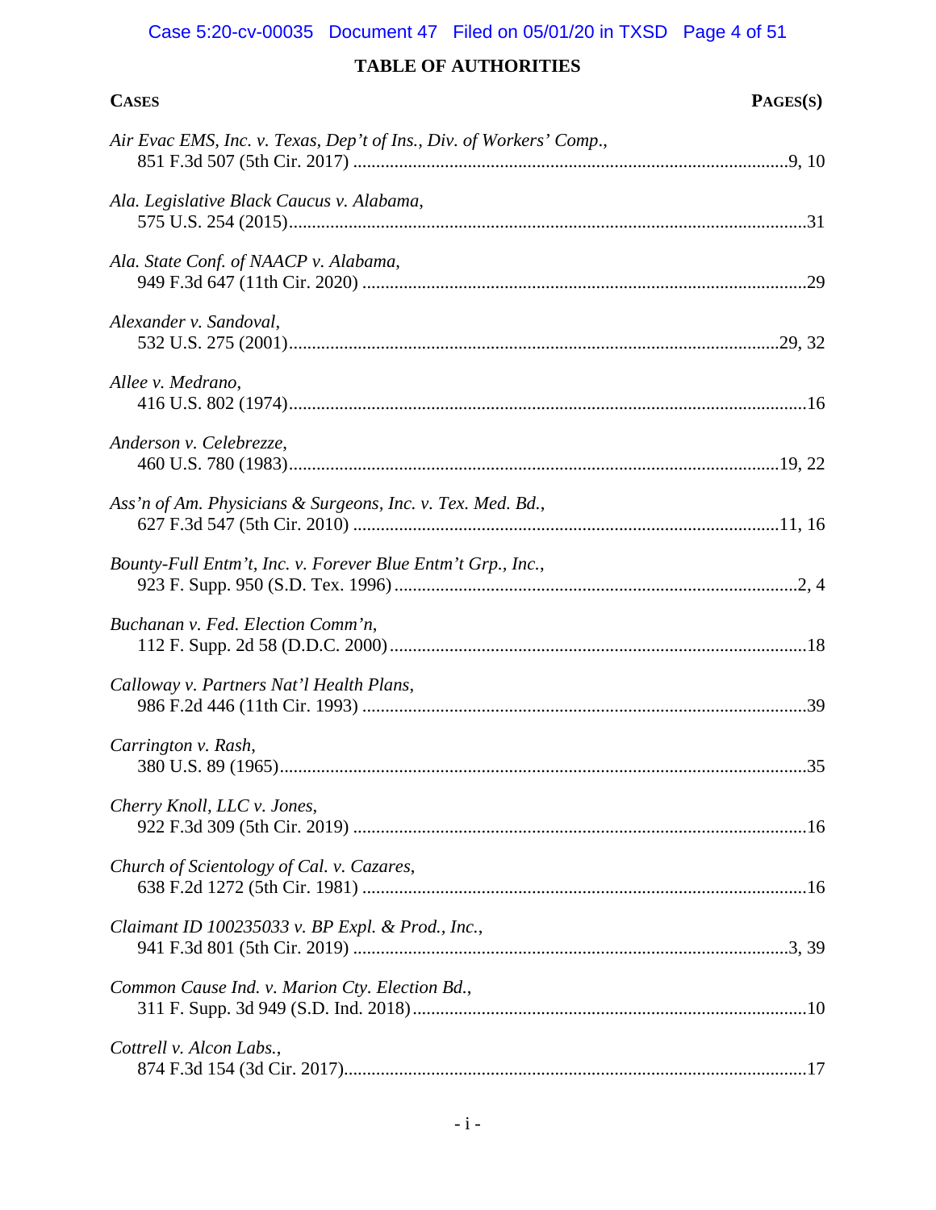## TABLE OF AUTHORITIES

**CASES** | **PAGES(S)**

*Air Evac EMS, Inc. v. Texas, Dep't of Ins., Div. of Workers' Comp.*,
851 F.3d 507 (5th Cir. 2017) ....................................................................................................9, 10

*Ala. Legislative Black Caucus v. Alabama*,
575 U.S. 254 (2015)....................................................................................................................31

*Ala. State Conf. of NAACP v. Alabama*,
949 F.3d 647 (11th Cir. 2020) ....................................................................................................29

*Alexander v. Sandoval*,
532 U.S. 275 (2001)..............................................................................................................29, 32

*Allee v. Medrano*,
416 U.S. 802 (1974)....................................................................................................................16

*Anderson v. Celebrezze*,
460 U.S. 780 (1983)..............................................................................................................19, 22

*Ass'n of Am. Physicians & Surgeons, Inc. v. Tex. Med. Bd.*,
627 F.3d 547 (5th Cir. 2010) ................................................................................................11, 16

*Bounty-Full Entm't, Inc. v. Forever Blue Entm't Grp., Inc.*,
923 F. Supp. 950 (S.D. Tex. 1996) ..........................................................................................2, 4

*Buchanan v. Fed. Election Comm'n*,
112 F. Supp. 2d 58 (D.D.C. 2000)..............................................................................................18

*Calloway v. Partners Nat'l Health Plans*,
986 F.2d 446 (11th Cir. 1993) ....................................................................................................39

*Carrington v. Rash*,
380 U.S. 89 (1965)......................................................................................................................35

*Cherry Knoll, LLC v. Jones*,
922 F.3d 309 (5th Cir. 2019) ......................................................................................................16

*Church of Scientology of Cal. v. Cazares*,
638 F.2d 1272 (5th Cir. 1981) ....................................................................................................16

*Claimant ID 100235033 v. BP Expl. & Prod., Inc.*,
941 F.3d 801 (5th Cir. 2019) ....................................................................................................3, 39

*Common Cause Ind. v. Marion Cty. Election Bd.*,
311 F. Supp. 3d 949 (S.D. Ind. 2018).........................................................................................10

*Cottrell v. Alcon Labs.*,
874 F.3d 154 (3d Cir. 2017)........................................................................................................17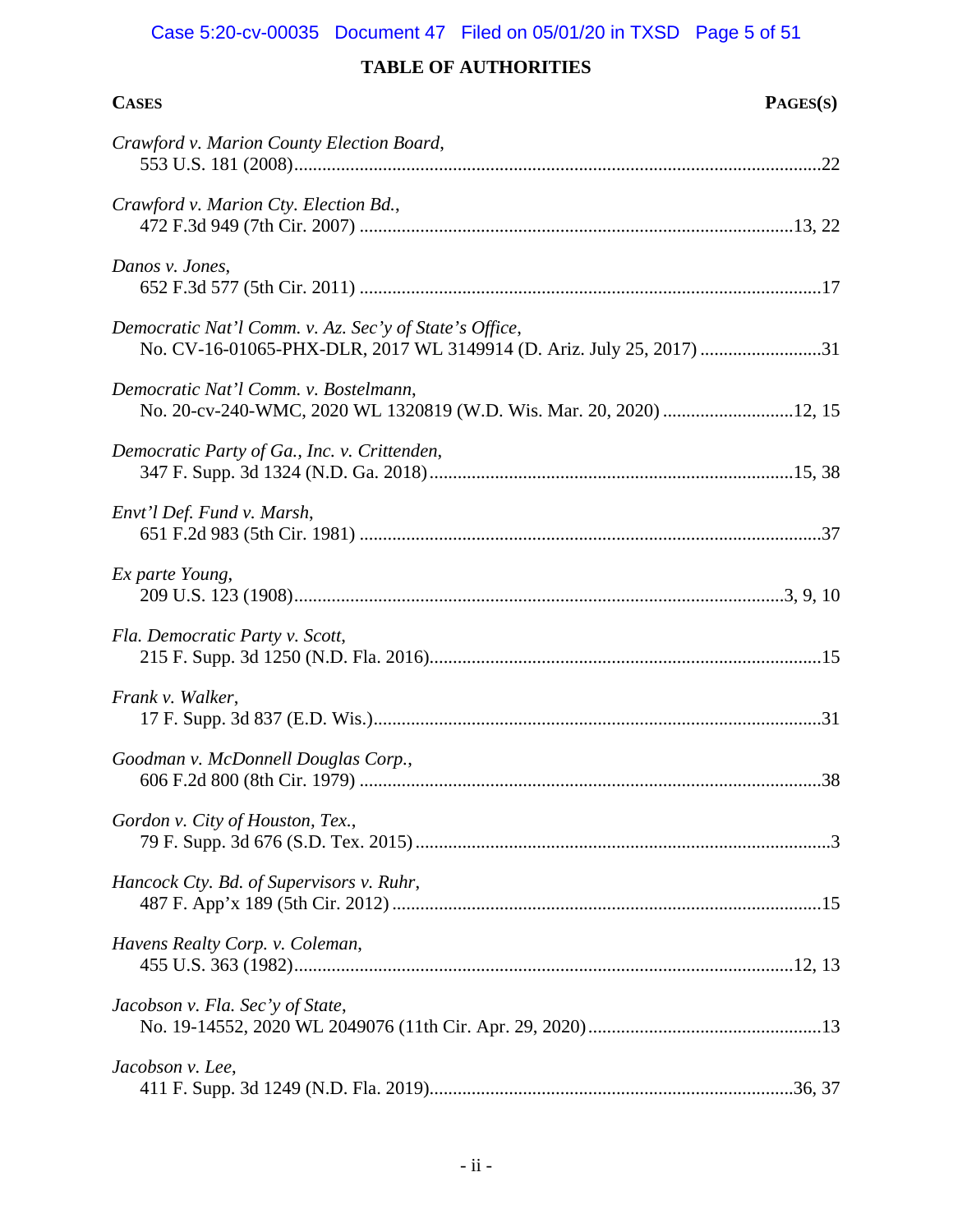# TABLE OF AUTHORITIES

| CASES | PAGES(S) |
|---|---|
| *Crawford v. Marion County Election Board*, 553 U.S. 181 (2008) | 22 |
| *Crawford v. Marion Cty. Election Bd.*, 472 F.3d 949 (7th Cir. 2007) | 13, 22 |
| *Danos v. Jones*, 652 F.3d 577 (5th Cir. 2011) | 17 |
| *Democratic Nat'l Comm. v. Az. Sec'y of State's Office*, No. CV-16-01065-PHX-DLR, 2017 WL 3149914 (D. Ariz. July 25, 2017) | 31 |
| *Democratic Nat'l Comm. v. Bostelmann*, No. 20-cv-240-WMC, 2020 WL 1320819 (W.D. Wis. Mar. 20, 2020) | 12, 15 |
| *Democratic Party of Ga., Inc. v. Crittenden*, 347 F. Supp. 3d 1324 (N.D. Ga. 2018) | 15, 38 |
| *Envt'l Def. Fund v. Marsh*, 651 F.2d 983 (5th Cir. 1981) | 37 |
| *Ex parte Young*, 209 U.S. 123 (1908) | 3, 9, 10 |
| *Fla. Democratic Party v. Scott*, 215 F. Supp. 3d 1250 (N.D. Fla. 2016) | 15 |
| *Frank v. Walker*, 17 F. Supp. 3d 837 (E.D. Wis.) | 31 |
| *Goodman v. McDonnell Douglas Corp.*, 606 F.2d 800 (8th Cir. 1979) | 38 |
| *Gordon v. City of Houston, Tex.*, 79 F. Supp. 3d 676 (S.D. Tex. 2015) | 3 |
| *Hancock Cty. Bd. of Supervisors v. Ruhr*, 487 F. App'x 189 (5th Cir. 2012) | 15 |
| *Havens Realty Corp. v. Coleman*, 455 U.S. 363 (1982) | 12, 13 |
| *Jacobson v. Fla. Sec'y of State*, No. 19-14552, 2020 WL 2049076 (11th Cir. Apr. 29, 2020) | 13 |
| *Jacobson v. Lee*, 411 F. Supp. 3d 1249 (N.D. Fla. 2019) | 36, 37 |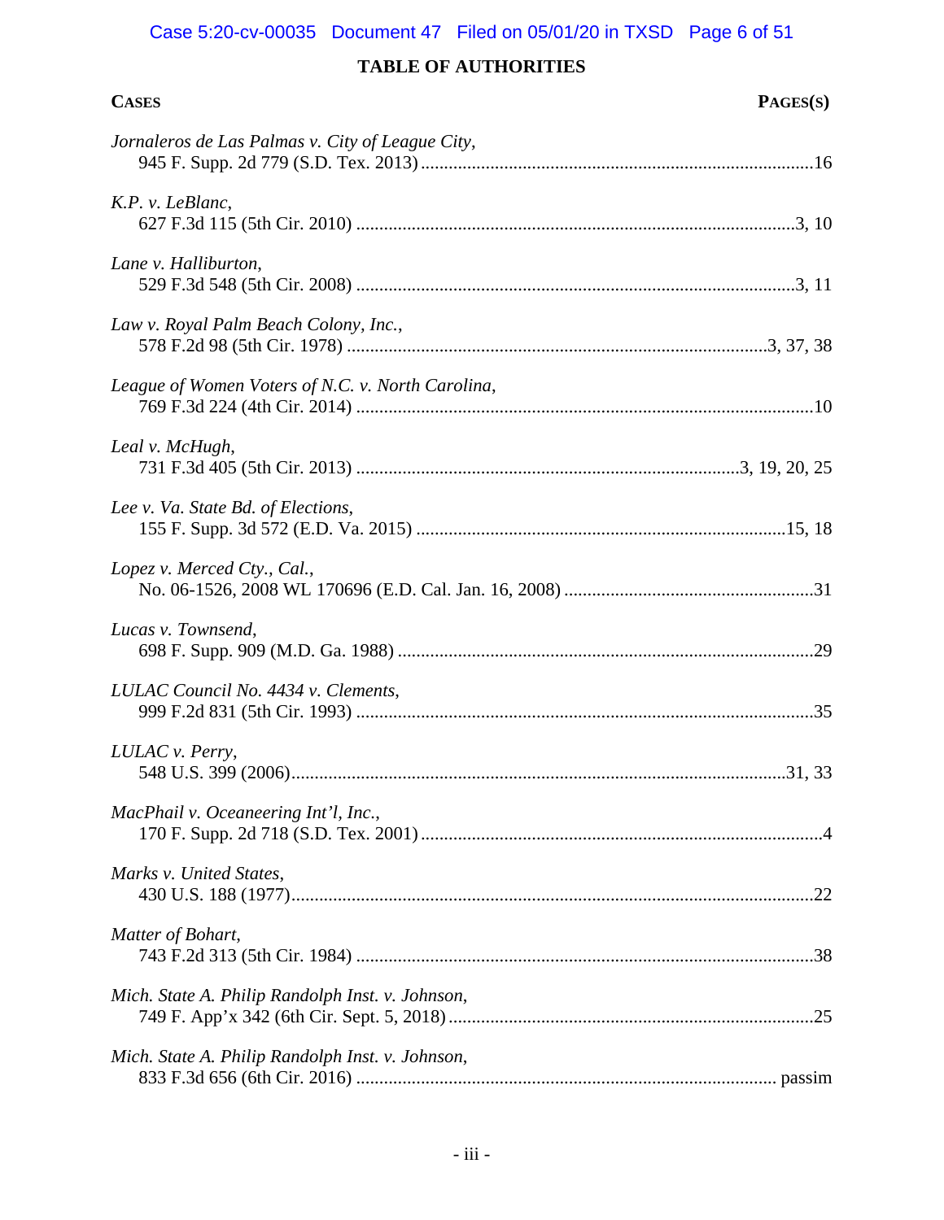## TABLE OF AUTHORITIES

| CASES | PAGES(S) |
|---|---|
| *Jornaleros de Las Palmas v. City of League City*, 945 F. Supp. 2d 779 (S.D. Tex. 2013) | 16 |
| *K.P. v. LeBlanc*, 627 F.3d 115 (5th Cir. 2010) | 3, 10 |
| *Lane v. Halliburton*, 529 F.3d 548 (5th Cir. 2008) | 3, 11 |
| *Law v. Royal Palm Beach Colony, Inc.*, 578 F.2d 98 (5th Cir. 1978) | 3, 37, 38 |
| *League of Women Voters of N.C. v. North Carolina*, 769 F.3d 224 (4th Cir. 2014) | 10 |
| *Leal v. McHugh*, 731 F.3d 405 (5th Cir. 2013) | 3, 19, 20, 25 |
| *Lee v. Va. State Bd. of Elections*, 155 F. Supp. 3d 572 (E.D. Va. 2015) | 15, 18 |
| *Lopez v. Merced Cty., Cal.*, No. 06-1526, 2008 WL 170696 (E.D. Cal. Jan. 16, 2008) | 31 |
| *Lucas v. Townsend*, 698 F. Supp. 909 (M.D. Ga. 1988) | 29 |
| *LULAC Council No. 4434 v. Clements*, 999 F.2d 831 (5th Cir. 1993) | 35 |
| *LULAC v. Perry*, 548 U.S. 399 (2006) | 31, 33 |
| *MacPhail v. Oceaneering Int'l, Inc.*, 170 F. Supp. 2d 718 (S.D. Tex. 2001) | 4 |
| *Marks v. United States*, 430 U.S. 188 (1977) | 22 |
| *Matter of Bohart*, 743 F.2d 313 (5th Cir. 1984) | 38 |
| *Mich. State A. Philip Randolph Inst. v. Johnson*, 749 F. App'x 342 (6th Cir. Sept. 5, 2018) | 25 |
| *Mich. State A. Philip Randolph Inst. v. Johnson*, 833 F.3d 656 (6th Cir. 2016) | passim |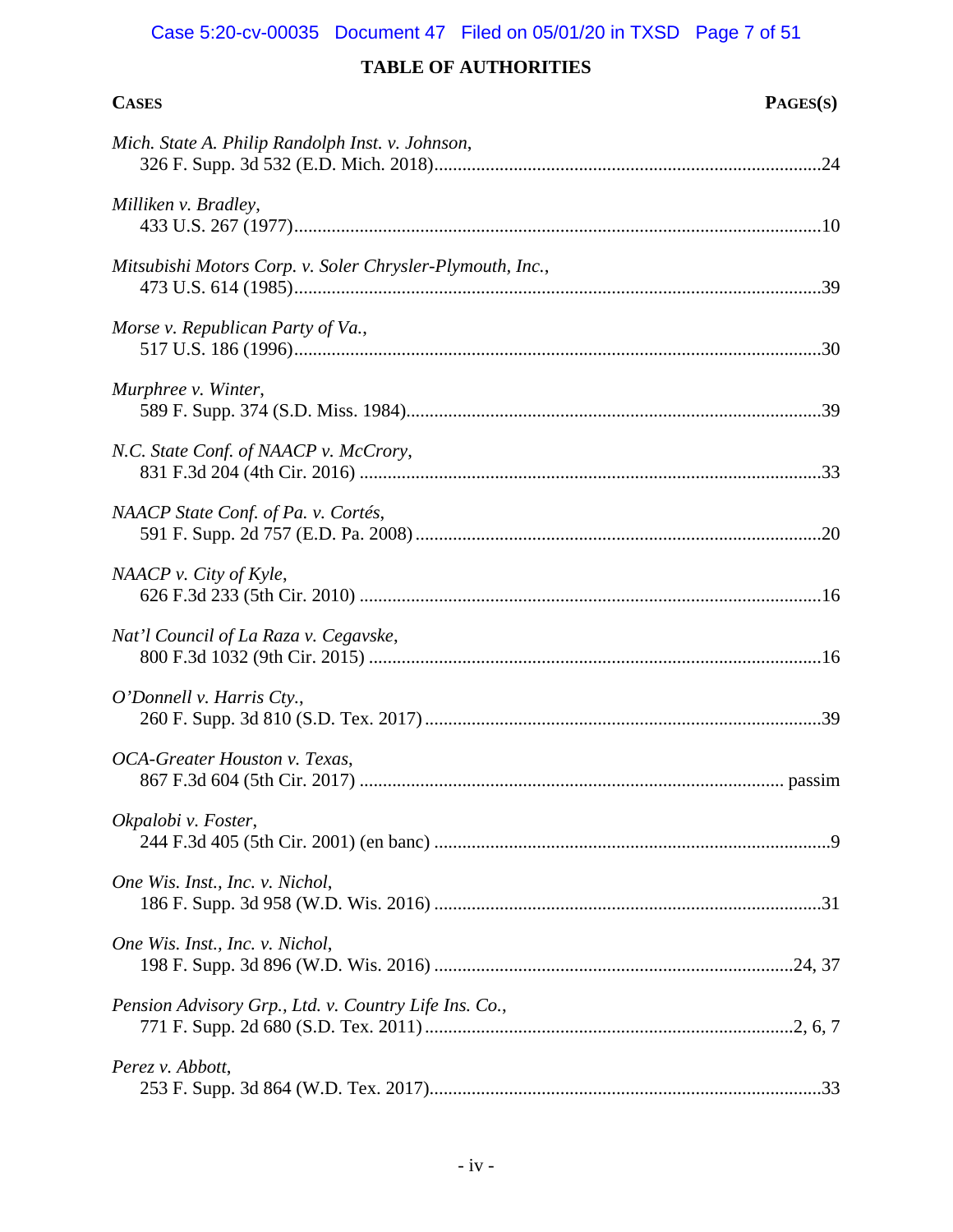## TABLE OF AUTHORITIES

**CASES** | **PAGES(S)**

*Mich. State A. Philip Randolph Inst. v. Johnson*,
326 F. Supp. 3d 532 (E.D. Mich. 2018) ..... 24

*Milliken v. Bradley*,
433 U.S. 267 (1977) ..... 10

*Mitsubishi Motors Corp. v. Soler Chrysler-Plymouth, Inc.*,
473 U.S. 614 (1985) ..... 39

*Morse v. Republican Party of Va.*,
517 U.S. 186 (1996) ..... 30

*Murphree v. Winter*,
589 F. Supp. 374 (S.D. Miss. 1984) ..... 39

*N.C. State Conf. of NAACP v. McCrory*,
831 F.3d 204 (4th Cir. 2016) ..... 33

*NAACP State Conf. of Pa. v. Cortés*,
591 F. Supp. 2d 757 (E.D. Pa. 2008) ..... 20

*NAACP v. City of Kyle*,
626 F.3d 233 (5th Cir. 2010) ..... 16

*Nat'l Council of La Raza v. Cegavske*,
800 F.3d 1032 (9th Cir. 2015) ..... 16

*O'Donnell v. Harris Cty.*,
260 F. Supp. 3d 810 (S.D. Tex. 2017) ..... 39

*OCA-Greater Houston v. Texas*,
867 F.3d 604 (5th Cir. 2017) ..... passim

*Okpalobi v. Foster*,
244 F.3d 405 (5th Cir. 2001) (en banc) ..... 9

*One Wis. Inst., Inc. v. Nichol*,
186 F. Supp. 3d 958 (W.D. Wis. 2016) ..... 31

*One Wis. Inst., Inc. v. Nichol*,
198 F. Supp. 3d 896 (W.D. Wis. 2016) ..... 24, 37

*Pension Advisory Grp., Ltd. v. Country Life Ins. Co.*,
771 F. Supp. 2d 680 (S.D. Tex. 2011) ..... 2, 6, 7

*Perez v. Abbott*,
253 F. Supp. 3d 864 (W.D. Tex. 2017) ..... 33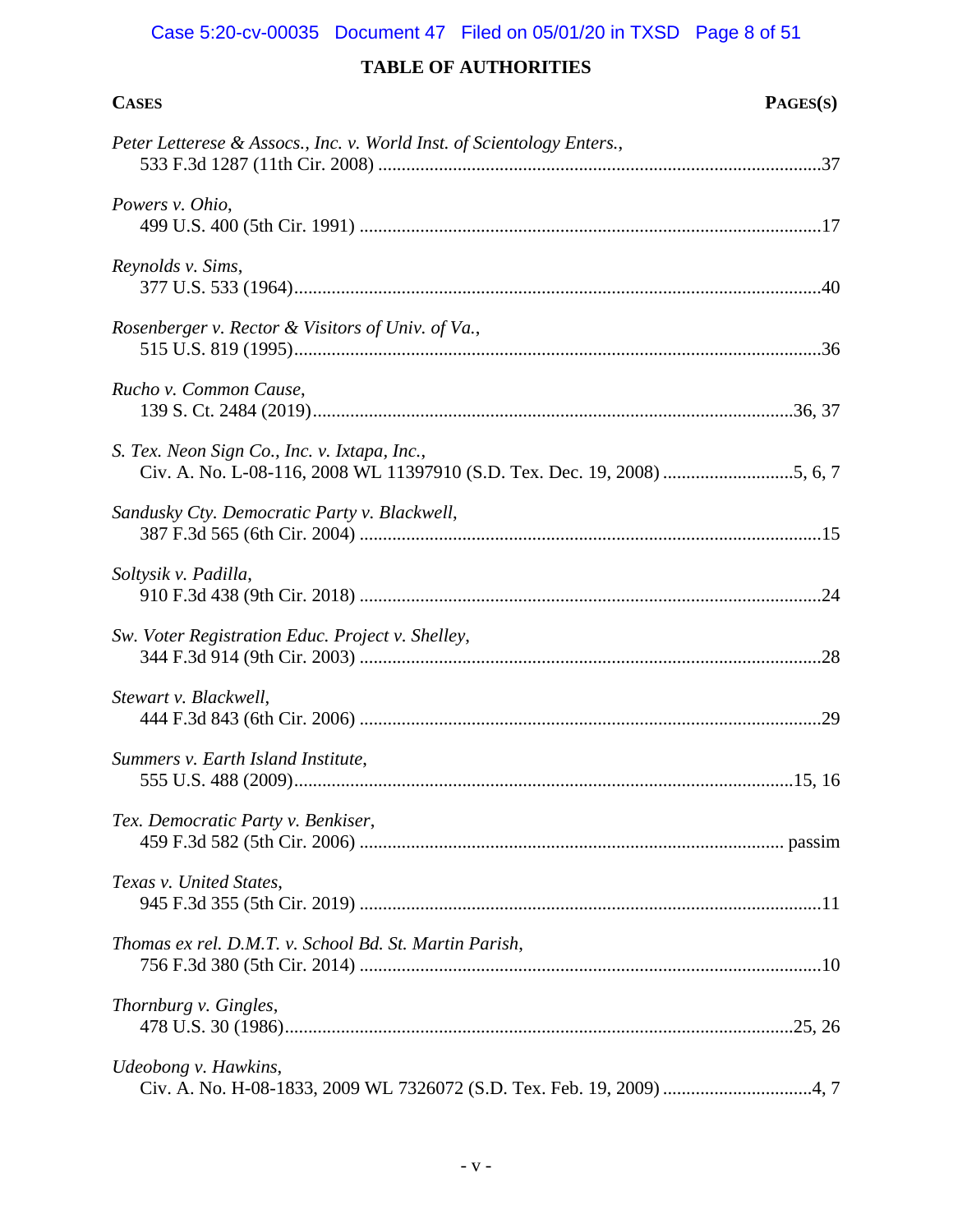**TABLE OF AUTHORITIES**

| **CASES** | **PAGES(S)** |
|---|---|
| *Peter Letterese & Assocs., Inc. v. World Inst. of Scientology Enters.*, 533 F.3d 1287 (11th Cir. 2008) | 37 |
| *Powers v. Ohio*, 499 U.S. 400 (5th Cir. 1991) | 17 |
| *Reynolds v. Sims*, 377 U.S. 533 (1964) | 40 |
| *Rosenberger v. Rector & Visitors of Univ. of Va.*, 515 U.S. 819 (1995) | 36 |
| *Rucho v. Common Cause*, 139 S. Ct. 2484 (2019) | 36, 37 |
| *S. Tex. Neon Sign Co., Inc. v. Ixtapa, Inc.*, Civ. A. No. L-08-116, 2008 WL 11397910 (S.D. Tex. Dec. 19, 2008) | 5, 6, 7 |
| *Sandusky Cty. Democratic Party v. Blackwell*, 387 F.3d 565 (6th Cir. 2004) | 15 |
| *Soltysik v. Padilla*, 910 F.3d 438 (9th Cir. 2018) | 24 |
| *Sw. Voter Registration Educ. Project v. Shelley*, 344 F.3d 914 (9th Cir. 2003) | 28 |
| *Stewart v. Blackwell*, 444 F.3d 843 (6th Cir. 2006) | 29 |
| *Summers v. Earth Island Institute*, 555 U.S. 488 (2009) | 15, 16 |
| *Tex. Democratic Party v. Benkiser*, 459 F.3d 582 (5th Cir. 2006) | passim |
| *Texas v. United States*, 945 F.3d 355 (5th Cir. 2019) | 11 |
| *Thomas ex rel. D.M.T. v. School Bd. St. Martin Parish*, 756 F.3d 380 (5th Cir. 2014) | 10 |
| *Thornburg v. Gingles*, 478 U.S. 30 (1986) | 25, 26 |
| *Udeobong v. Hawkins*, Civ. A. No. H-08-1833, 2009 WL 7326072 (S.D. Tex. Feb. 19, 2009) | 4, 7 |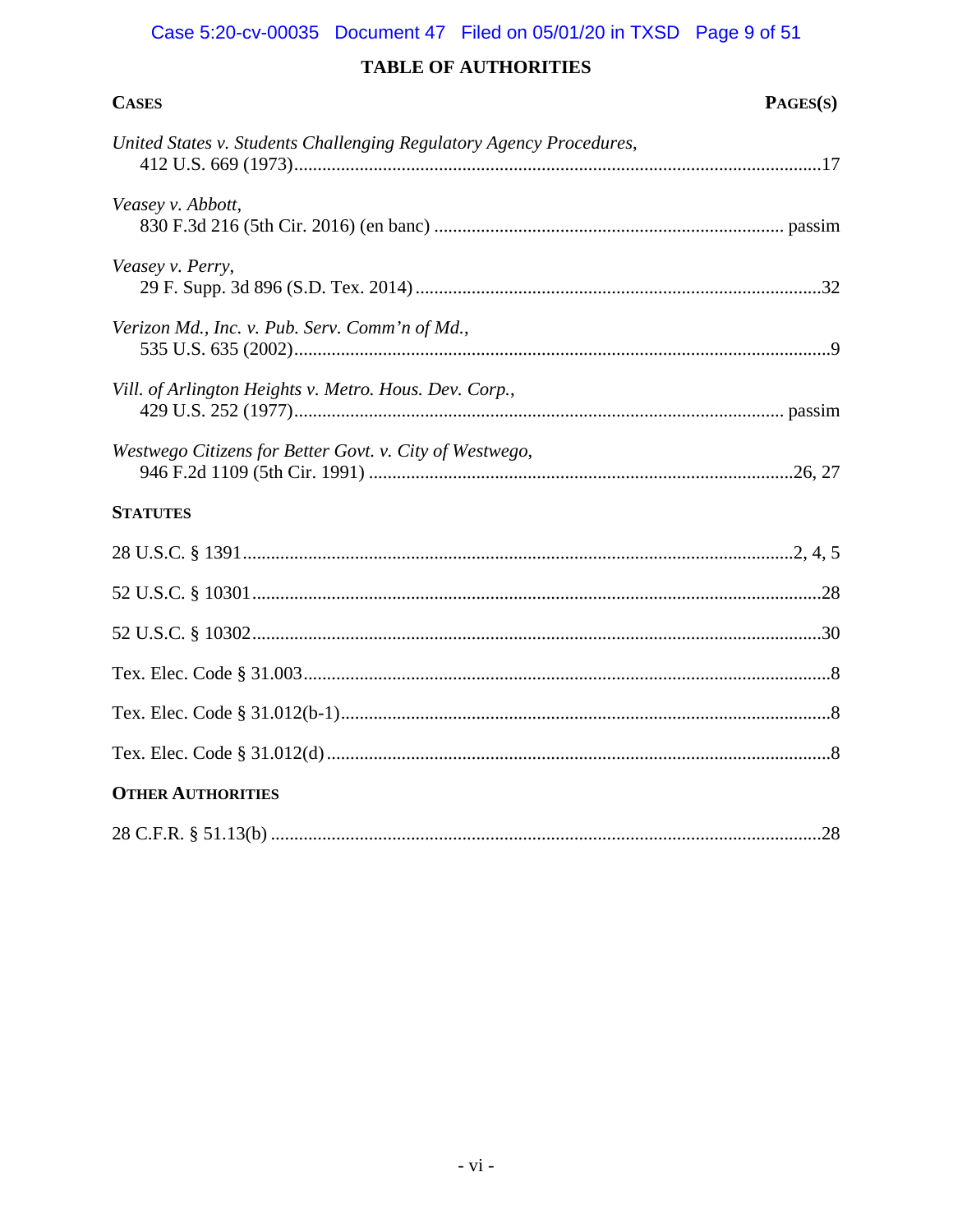# TABLE OF AUTHORITIES

**CASES** **PAGES(S)**

*United States v. Students Challenging Regulatory Agency Procedures*,
412 U.S. 669 (1973)....................................................................................................17

*Veasey v. Abbott*,
830 F.3d 216 (5th Cir. 2016) (en banc) ............................................................... passim

*Veasey v. Perry*,
29 F. Supp. 3d 896 (S.D. Tex. 2014)..........................................................................32

*Verizon Md., Inc. v. Pub. Serv. Comm'n of Md.*,
535 U.S. 635 (2002)......................................................................................................9

*Vill. of Arlington Heights v. Metro. Hous. Dev. Corp.*,
429 U.S. 252 (1977)............................................................................................ passim

*Westwego Citizens for Better Govt. v. City of Westwego*,
946 F.2d 1109 (5th Cir. 1991) ...............................................................................26, 27

**STATUTES**

28 U.S.C. § 1391.......................................................................................................2, 4, 5

52 U.S.C. § 10301...........................................................................................................28

52 U.S.C. § 10302...........................................................................................................30

Tex. Elec. Code § 31.003...................................................................................................8

Tex. Elec. Code § 31.012(b-1)...........................................................................................8

Tex. Elec. Code § 31.012(d) ..............................................................................................8

**OTHER AUTHORITIES**

28 C.F.R. § 51.13(b) ........................................................................................................28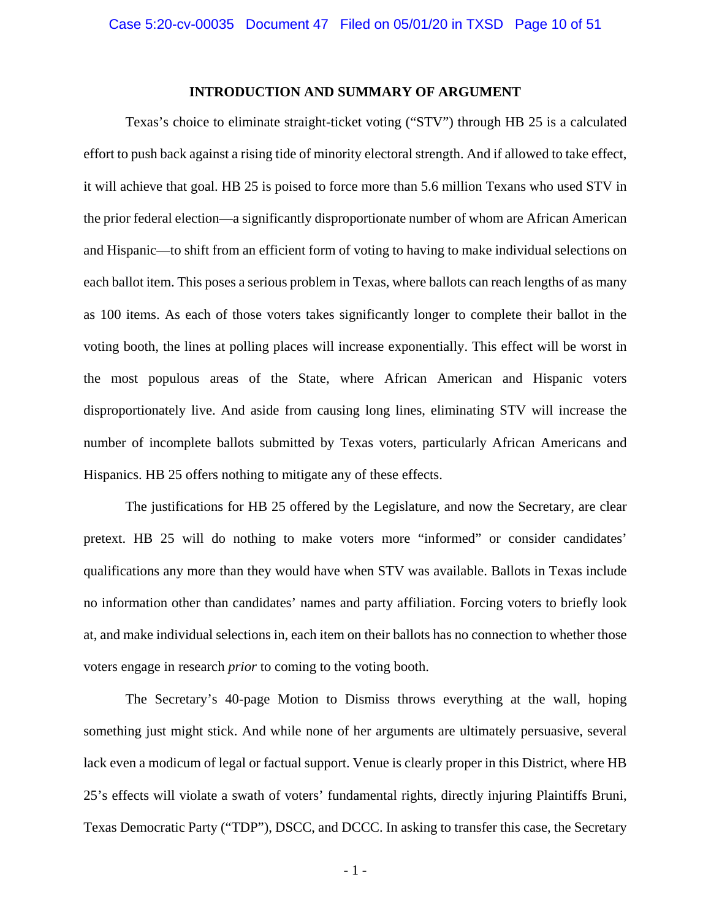## INTRODUCTION AND SUMMARY OF ARGUMENT

Texas's choice to eliminate straight-ticket voting ("STV") through HB 25 is a calculated effort to push back against a rising tide of minority electoral strength. And if allowed to take effect, it will achieve that goal. HB 25 is poised to force more than 5.6 million Texans who used STV in the prior federal election—a significantly disproportionate number of whom are African American and Hispanic—to shift from an efficient form of voting to having to make individual selections on each ballot item. This poses a serious problem in Texas, where ballots can reach lengths of as many as 100 items. As each of those voters takes significantly longer to complete their ballot in the voting booth, the lines at polling places will increase exponentially. This effect will be worst in the most populous areas of the State, where African American and Hispanic voters disproportionately live. And aside from causing long lines, eliminating STV will increase the number of incomplete ballots submitted by Texas voters, particularly African Americans and Hispanics. HB 25 offers nothing to mitigate any of these effects.

The justifications for HB 25 offered by the Legislature, and now the Secretary, are clear pretext. HB 25 will do nothing to make voters more "informed" or consider candidates' qualifications any more than they would have when STV was available. Ballots in Texas include no information other than candidates' names and party affiliation. Forcing voters to briefly look at, and make individual selections in, each item on their ballots has no connection to whether those voters engage in research *prior* to coming to the voting booth.

The Secretary's 40-page Motion to Dismiss throws everything at the wall, hoping something just might stick. And while none of her arguments are ultimately persuasive, several lack even a modicum of legal or factual support. Venue is clearly proper in this District, where HB 25's effects will violate a swath of voters' fundamental rights, directly injuring Plaintiffs Bruni, Texas Democratic Party ("TDP"), DSCC, and DCCC. In asking to transfer this case, the Secretary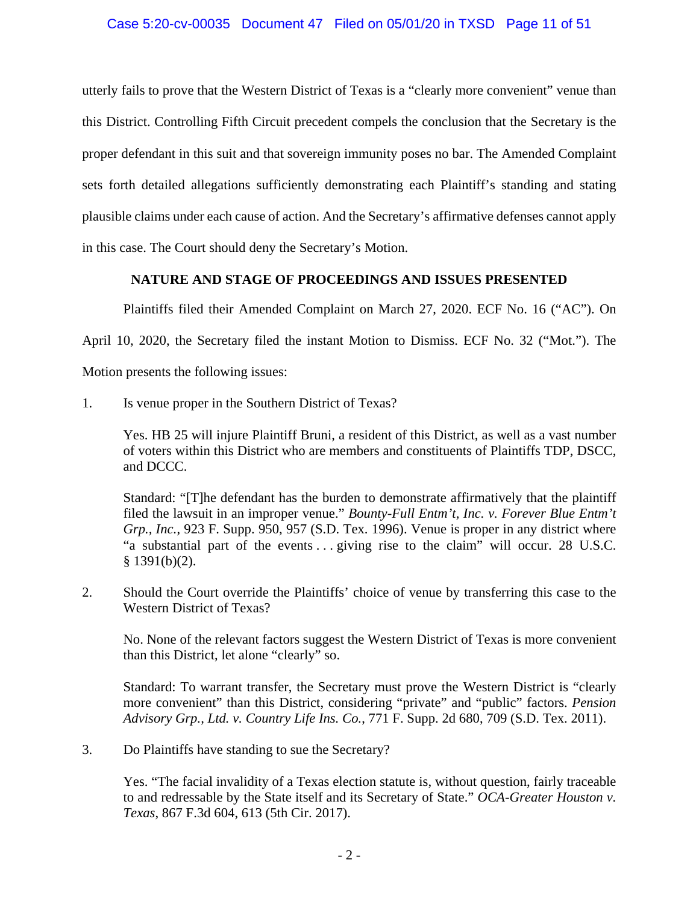utterly fails to prove that the Western District of Texas is a "clearly more convenient" venue than this District. Controlling Fifth Circuit precedent compels the conclusion that the Secretary is the proper defendant in this suit and that sovereign immunity poses no bar. The Amended Complaint sets forth detailed allegations sufficiently demonstrating each Plaintiff's standing and stating plausible claims under each cause of action. And the Secretary's affirmative defenses cannot apply in this case. The Court should deny the Secretary's Motion.

## NATURE AND STAGE OF PROCEEDINGS AND ISSUES PRESENTED

Plaintiffs filed their Amended Complaint on March 27, 2020. ECF No. 16 ("AC"). On April 10, 2020, the Secretary filed the instant Motion to Dismiss. ECF No. 32 ("Mot."). The Motion presents the following issues:

1. Is venue proper in the Southern District of Texas?

   Yes. HB 25 will injure Plaintiff Bruni, a resident of this District, as well as a vast number of voters within this District who are members and constituents of Plaintiffs TDP, DSCC, and DCCC.

   Standard: "[T]he defendant has the burden to demonstrate affirmatively that the plaintiff filed the lawsuit in an improper venue." *Bounty-Full Entm't, Inc. v. Forever Blue Entm't Grp., Inc.*, 923 F. Supp. 950, 957 (S.D. Tex. 1996). Venue is proper in any district where "a substantial part of the events . . . giving rise to the claim" will occur. 28 U.S.C. § 1391(b)(2).

2. Should the Court override the Plaintiffs' choice of venue by transferring this case to the Western District of Texas?

   No. None of the relevant factors suggest the Western District of Texas is more convenient than this District, let alone "clearly" so.

   Standard: To warrant transfer, the Secretary must prove the Western District is "clearly more convenient" than this District, considering "private" and "public" factors. *Pension Advisory Grp., Ltd. v. Country Life Ins. Co.*, 771 F. Supp. 2d 680, 709 (S.D. Tex. 2011).

3. Do Plaintiffs have standing to sue the Secretary?

   Yes. "The facial invalidity of a Texas election statute is, without question, fairly traceable to and redressable by the State itself and its Secretary of State." *OCA-Greater Houston v. Texas*, 867 F.3d 604, 613 (5th Cir. 2017).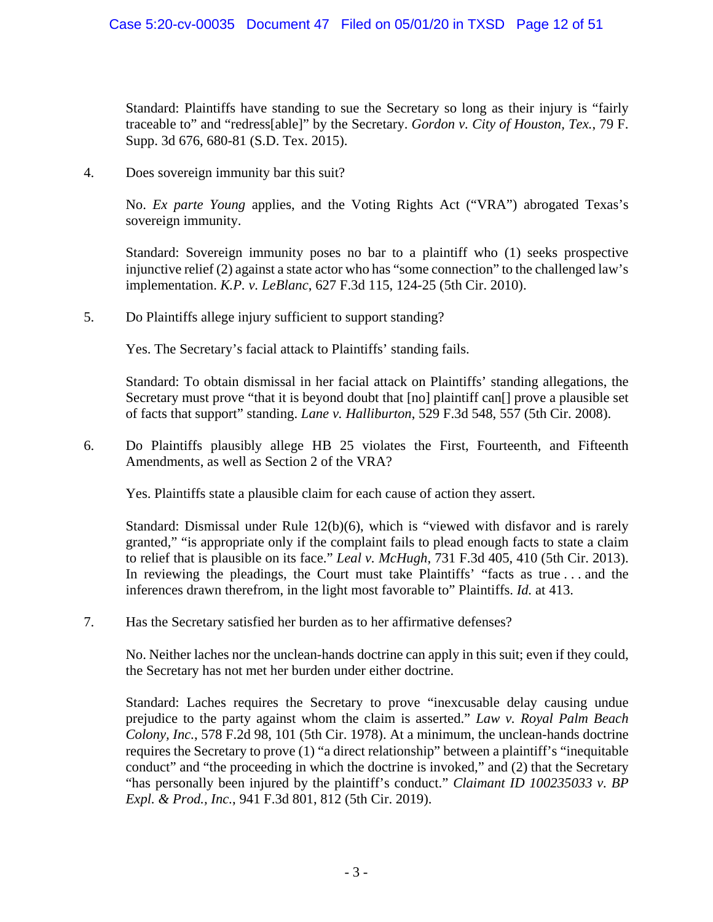Standard: Plaintiffs have standing to sue the Secretary so long as their injury is "fairly traceable to" and "redress[able]" by the Secretary. *Gordon v. City of Houston, Tex.*, 79 F. Supp. 3d 676, 680-81 (S.D. Tex. 2015).

4. Does sovereign immunity bar this suit?

   No. *Ex parte Young* applies, and the Voting Rights Act ("VRA") abrogated Texas's sovereign immunity.

   Standard: Sovereign immunity poses no bar to a plaintiff who (1) seeks prospective injunctive relief (2) against a state actor who has "some connection" to the challenged law's implementation. *K.P. v. LeBlanc*, 627 F.3d 115, 124-25 (5th Cir. 2010).

5. Do Plaintiffs allege injury sufficient to support standing?

   Yes. The Secretary's facial attack to Plaintiffs' standing fails.

   Standard: To obtain dismissal in her facial attack on Plaintiffs' standing allegations, the Secretary must prove "that it is beyond doubt that [no] plaintiff can[] prove a plausible set of facts that support" standing. *Lane v. Halliburton*, 529 F.3d 548, 557 (5th Cir. 2008).

6. Do Plaintiffs plausibly allege HB 25 violates the First, Fourteenth, and Fifteenth Amendments, as well as Section 2 of the VRA?

   Yes. Plaintiffs state a plausible claim for each cause of action they assert.

   Standard: Dismissal under Rule 12(b)(6), which is "viewed with disfavor and is rarely granted," "is appropriate only if the complaint fails to plead enough facts to state a claim to relief that is plausible on its face." *Leal v. McHugh*, 731 F.3d 405, 410 (5th Cir. 2013). In reviewing the pleadings, the Court must take Plaintiffs' "facts as true . . . and the inferences drawn therefrom, in the light most favorable to" Plaintiffs. *Id.* at 413.

7. Has the Secretary satisfied her burden as to her affirmative defenses?

   No. Neither laches nor the unclean-hands doctrine can apply in this suit; even if they could, the Secretary has not met her burden under either doctrine.

   Standard: Laches requires the Secretary to prove "inexcusable delay causing undue prejudice to the party against whom the claim is asserted." *Law v. Royal Palm Beach Colony, Inc.*, 578 F.2d 98, 101 (5th Cir. 1978). At a minimum, the unclean-hands doctrine requires the Secretary to prove (1) "a direct relationship" between a plaintiff's "inequitable conduct" and "the proceeding in which the doctrine is invoked," and (2) that the Secretary "has personally been injured by the plaintiff's conduct." *Claimant ID 100235033 v. BP Expl. & Prod., Inc.*, 941 F.3d 801, 812 (5th Cir. 2019).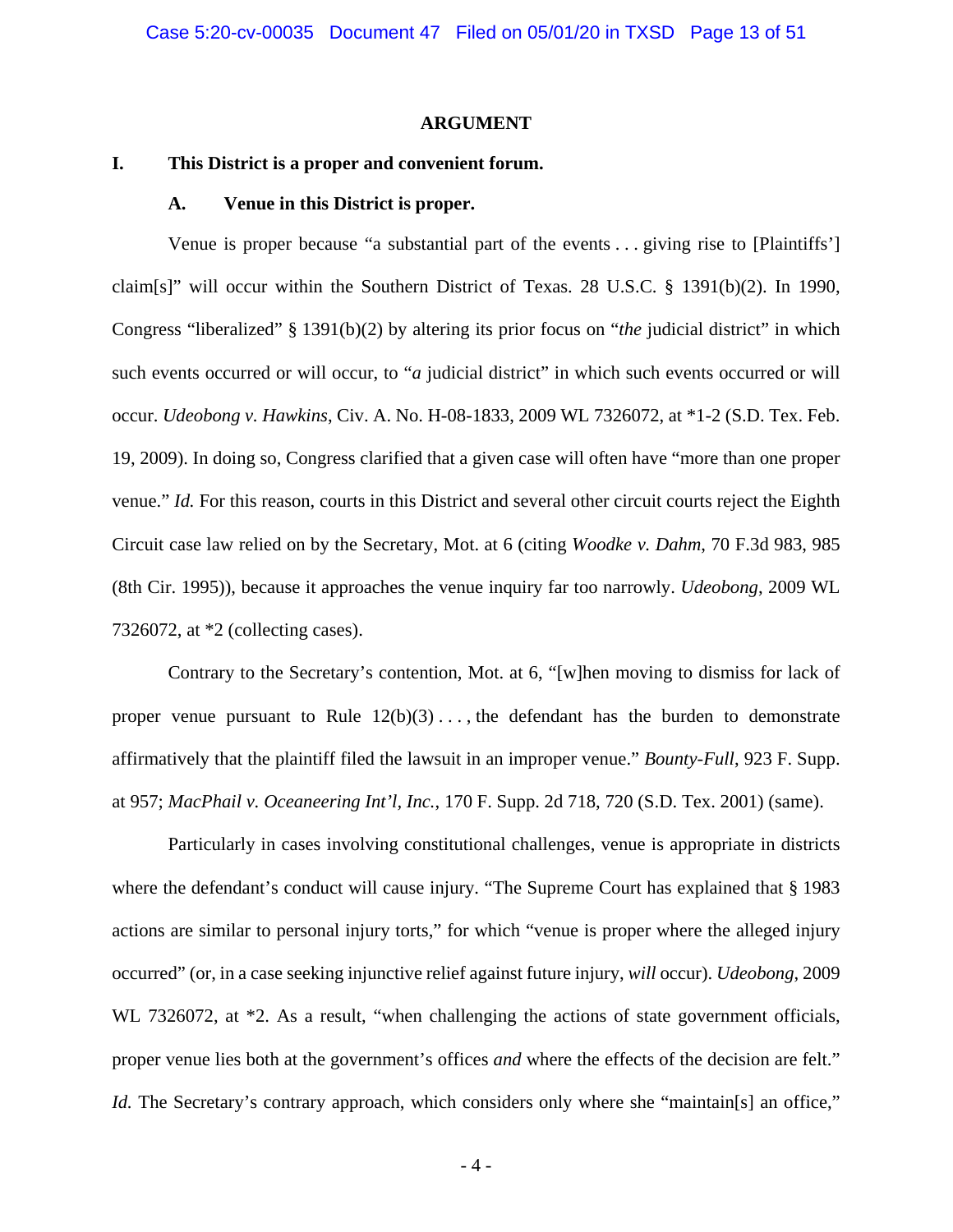## ARGUMENT

### I. This District is a proper and convenient forum.

#### A. Venue in this District is proper.

Venue is proper because "a substantial part of the events . . . giving rise to [Plaintiffs'] claim[s]" will occur within the Southern District of Texas. 28 U.S.C. § 1391(b)(2). In 1990, Congress "liberalized" § 1391(b)(2) by altering its prior focus on "*the* judicial district" in which such events occurred or will occur, to "*a* judicial district" in which such events occurred or will occur. *Udeobong v. Hawkins*, Civ. A. No. H-08-1833, 2009 WL 7326072, at *1-2 (S.D. Tex. Feb. 19, 2009). In doing so, Congress clarified that a given case will often have "more than one proper venue." *Id.* For this reason, courts in this District and several other circuit courts reject the Eighth Circuit case law relied on by the Secretary, Mot. at 6 (citing *Woodke v. Dahm*, 70 F.3d 983, 985 (8th Cir. 1995)), because it approaches the venue inquiry far too narrowly. *Udeobong*, 2009 WL 7326072, at *2 (collecting cases).

Contrary to the Secretary's contention, Mot. at 6, "[w]hen moving to dismiss for lack of proper venue pursuant to Rule 12(b)(3) . . . , the defendant has the burden to demonstrate affirmatively that the plaintiff filed the lawsuit in an improper venue." *Bounty-Full*, 923 F. Supp. at 957; *MacPhail v. Oceaneering Int'l, Inc.*, 170 F. Supp. 2d 718, 720 (S.D. Tex. 2001) (same).

Particularly in cases involving constitutional challenges, venue is appropriate in districts where the defendant's conduct will cause injury. "The Supreme Court has explained that § 1983 actions are similar to personal injury torts," for which "venue is proper where the alleged injury occurred" (or, in a case seeking injunctive relief against future injury, *will* occur). *Udeobong*, 2009 WL 7326072, at *2. As a result, "when challenging the actions of state government officials, proper venue lies both at the government's offices *and* where the effects of the decision are felt." *Id.* The Secretary's contrary approach, which considers only where she "maintain[s] an office,"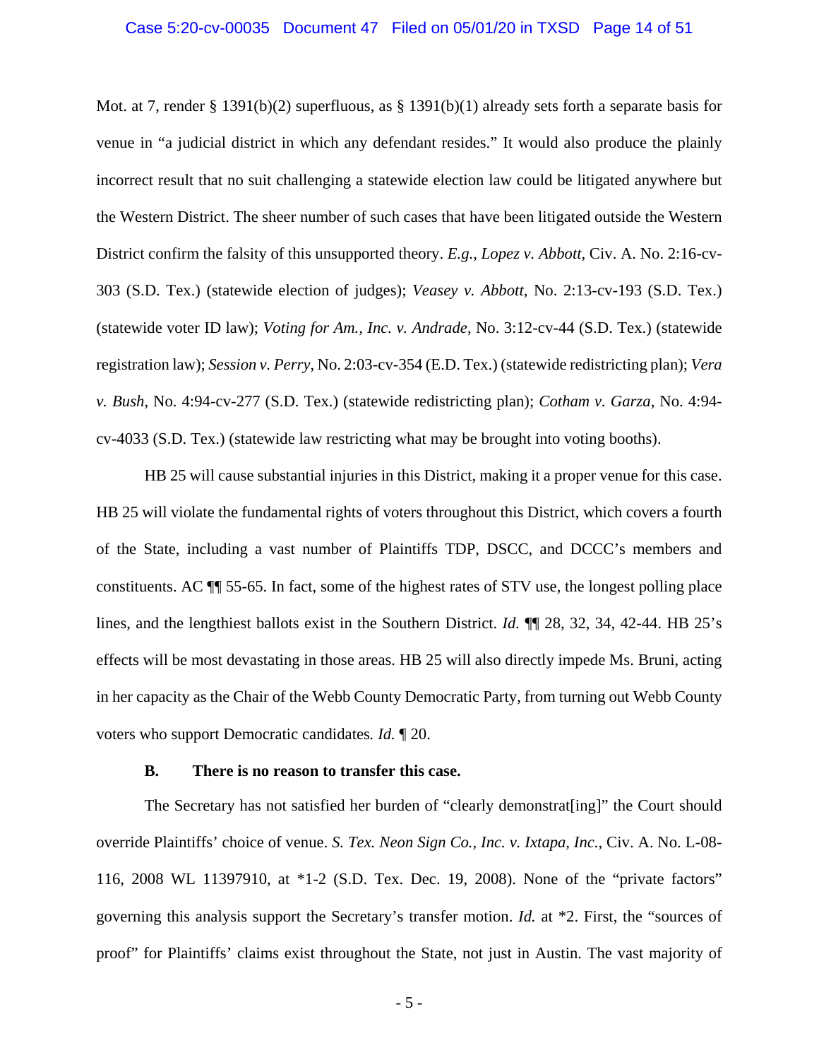Mot. at 7, render § 1391(b)(2) superfluous, as § 1391(b)(1) already sets forth a separate basis for venue in "a judicial district in which any defendant resides." It would also produce the plainly incorrect result that no suit challenging a statewide election law could be litigated anywhere but the Western District. The sheer number of such cases that have been litigated outside the Western District confirm the falsity of this unsupported theory. *E.g.*, *Lopez v. Abbott*, Civ. A. No. 2:16-cv-303 (S.D. Tex.) (statewide election of judges); *Veasey v. Abbott*, No. 2:13-cv-193 (S.D. Tex.) (statewide voter ID law); *Voting for Am., Inc. v. Andrade*, No. 3:12-cv-44 (S.D. Tex.) (statewide registration law); *Session v. Perry*, No. 2:03-cv-354 (E.D. Tex.) (statewide redistricting plan); *Vera v. Bush*, No. 4:94-cv-277 (S.D. Tex.) (statewide redistricting plan); *Cotham v. Garza*, No. 4:94-cv-4033 (S.D. Tex.) (statewide law restricting what may be brought into voting booths).

HB 25 will cause substantial injuries in this District, making it a proper venue for this case. HB 25 will violate the fundamental rights of voters throughout this District, which covers a fourth of the State, including a vast number of Plaintiffs TDP, DSCC, and DCCC's members and constituents. AC ¶¶ 55-65. In fact, some of the highest rates of STV use, the longest polling place lines, and the lengthiest ballots exist in the Southern District. *Id.* ¶¶ 28, 32, 34, 42-44. HB 25's effects will be most devastating in those areas. HB 25 will also directly impede Ms. Bruni, acting in her capacity as the Chair of the Webb County Democratic Party, from turning out Webb County voters who support Democratic candidates. *Id.* ¶ 20.

### B. There is no reason to transfer this case.

The Secretary has not satisfied her burden of "clearly demonstrat[ing]" the Court should override Plaintiffs' choice of venue. *S. Tex. Neon Sign Co., Inc. v. Ixtapa, Inc.*, Civ. A. No. L-08-116, 2008 WL 11397910, at *1-2 (S.D. Tex. Dec. 19, 2008). None of the "private factors" governing this analysis support the Secretary's transfer motion. *Id.* at *2. First, the "sources of proof" for Plaintiffs' claims exist throughout the State, not just in Austin. The vast majority of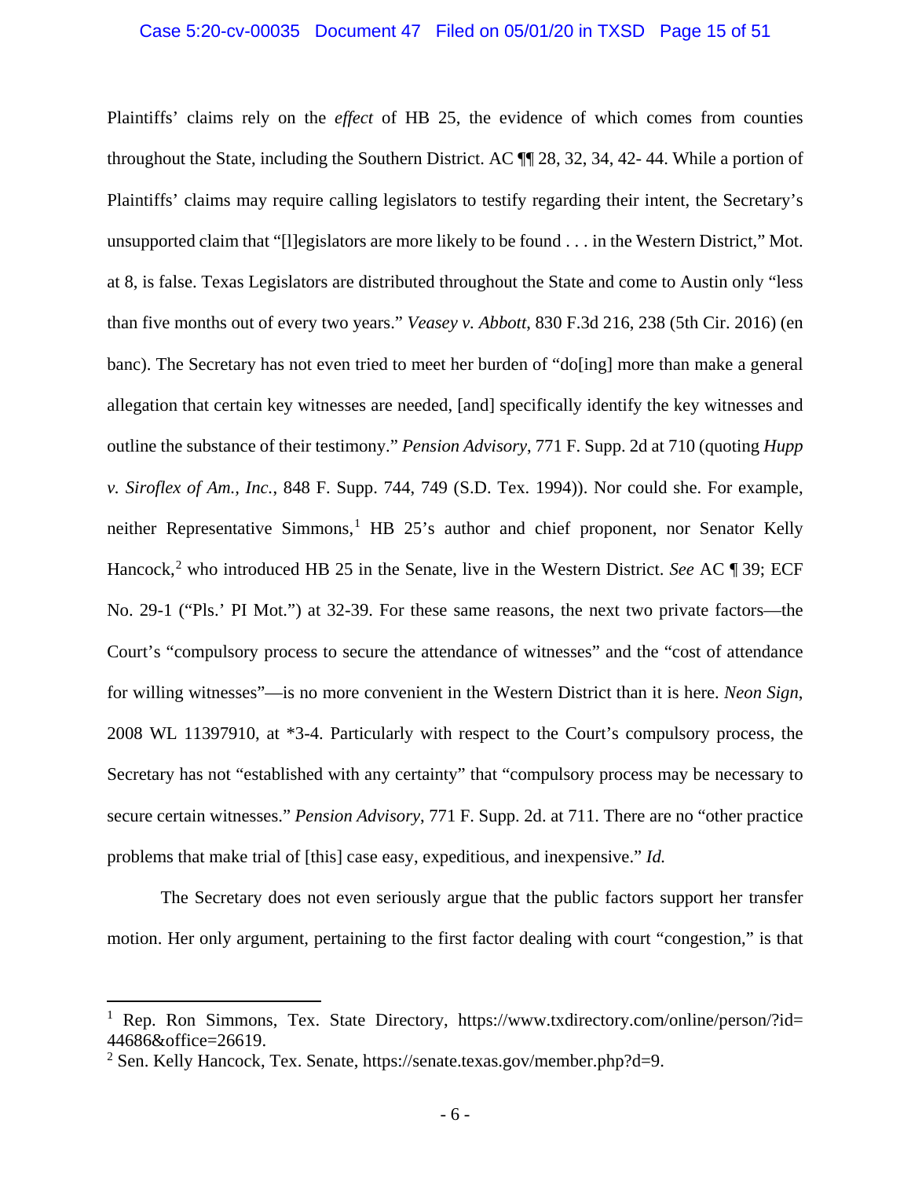Plaintiffs' claims rely on the *effect* of HB 25, the evidence of which comes from counties throughout the State, including the Southern District. AC ¶¶ 28, 32, 34, 42- 44. While a portion of Plaintiffs' claims may require calling legislators to testify regarding their intent, the Secretary's unsupported claim that "[l]egislators are more likely to be found . . . in the Western District," Mot. at 8, is false. Texas Legislators are distributed throughout the State and come to Austin only "less than five months out of every two years." *Veasey v. Abbott*, 830 F.3d 216, 238 (5th Cir. 2016) (en banc). The Secretary has not even tried to meet her burden of "do[ing] more than make a general allegation that certain key witnesses are needed, [and] specifically identify the key witnesses and outline the substance of their testimony." *Pension Advisory*, 771 F. Supp. 2d at 710 (quoting *Hupp v. Siroflex of Am., Inc.*, 848 F. Supp. 744, 749 (S.D. Tex. 1994)). Nor could she. For example, neither Representative Simmons,[1] HB 25's author and chief proponent, nor Senator Kelly Hancock,[2] who introduced HB 25 in the Senate, live in the Western District. *See* AC ¶ 39; ECF No. 29-1 ("Pls.' PI Mot.") at 32-39. For these same reasons, the next two private factors—the Court's "compulsory process to secure the attendance of witnesses" and the "cost of attendance for willing witnesses"—is no more convenient in the Western District than it is here. *Neon Sign*, 2008 WL 11397910, at *3-4. Particularly with respect to the Court's compulsory process, the Secretary has not "established with any certainty" that "compulsory process may be necessary to secure certain witnesses." *Pension Advisory*, 771 F. Supp. 2d. at 711. There are no "other practice problems that make trial of [this] case easy, expeditious, and inexpensive." *Id.*

The Secretary does not even seriously argue that the public factors support her transfer motion. Her only argument, pertaining to the first factor dealing with court "congestion," is that

---

[1] Rep. Ron Simmons, Tex. State Directory, https://www.txdirectory.com/online/person/?id=44686&office=26619.

[2] Sen. Kelly Hancock, Tex. Senate, https://senate.texas.gov/member.php?d=9.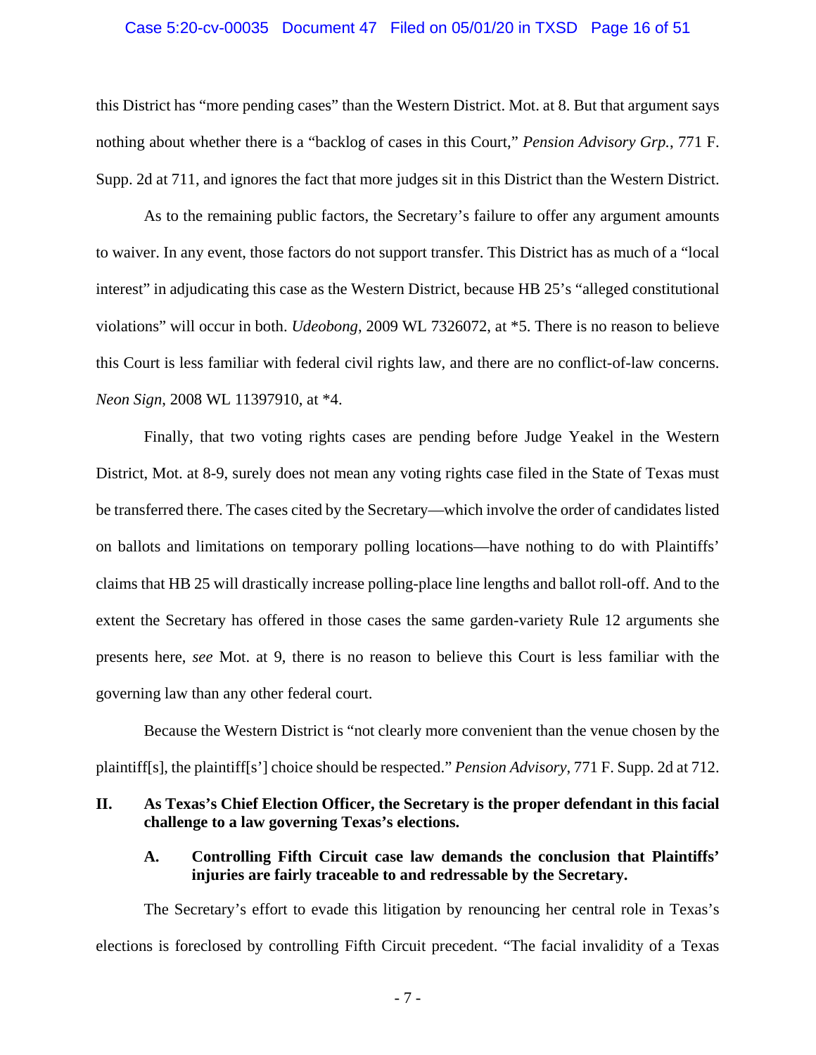this District has "more pending cases" than the Western District. Mot. at 8. But that argument says nothing about whether there is a "backlog of cases in this Court," *Pension Advisory Grp.*, 771 F. Supp. 2d at 711, and ignores the fact that more judges sit in this District than the Western District.

As to the remaining public factors, the Secretary's failure to offer any argument amounts to waiver. In any event, those factors do not support transfer. This District has as much of a "local interest" in adjudicating this case as the Western District, because HB 25's "alleged constitutional violations" will occur in both. *Udeobong*, 2009 WL 7326072, at *5. There is no reason to believe this Court is less familiar with federal civil rights law, and there are no conflict-of-law concerns. *Neon Sign*, 2008 WL 11397910, at *4.

Finally, that two voting rights cases are pending before Judge Yeakel in the Western District, Mot. at 8-9, surely does not mean any voting rights case filed in the State of Texas must be transferred there. The cases cited by the Secretary—which involve the order of candidates listed on ballots and limitations on temporary polling locations—have nothing to do with Plaintiffs' claims that HB 25 will drastically increase polling-place line lengths and ballot roll-off. And to the extent the Secretary has offered in those cases the same garden-variety Rule 12 arguments she presents here, *see* Mot. at 9, there is no reason to believe this Court is less familiar with the governing law than any other federal court.

Because the Western District is "not clearly more convenient than the venue chosen by the plaintiff[s], the plaintiff[s'] choice should be respected." *Pension Advisory*, 771 F. Supp. 2d at 712.

## II. As Texas's Chief Election Officer, the Secretary is the proper defendant in this facial challenge to a law governing Texas's elections.

### A. Controlling Fifth Circuit case law demands the conclusion that Plaintiffs' injuries are fairly traceable to and redressable by the Secretary.

The Secretary's effort to evade this litigation by renouncing her central role in Texas's elections is foreclosed by controlling Fifth Circuit precedent. "The facial invalidity of a Texas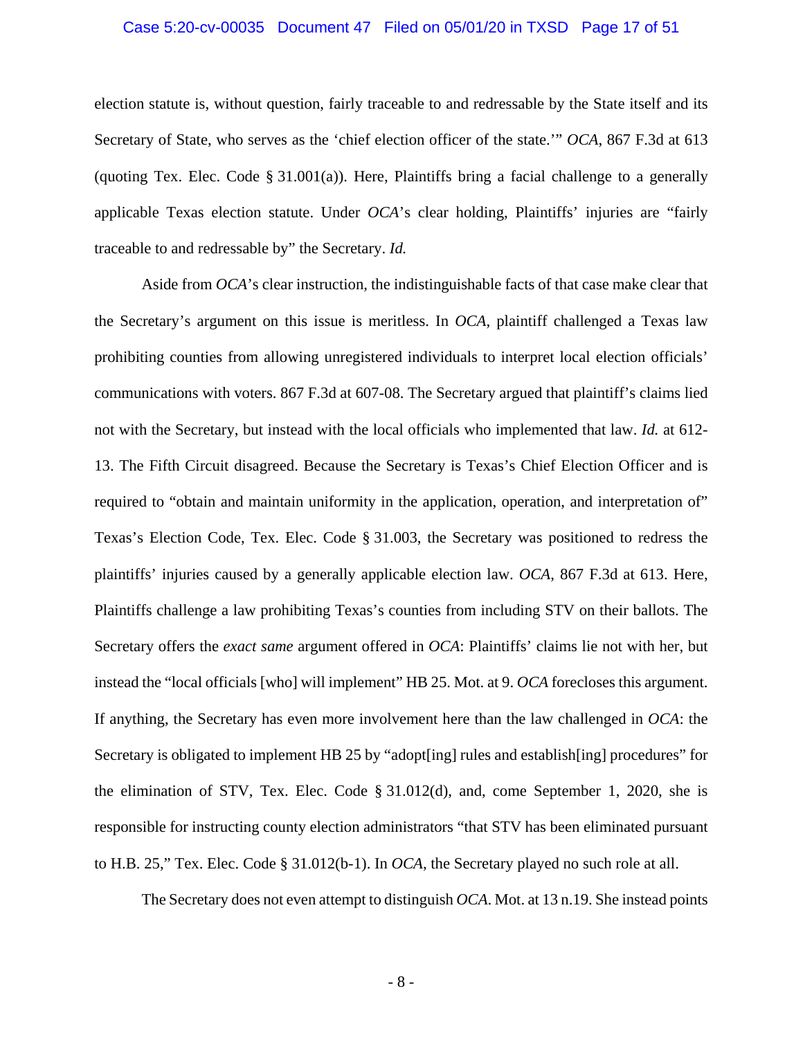election statute is, without question, fairly traceable to and redressable by the State itself and its Secretary of State, who serves as the 'chief election officer of the state.'" *OCA*, 867 F.3d at 613 (quoting Tex. Elec. Code § 31.001(a)). Here, Plaintiffs bring a facial challenge to a generally applicable Texas election statute. Under *OCA*'s clear holding, Plaintiffs' injuries are "fairly traceable to and redressable by" the Secretary. *Id.*

Aside from *OCA*'s clear instruction, the indistinguishable facts of that case make clear that the Secretary's argument on this issue is meritless. In *OCA*, plaintiff challenged a Texas law prohibiting counties from allowing unregistered individuals to interpret local election officials' communications with voters. 867 F.3d at 607-08. The Secretary argued that plaintiff's claims lied not with the Secretary, but instead with the local officials who implemented that law. *Id.* at 612-13. The Fifth Circuit disagreed. Because the Secretary is Texas's Chief Election Officer and is required to "obtain and maintain uniformity in the application, operation, and interpretation of" Texas's Election Code, Tex. Elec. Code § 31.003, the Secretary was positioned to redress the plaintiffs' injuries caused by a generally applicable election law. *OCA*, 867 F.3d at 613. Here, Plaintiffs challenge a law prohibiting Texas's counties from including STV on their ballots. The Secretary offers the *exact same* argument offered in *OCA*: Plaintiffs' claims lie not with her, but instead the "local officials [who] will implement" HB 25. Mot. at 9. *OCA* forecloses this argument. If anything, the Secretary has even more involvement here than the law challenged in *OCA*: the Secretary is obligated to implement HB 25 by "adopt[ing] rules and establish[ing] procedures" for the elimination of STV, Tex. Elec. Code § 31.012(d), and, come September 1, 2020, she is responsible for instructing county election administrators "that STV has been eliminated pursuant to H.B. 25," Tex. Elec. Code § 31.012(b-1). In *OCA*, the Secretary played no such role at all.

The Secretary does not even attempt to distinguish *OCA*. Mot. at 13 n.19. She instead points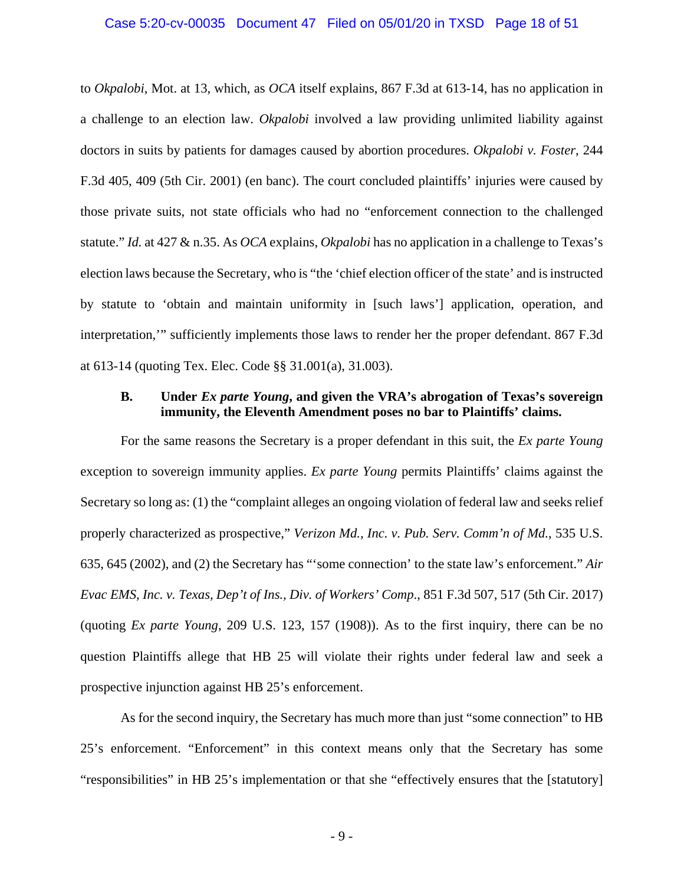to *Okpalobi*, Mot. at 13, which, as *OCA* itself explains, 867 F.3d at 613-14, has no application in a challenge to an election law. *Okpalobi* involved a law providing unlimited liability against doctors in suits by patients for damages caused by abortion procedures. *Okpalobi v. Foster*, 244 F.3d 405, 409 (5th Cir. 2001) (en banc). The court concluded plaintiffs' injuries were caused by those private suits, not state officials who had no "enforcement connection to the challenged statute." *Id.* at 427 & n.35. As *OCA* explains, *Okpalobi* has no application in a challenge to Texas's election laws because the Secretary, who is "the 'chief election officer of the state' and is instructed by statute to 'obtain and maintain uniformity in [such laws'] application, operation, and interpretation,'" sufficiently implements those laws to render her the proper defendant. 867 F.3d at 613-14 (quoting Tex. Elec. Code §§ 31.001(a), 31.003).

### B. Under *Ex parte Young*, and given the VRA's abrogation of Texas's sovereign immunity, the Eleventh Amendment poses no bar to Plaintiffs' claims.

For the same reasons the Secretary is a proper defendant in this suit, the *Ex parte Young* exception to sovereign immunity applies. *Ex parte Young* permits Plaintiffs' claims against the Secretary so long as: (1) the "complaint alleges an ongoing violation of federal law and seeks relief properly characterized as prospective," *Verizon Md., Inc. v. Pub. Serv. Comm'n of Md.*, 535 U.S. 635, 645 (2002), and (2) the Secretary has "'some connection' to the state law's enforcement." *Air Evac EMS, Inc. v. Texas, Dep't of Ins., Div. of Workers' Comp.*, 851 F.3d 507, 517 (5th Cir. 2017) (quoting *Ex parte Young*, 209 U.S. 123, 157 (1908)). As to the first inquiry, there can be no question Plaintiffs allege that HB 25 will violate their rights under federal law and seek a prospective injunction against HB 25's enforcement.

As for the second inquiry, the Secretary has much more than just "some connection" to HB 25's enforcement. "Enforcement" in this context means only that the Secretary has some "responsibilities" in HB 25's implementation or that she "effectively ensures that the [statutory]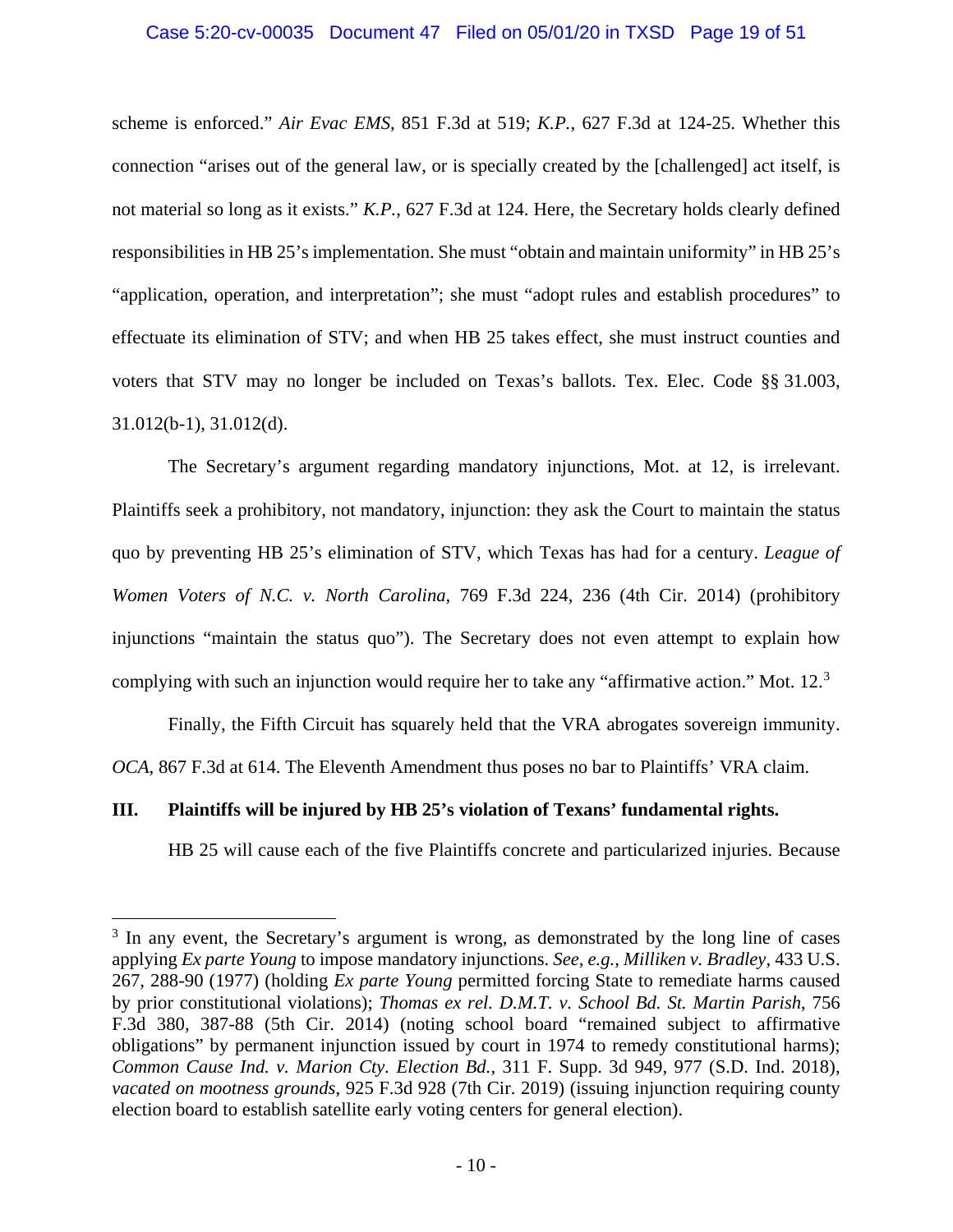scheme is enforced." *Air Evac EMS*, 851 F.3d at 519; *K.P.*, 627 F.3d at 124-25. Whether this connection "arises out of the general law, or is specially created by the [challenged] act itself, is not material so long as it exists." *K.P.*, 627 F.3d at 124. Here, the Secretary holds clearly defined responsibilities in HB 25's implementation. She must "obtain and maintain uniformity" in HB 25's "application, operation, and interpretation"; she must "adopt rules and establish procedures" to effectuate its elimination of STV; and when HB 25 takes effect, she must instruct counties and voters that STV may no longer be included on Texas's ballots. Tex. Elec. Code §§ 31.003, 31.012(b-1), 31.012(d).

The Secretary's argument regarding mandatory injunctions, Mot. at 12, is irrelevant. Plaintiffs seek a prohibitory, not mandatory, injunction: they ask the Court to maintain the status quo by preventing HB 25's elimination of STV, which Texas has had for a century. *League of Women Voters of N.C. v. North Carolina*, 769 F.3d 224, 236 (4th Cir. 2014) (prohibitory injunctions "maintain the status quo"). The Secretary does not even attempt to explain how complying with such an injunction would require her to take any "affirmative action." Mot. 12.[3]

Finally, the Fifth Circuit has squarely held that the VRA abrogates sovereign immunity. *OCA*, 867 F.3d at 614. The Eleventh Amendment thus poses no bar to Plaintiffs' VRA claim.

### III. Plaintiffs will be injured by HB 25's violation of Texans' fundamental rights.

HB 25 will cause each of the five Plaintiffs concrete and particularized injuries. Because

---

[3] In any event, the Secretary's argument is wrong, as demonstrated by the long line of cases applying *Ex parte Young* to impose mandatory injunctions. *See, e.g.*, *Milliken v. Bradley*, 433 U.S. 267, 288-90 (1977) (holding *Ex parte Young* permitted forcing State to remediate harms caused by prior constitutional violations); *Thomas ex rel. D.M.T. v. School Bd. St. Martin Parish*, 756 F.3d 380, 387-88 (5th Cir. 2014) (noting school board "remained subject to affirmative obligations" by permanent injunction issued by court in 1974 to remedy constitutional harms); *Common Cause Ind. v. Marion Cty. Election Bd.*, 311 F. Supp. 3d 949, 977 (S.D. Ind. 2018), *vacated on mootness grounds*, 925 F.3d 928 (7th Cir. 2019) (issuing injunction requiring county election board to establish satellite early voting centers for general election).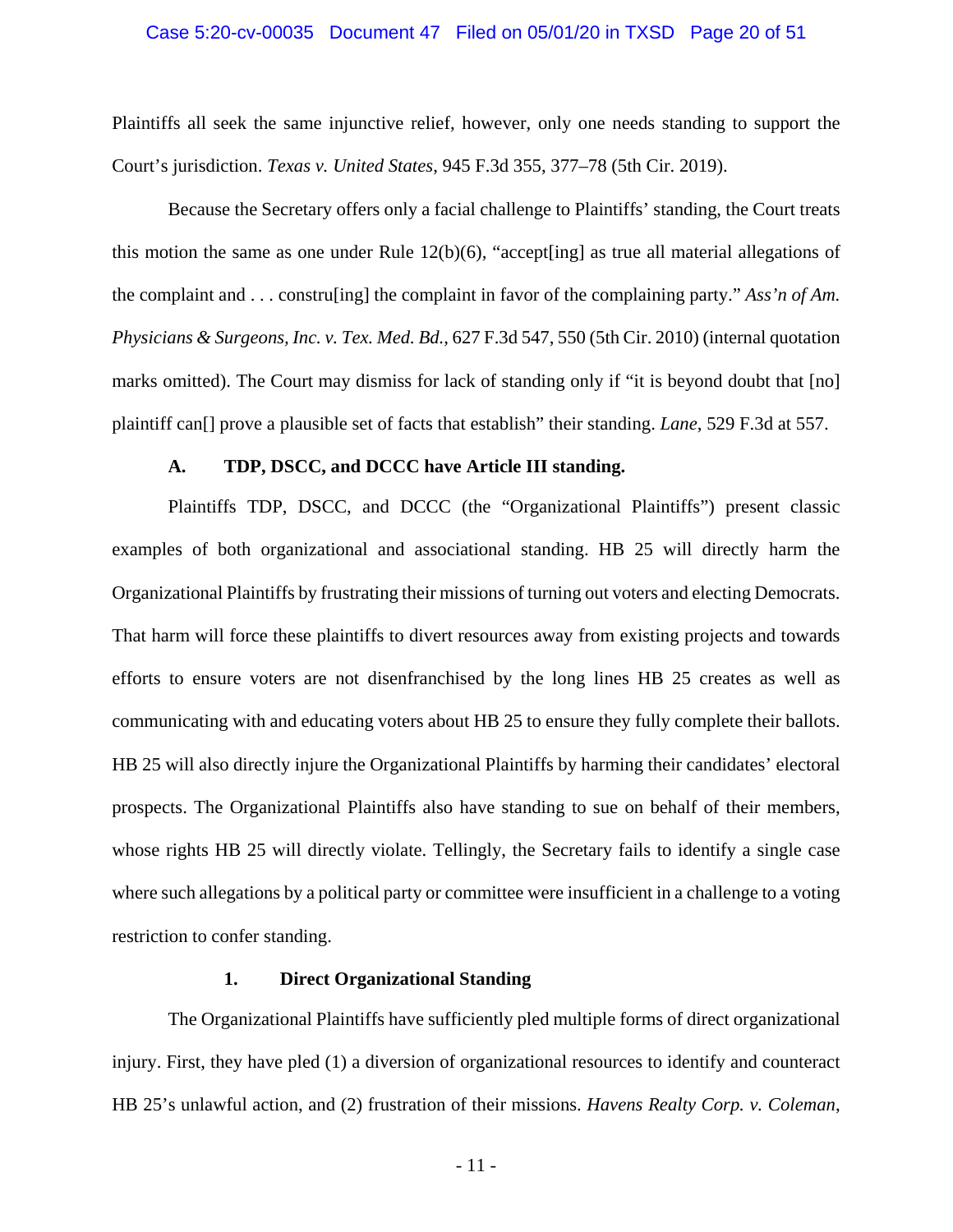Plaintiffs all seek the same injunctive relief, however, only one needs standing to support the Court's jurisdiction. *Texas v. United States*, 945 F.3d 355, 377–78 (5th Cir. 2019).

Because the Secretary offers only a facial challenge to Plaintiffs' standing, the Court treats this motion the same as one under Rule 12(b)(6), "accept[ing] as true all material allegations of the complaint and . . . constru[ing] the complaint in favor of the complaining party." *Ass'n of Am. Physicians & Surgeons, Inc. v. Tex. Med. Bd.*, 627 F.3d 547, 550 (5th Cir. 2010) (internal quotation marks omitted). The Court may dismiss for lack of standing only if "it is beyond doubt that [no] plaintiff can[] prove a plausible set of facts that establish" their standing. *Lane*, 529 F.3d at 557.

### A. TDP, DSCC, and DCCC have Article III standing.

Plaintiffs TDP, DSCC, and DCCC (the "Organizational Plaintiffs") present classic examples of both organizational and associational standing. HB 25 will directly harm the Organizational Plaintiffs by frustrating their missions of turning out voters and electing Democrats. That harm will force these plaintiffs to divert resources away from existing projects and towards efforts to ensure voters are not disenfranchised by the long lines HB 25 creates as well as communicating with and educating voters about HB 25 to ensure they fully complete their ballots. HB 25 will also directly injure the Organizational Plaintiffs by harming their candidates' electoral prospects. The Organizational Plaintiffs also have standing to sue on behalf of their members, whose rights HB 25 will directly violate. Tellingly, the Secretary fails to identify a single case where such allegations by a political party or committee were insufficient in a challenge to a voting restriction to confer standing.

#### 1. Direct Organizational Standing

The Organizational Plaintiffs have sufficiently pled multiple forms of direct organizational injury. First, they have pled (1) a diversion of organizational resources to identify and counteract HB 25's unlawful action, and (2) frustration of their missions. *Havens Realty Corp. v. Coleman*,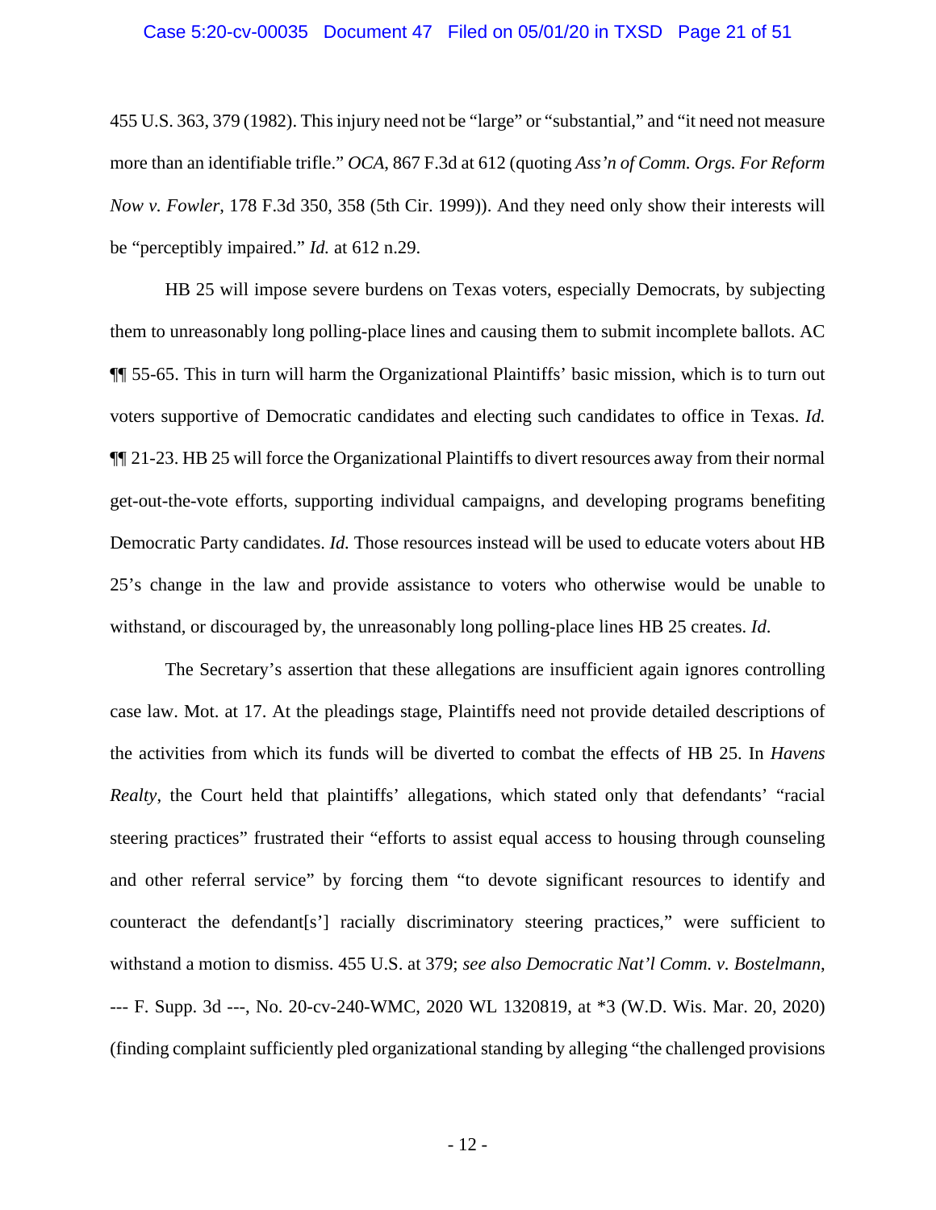455 U.S. 363, 379 (1982). This injury need not be "large" or "substantial," and "it need not measure more than an identifiable trifle." *OCA*, 867 F.3d at 612 (quoting *Ass'n of Comm. Orgs. For Reform Now v. Fowler*, 178 F.3d 350, 358 (5th Cir. 1999)). And they need only show their interests will be "perceptibly impaired." *Id.* at 612 n.29.

HB 25 will impose severe burdens on Texas voters, especially Democrats, by subjecting them to unreasonably long polling-place lines and causing them to submit incomplete ballots. AC ¶¶ 55-65. This in turn will harm the Organizational Plaintiffs' basic mission, which is to turn out voters supportive of Democratic candidates and electing such candidates to office in Texas. *Id.* ¶¶ 21-23. HB 25 will force the Organizational Plaintiffs to divert resources away from their normal get-out-the-vote efforts, supporting individual campaigns, and developing programs benefiting Democratic Party candidates. *Id.* Those resources instead will be used to educate voters about HB 25's change in the law and provide assistance to voters who otherwise would be unable to withstand, or discouraged by, the unreasonably long polling-place lines HB 25 creates. *Id*.

The Secretary's assertion that these allegations are insufficient again ignores controlling case law. Mot. at 17. At the pleadings stage, Plaintiffs need not provide detailed descriptions of the activities from which its funds will be diverted to combat the effects of HB 25. In *Havens Realty*, the Court held that plaintiffs' allegations, which stated only that defendants' "racial steering practices" frustrated their "efforts to assist equal access to housing through counseling and other referral service" by forcing them "to devote significant resources to identify and counteract the defendant[s'] racially discriminatory steering practices," were sufficient to withstand a motion to dismiss. 455 U.S. at 379; *see also Democratic Nat'l Comm. v. Bostelmann*, --- F. Supp. 3d ---, No. 20-cv-240-WMC, 2020 WL 1320819, at *3 (W.D. Wis. Mar. 20, 2020) (finding complaint sufficiently pled organizational standing by alleging "the challenged provisions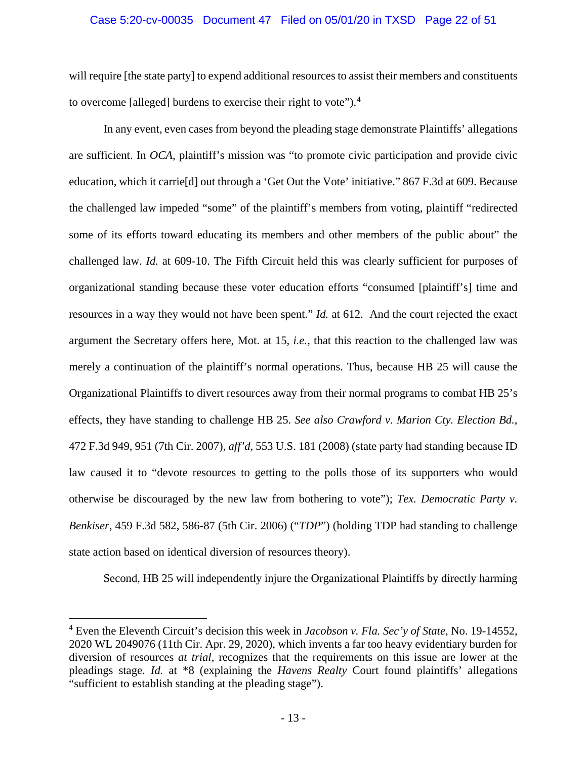will require [the state party] to expend additional resources to assist their members and constituents to overcome [alleged] burdens to exercise their right to vote").[4]

In any event, even cases from beyond the pleading stage demonstrate Plaintiffs' allegations are sufficient. In *OCA*, plaintiff's mission was "to promote civic participation and provide civic education, which it carrie[d] out through a 'Get Out the Vote' initiative." 867 F.3d at 609. Because the challenged law impeded "some" of the plaintiff's members from voting, plaintiff "redirected some of its efforts toward educating its members and other members of the public about" the challenged law. *Id.* at 609-10. The Fifth Circuit held this was clearly sufficient for purposes of organizational standing because these voter education efforts "consumed [plaintiff's] time and resources in a way they would not have been spent." *Id.* at 612. And the court rejected the exact argument the Secretary offers here, Mot. at 15, *i.e.*, that this reaction to the challenged law was merely a continuation of the plaintiff's normal operations. Thus, because HB 25 will cause the Organizational Plaintiffs to divert resources away from their normal programs to combat HB 25's effects, they have standing to challenge HB 25. *See also Crawford v. Marion Cty. Election Bd.*, 472 F.3d 949, 951 (7th Cir. 2007), *aff'd*, 553 U.S. 181 (2008) (state party had standing because ID law caused it to "devote resources to getting to the polls those of its supporters who would otherwise be discouraged by the new law from bothering to vote"); *Tex. Democratic Party v. Benkiser*, 459 F.3d 582, 586-87 (5th Cir. 2006) ("*TDP*") (holding TDP had standing to challenge state action based on identical diversion of resources theory).

Second, HB 25 will independently injure the Organizational Plaintiffs by directly harming

---

[4] Even the Eleventh Circuit's decision this week in *Jacobson v. Fla. Sec'y of State*, No. 19-14552, 2020 WL 2049076 (11th Cir. Apr. 29, 2020), which invents a far too heavy evidentiary burden for diversion of resources *at trial*, recognizes that the requirements on this issue are lower at the pleadings stage. *Id.* at *8 (explaining the *Havens Realty* Court found plaintiffs' allegations "sufficient to establish standing at the pleading stage").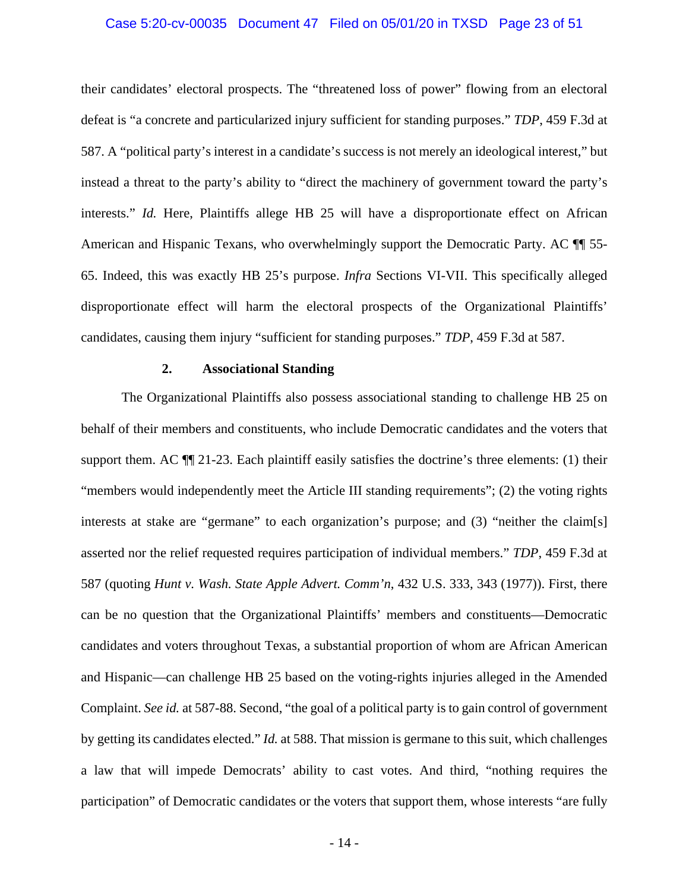their candidates' electoral prospects. The "threatened loss of power" flowing from an electoral defeat is "a concrete and particularized injury sufficient for standing purposes." *TDP*, 459 F.3d at 587. A "political party's interest in a candidate's success is not merely an ideological interest," but instead a threat to the party's ability to "direct the machinery of government toward the party's interests." *Id.* Here, Plaintiffs allege HB 25 will have a disproportionate effect on African American and Hispanic Texans, who overwhelmingly support the Democratic Party. AC ¶¶ 55-65. Indeed, this was exactly HB 25's purpose. *Infra* Sections VI-VII. This specifically alleged disproportionate effect will harm the electoral prospects of the Organizational Plaintiffs' candidates, causing them injury "sufficient for standing purposes." *TDP*, 459 F.3d at 587.

### 2. Associational Standing

The Organizational Plaintiffs also possess associational standing to challenge HB 25 on behalf of their members and constituents, who include Democratic candidates and the voters that support them. AC ¶¶ 21-23. Each plaintiff easily satisfies the doctrine's three elements: (1) their "members would independently meet the Article III standing requirements"; (2) the voting rights interests at stake are "germane" to each organization's purpose; and (3) "neither the claim[s] asserted nor the relief requested requires participation of individual members." *TDP*, 459 F.3d at 587 (quoting *Hunt v. Wash. State Apple Advert. Comm'n*, 432 U.S. 333, 343 (1977)). First, there can be no question that the Organizational Plaintiffs' members and constituents—Democratic candidates and voters throughout Texas, a substantial proportion of whom are African American and Hispanic—can challenge HB 25 based on the voting-rights injuries alleged in the Amended Complaint. *See id.* at 587-88. Second, "the goal of a political party is to gain control of government by getting its candidates elected." *Id.* at 588. That mission is germane to this suit, which challenges a law that will impede Democrats' ability to cast votes. And third, "nothing requires the participation" of Democratic candidates or the voters that support them, whose interests "are fully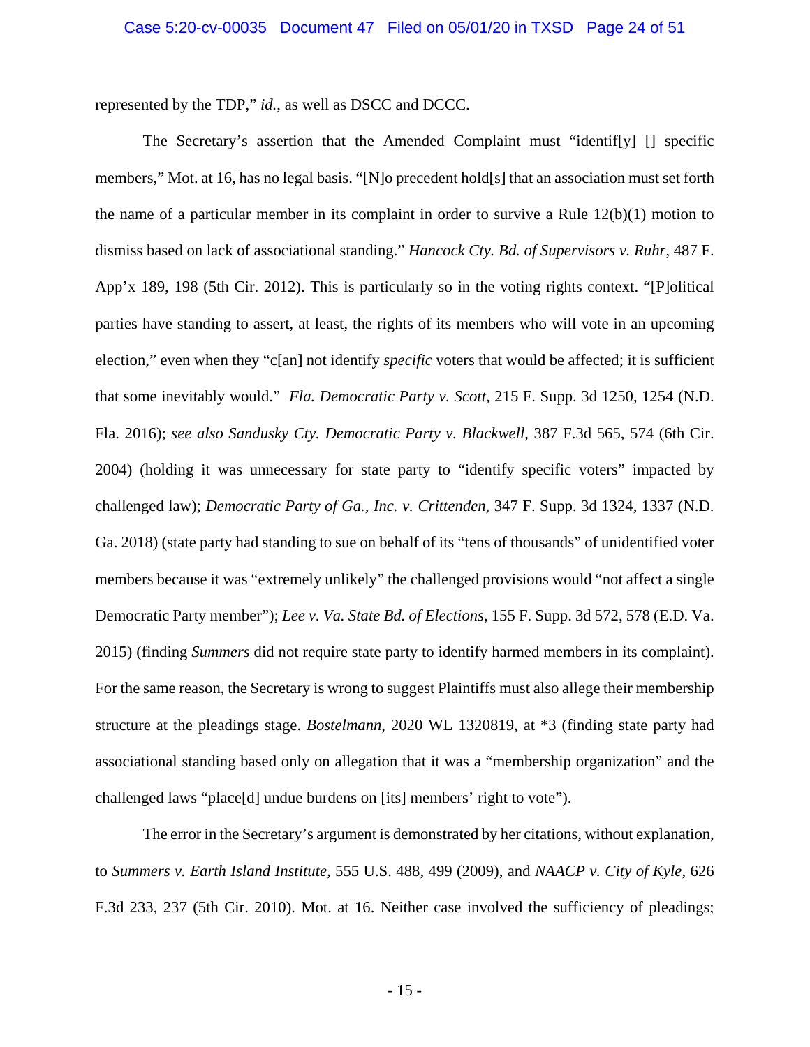represented by the TDP," *id.*, as well as DSCC and DCCC.

The Secretary's assertion that the Amended Complaint must "identif[y] [] specific members," Mot. at 16, has no legal basis. "[N]o precedent hold[s] that an association must set forth the name of a particular member in its complaint in order to survive a Rule 12(b)(1) motion to dismiss based on lack of associational standing." *Hancock Cty. Bd. of Supervisors v. Ruhr*, 487 F. App'x 189, 198 (5th Cir. 2012). This is particularly so in the voting rights context. "[P]olitical parties have standing to assert, at least, the rights of its members who will vote in an upcoming election," even when they "c[an] not identify *specific* voters that would be affected; it is sufficient that some inevitably would." *Fla. Democratic Party v. Scott*, 215 F. Supp. 3d 1250, 1254 (N.D. Fla. 2016); *see also Sandusky Cty. Democratic Party v. Blackwell*, 387 F.3d 565, 574 (6th Cir. 2004) (holding it was unnecessary for state party to "identify specific voters" impacted by challenged law); *Democratic Party of Ga., Inc. v. Crittenden*, 347 F. Supp. 3d 1324, 1337 (N.D. Ga. 2018) (state party had standing to sue on behalf of its "tens of thousands" of unidentified voter members because it was "extremely unlikely" the challenged provisions would "not affect a single Democratic Party member"); *Lee v. Va. State Bd. of Elections*, 155 F. Supp. 3d 572, 578 (E.D. Va. 2015) (finding *Summers* did not require state party to identify harmed members in its complaint). For the same reason, the Secretary is wrong to suggest Plaintiffs must also allege their membership structure at the pleadings stage. *Bostelmann*, 2020 WL 1320819, at *3 (finding state party had associational standing based only on allegation that it was a "membership organization" and the challenged laws "place[d] undue burdens on [its] members' right to vote").

The error in the Secretary's argument is demonstrated by her citations, without explanation, to *Summers v. Earth Island Institute*, 555 U.S. 488, 499 (2009), and *NAACP v. City of Kyle*, 626 F.3d 233, 237 (5th Cir. 2010). Mot. at 16. Neither case involved the sufficiency of pleadings;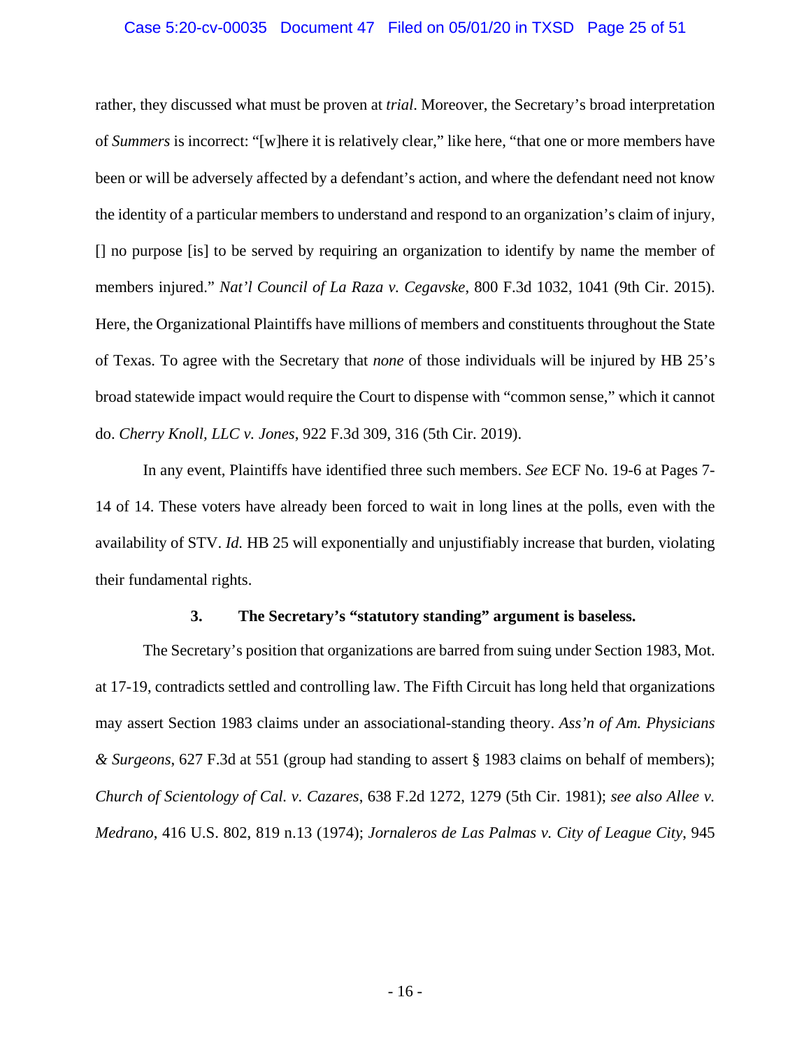rather, they discussed what must be proven at *trial*. Moreover, the Secretary's broad interpretation of *Summers* is incorrect: "[w]here it is relatively clear," like here, "that one or more members have been or will be adversely affected by a defendant's action, and where the defendant need not know the identity of a particular members to understand and respond to an organization's claim of injury, [] no purpose [is] to be served by requiring an organization to identify by name the member of members injured." *Nat'l Council of La Raza v. Cegavske*, 800 F.3d 1032, 1041 (9th Cir. 2015). Here, the Organizational Plaintiffs have millions of members and constituents throughout the State of Texas. To agree with the Secretary that *none* of those individuals will be injured by HB 25's broad statewide impact would require the Court to dispense with "common sense," which it cannot do. *Cherry Knoll, LLC v. Jones*, 922 F.3d 309, 316 (5th Cir. 2019).

In any event, Plaintiffs have identified three such members. *See* ECF No. 19-6 at Pages 7-14 of 14. These voters have already been forced to wait in long lines at the polls, even with the availability of STV. *Id.* HB 25 will exponentially and unjustifiably increase that burden, violating their fundamental rights.

### 3. The Secretary's "statutory standing" argument is baseless.

The Secretary's position that organizations are barred from suing under Section 1983, Mot. at 17-19, contradicts settled and controlling law. The Fifth Circuit has long held that organizations may assert Section 1983 claims under an associational-standing theory. *Ass'n of Am. Physicians & Surgeons*, 627 F.3d at 551 (group had standing to assert § 1983 claims on behalf of members); *Church of Scientology of Cal. v. Cazares*, 638 F.2d 1272, 1279 (5th Cir. 1981); *see also Allee v. Medrano*, 416 U.S. 802, 819 n.13 (1974); *Jornaleros de Las Palmas v. City of League City*, 945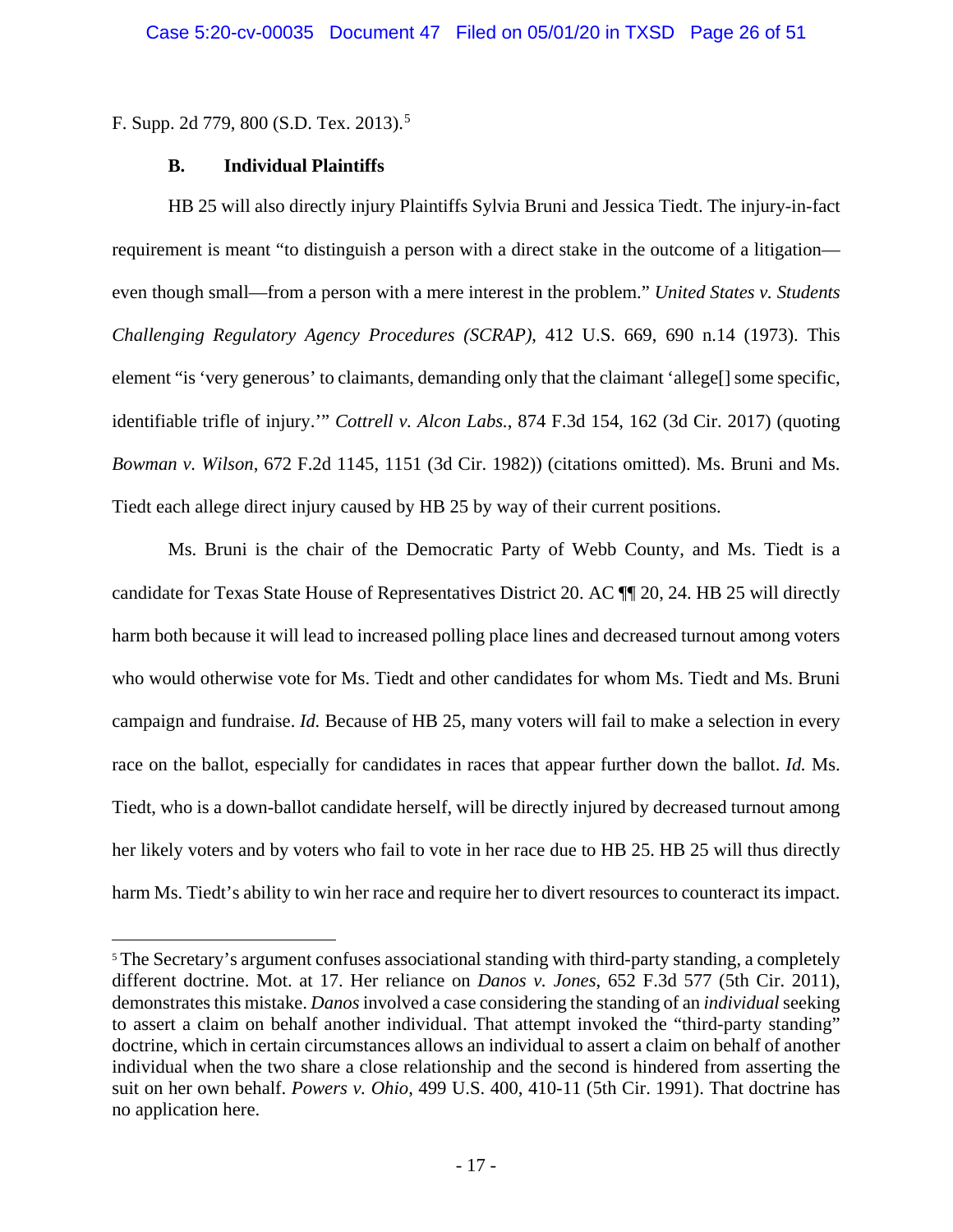F. Supp. 2d 779, 800 (S.D. Tex. 2013).[5]

### B. Individual Plaintiffs

HB 25 will also directly injury Plaintiffs Sylvia Bruni and Jessica Tiedt. The injury-in-fact requirement is meant "to distinguish a person with a direct stake in the outcome of a litigation—even though small—from a person with a mere interest in the problem." *United States v. Students Challenging Regulatory Agency Procedures (SCRAP)*, 412 U.S. 669, 690 n.14 (1973). This element "is 'very generous' to claimants, demanding only that the claimant 'allege[] some specific, identifiable trifle of injury.'" *Cottrell v. Alcon Labs.*, 874 F.3d 154, 162 (3d Cir. 2017) (quoting *Bowman v. Wilson*, 672 F.2d 1145, 1151 (3d Cir. 1982)) (citations omitted). Ms. Bruni and Ms. Tiedt each allege direct injury caused by HB 25 by way of their current positions.

Ms. Bruni is the chair of the Democratic Party of Webb County, and Ms. Tiedt is a candidate for Texas State House of Representatives District 20. AC ¶¶ 20, 24. HB 25 will directly harm both because it will lead to increased polling place lines and decreased turnout among voters who would otherwise vote for Ms. Tiedt and other candidates for whom Ms. Tiedt and Ms. Bruni campaign and fundraise. *Id.* Because of HB 25, many voters will fail to make a selection in every race on the ballot, especially for candidates in races that appear further down the ballot. *Id.* Ms. Tiedt, who is a down-ballot candidate herself, will be directly injured by decreased turnout among her likely voters and by voters who fail to vote in her race due to HB 25. HB 25 will thus directly harm Ms. Tiedt's ability to win her race and require her to divert resources to counteract its impact.

---

[5] The Secretary's argument confuses associational standing with third-party standing, a completely different doctrine. Mot. at 17. Her reliance on *Danos v. Jones*, 652 F.3d 577 (5th Cir. 2011), demonstrates this mistake. *Danos* involved a case considering the standing of an *individual* seeking to assert a claim on behalf another individual. That attempt invoked the "third-party standing" doctrine, which in certain circumstances allows an individual to assert a claim on behalf of another individual when the two share a close relationship and the second is hindered from asserting the suit on her own behalf. *Powers v. Ohio*, 499 U.S. 400, 410-11 (5th Cir. 1991). That doctrine has no application here.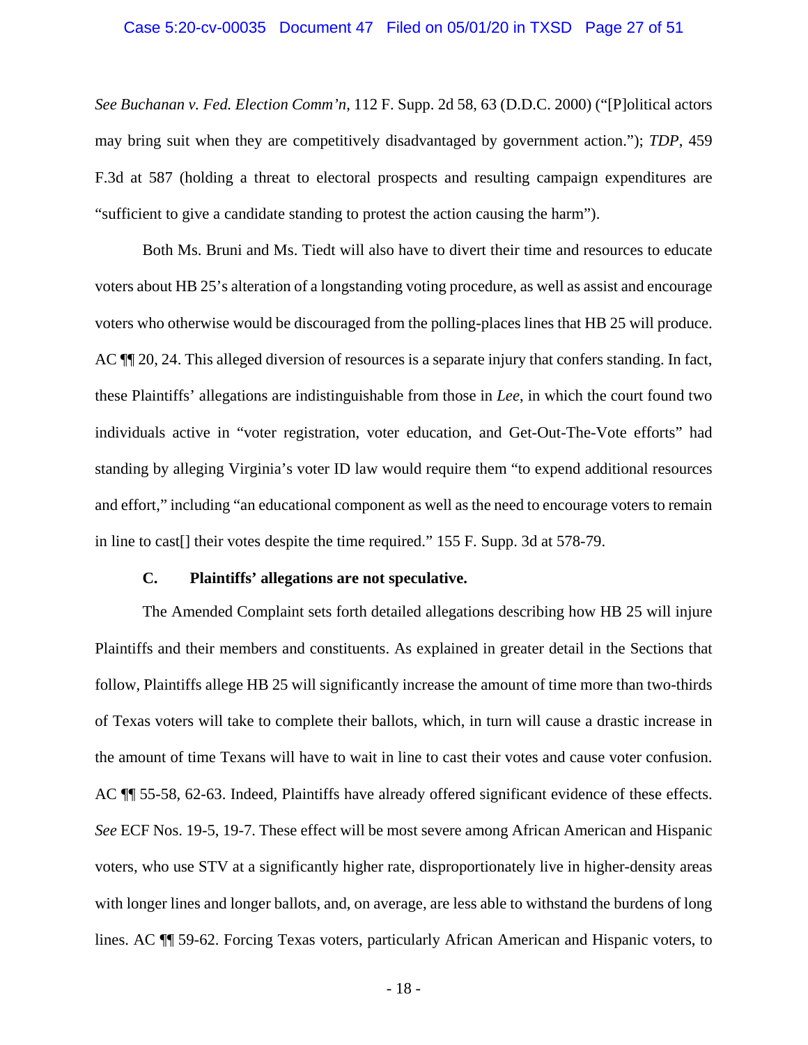*See Buchanan v. Fed. Election Comm'n*, 112 F. Supp. 2d 58, 63 (D.D.C. 2000) ("[P]olitical actors may bring suit when they are competitively disadvantaged by government action."); *TDP*, 459 F.3d at 587 (holding a threat to electoral prospects and resulting campaign expenditures are "sufficient to give a candidate standing to protest the action causing the harm").

Both Ms. Bruni and Ms. Tiedt will also have to divert their time and resources to educate voters about HB 25's alteration of a longstanding voting procedure, as well as assist and encourage voters who otherwise would be discouraged from the polling-places lines that HB 25 will produce. AC ¶¶ 20, 24. This alleged diversion of resources is a separate injury that confers standing. In fact, these Plaintiffs' allegations are indistinguishable from those in *Lee*, in which the court found two individuals active in "voter registration, voter education, and Get-Out-The-Vote efforts" had standing by alleging Virginia's voter ID law would require them "to expend additional resources and effort," including "an educational component as well as the need to encourage voters to remain in line to cast[] their votes despite the time required." 155 F. Supp. 3d at 578-79.

### C. Plaintiffs' allegations are not speculative.

The Amended Complaint sets forth detailed allegations describing how HB 25 will injure Plaintiffs and their members and constituents. As explained in greater detail in the Sections that follow, Plaintiffs allege HB 25 will significantly increase the amount of time more than two-thirds of Texas voters will take to complete their ballots, which, in turn will cause a drastic increase in the amount of time Texans will have to wait in line to cast their votes and cause voter confusion. AC ¶¶ 55-58, 62-63. Indeed, Plaintiffs have already offered significant evidence of these effects. *See* ECF Nos. 19-5, 19-7. These effect will be most severe among African American and Hispanic voters, who use STV at a significantly higher rate, disproportionately live in higher-density areas with longer lines and longer ballots, and, on average, are less able to withstand the burdens of long lines. AC ¶¶ 59-62. Forcing Texas voters, particularly African American and Hispanic voters, to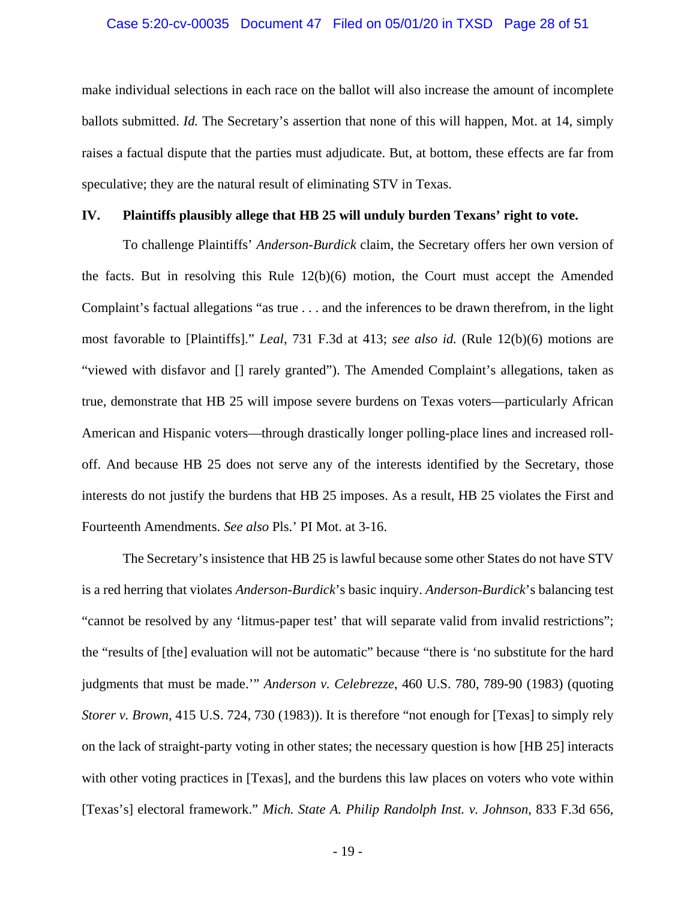make individual selections in each race on the ballot will also increase the amount of incomplete ballots submitted. *Id.* The Secretary's assertion that none of this will happen, Mot. at 14, simply raises a factual dispute that the parties must adjudicate. But, at bottom, these effects are far from speculative; they are the natural result of eliminating STV in Texas.

## IV. Plaintiffs plausibly allege that HB 25 will unduly burden Texans' right to vote.

To challenge Plaintiffs' *Anderson-Burdick* claim, the Secretary offers her own version of the facts. But in resolving this Rule 12(b)(6) motion, the Court must accept the Amended Complaint's factual allegations "as true . . . and the inferences to be drawn therefrom, in the light most favorable to [Plaintiffs]." *Leal*, 731 F.3d at 413; *see also id.* (Rule 12(b)(6) motions are "viewed with disfavor and [] rarely granted"). The Amended Complaint's allegations, taken as true, demonstrate that HB 25 will impose severe burdens on Texas voters—particularly African American and Hispanic voters—through drastically longer polling-place lines and increased roll-off. And because HB 25 does not serve any of the interests identified by the Secretary, those interests do not justify the burdens that HB 25 imposes. As a result, HB 25 violates the First and Fourteenth Amendments. *See also* Pls.' PI Mot. at 3-16.

The Secretary's insistence that HB 25 is lawful because some other States do not have STV is a red herring that violates *Anderson-Burdick*'s basic inquiry. *Anderson-Burdick*'s balancing test "cannot be resolved by any 'litmus-paper test' that will separate valid from invalid restrictions"; the "results of [the] evaluation will not be automatic" because "there is 'no substitute for the hard judgments that must be made.'" *Anderson v. Celebrezze*, 460 U.S. 780, 789-90 (1983) (quoting *Storer v. Brown*, 415 U.S. 724, 730 (1983)). It is therefore "not enough for [Texas] to simply rely on the lack of straight-party voting in other states; the necessary question is how [HB 25] interacts with other voting practices in [Texas], and the burdens this law places on voters who vote within [Texas's] electoral framework." *Mich. State A. Philip Randolph Inst. v. Johnson*, 833 F.3d 656,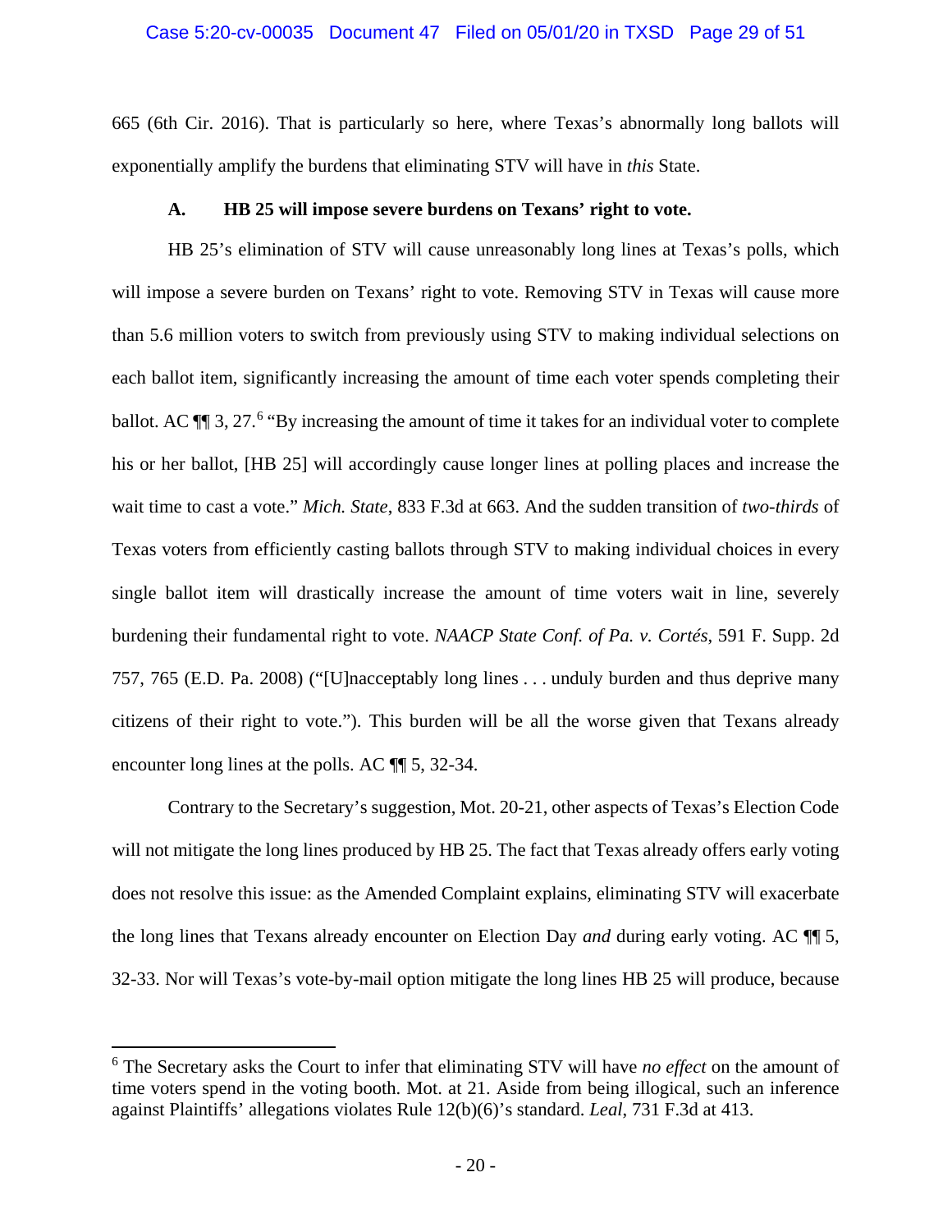665 (6th Cir. 2016). That is particularly so here, where Texas's abnormally long ballots will exponentially amplify the burdens that eliminating STV will have in *this* State.

### A. HB 25 will impose severe burdens on Texans' right to vote.

HB 25's elimination of STV will cause unreasonably long lines at Texas's polls, which will impose a severe burden on Texans' right to vote. Removing STV in Texas will cause more than 5.6 million voters to switch from previously using STV to making individual selections on each ballot item, significantly increasing the amount of time each voter spends completing their ballot. AC ¶¶ 3, 27.[6] "By increasing the amount of time it takes for an individual voter to complete his or her ballot, [HB 25] will accordingly cause longer lines at polling places and increase the wait time to cast a vote." *Mich. State*, 833 F.3d at 663. And the sudden transition of *two-thirds* of Texas voters from efficiently casting ballots through STV to making individual choices in every single ballot item will drastically increase the amount of time voters wait in line, severely burdening their fundamental right to vote. *NAACP State Conf. of Pa. v. Cortés*, 591 F. Supp. 2d 757, 765 (E.D. Pa. 2008) ("[U]nacceptably long lines . . . unduly burden and thus deprive many citizens of their right to vote."). This burden will be all the worse given that Texans already encounter long lines at the polls. AC ¶¶ 5, 32-34.

Contrary to the Secretary's suggestion, Mot. 20-21, other aspects of Texas's Election Code will not mitigate the long lines produced by HB 25. The fact that Texas already offers early voting does not resolve this issue: as the Amended Complaint explains, eliminating STV will exacerbate the long lines that Texans already encounter on Election Day *and* during early voting. AC ¶¶ 5, 32-33. Nor will Texas's vote-by-mail option mitigate the long lines HB 25 will produce, because

---

[6] The Secretary asks the Court to infer that eliminating STV will have *no effect* on the amount of time voters spend in the voting booth. Mot. at 21. Aside from being illogical, such an inference against Plaintiffs' allegations violates Rule 12(b)(6)'s standard. *Leal*, 731 F.3d at 413.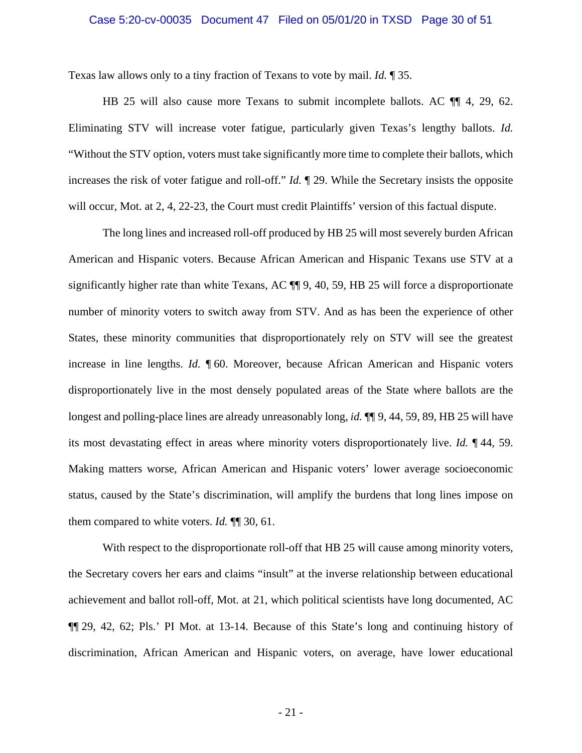Texas law allows only to a tiny fraction of Texans to vote by mail. *Id.* ¶ 35.

HB 25 will also cause more Texans to submit incomplete ballots. AC ¶¶ 4, 29, 62. Eliminating STV will increase voter fatigue, particularly given Texas's lengthy ballots. *Id.* "Without the STV option, voters must take significantly more time to complete their ballots, which increases the risk of voter fatigue and roll-off." *Id.* ¶ 29. While the Secretary insists the opposite will occur, Mot. at 2, 4, 22-23, the Court must credit Plaintiffs' version of this factual dispute.

The long lines and increased roll-off produced by HB 25 will most severely burden African American and Hispanic voters. Because African American and Hispanic Texans use STV at a significantly higher rate than white Texans, AC ¶¶ 9, 40, 59, HB 25 will force a disproportionate number of minority voters to switch away from STV. And as has been the experience of other States, these minority communities that disproportionately rely on STV will see the greatest increase in line lengths. *Id.* ¶ 60. Moreover, because African American and Hispanic voters disproportionately live in the most densely populated areas of the State where ballots are the longest and polling-place lines are already unreasonably long, *id.* ¶¶ 9, 44, 59, 89, HB 25 will have its most devastating effect in areas where minority voters disproportionately live. *Id.* ¶ 44, 59. Making matters worse, African American and Hispanic voters' lower average socioeconomic status, caused by the State's discrimination, will amplify the burdens that long lines impose on them compared to white voters. *Id.* ¶¶ 30, 61.

With respect to the disproportionate roll-off that HB 25 will cause among minority voters, the Secretary covers her ears and claims "insult" at the inverse relationship between educational achievement and ballot roll-off, Mot. at 21, which political scientists have long documented, AC ¶¶ 29, 42, 62; Pls.' PI Mot. at 13-14. Because of this State's long and continuing history of discrimination, African American and Hispanic voters, on average, have lower educational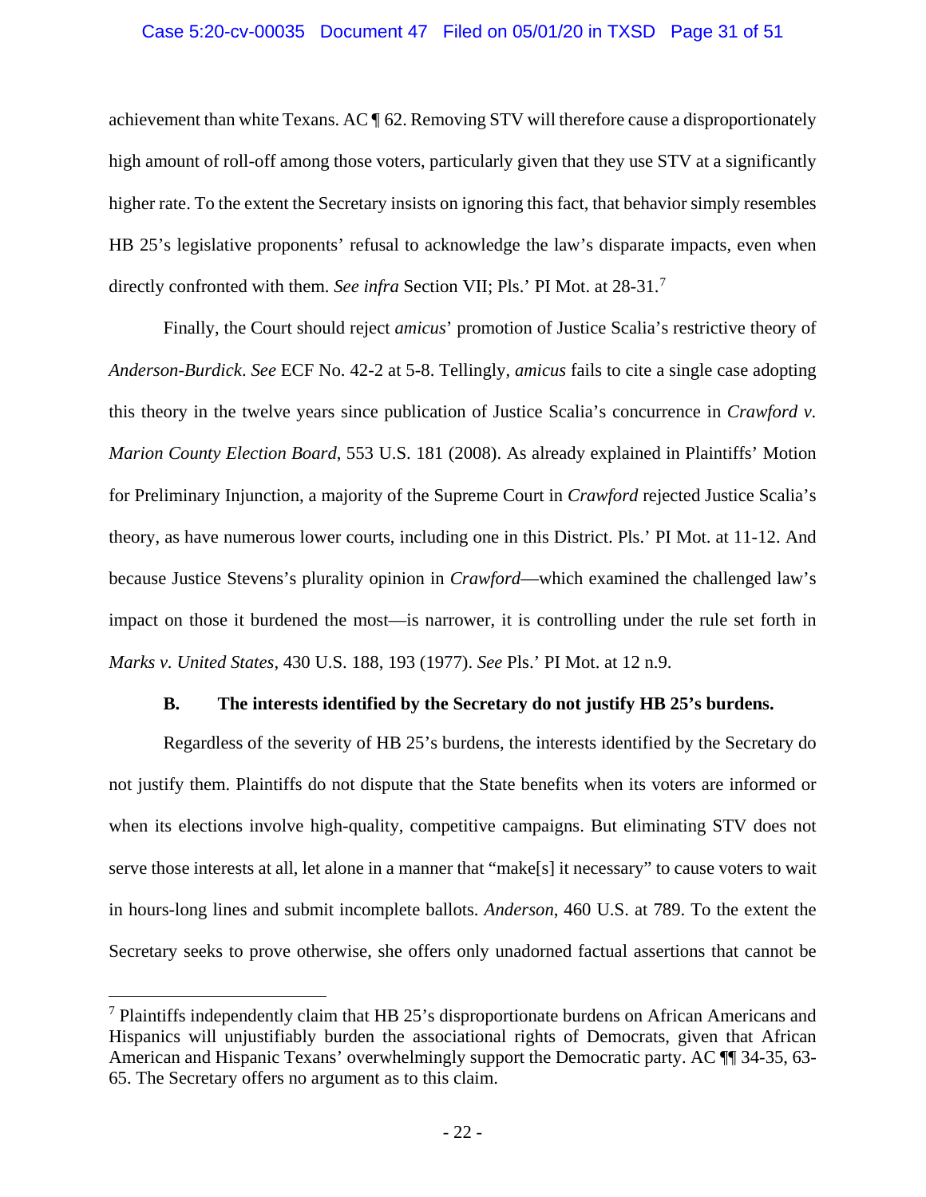achievement than white Texans. AC ¶ 62. Removing STV will therefore cause a disproportionately high amount of roll-off among those voters, particularly given that they use STV at a significantly higher rate. To the extent the Secretary insists on ignoring this fact, that behavior simply resembles HB 25's legislative proponents' refusal to acknowledge the law's disparate impacts, even when directly confronted with them. *See infra* Section VII; Pls.' PI Mot. at 28-31.[7]

Finally, the Court should reject *amicus*' promotion of Justice Scalia's restrictive theory of *Anderson-Burdick*. *See* ECF No. 42-2 at 5-8. Tellingly, *amicus* fails to cite a single case adopting this theory in the twelve years since publication of Justice Scalia's concurrence in *Crawford v. Marion County Election Board*, 553 U.S. 181 (2008). As already explained in Plaintiffs' Motion for Preliminary Injunction, a majority of the Supreme Court in *Crawford* rejected Justice Scalia's theory, as have numerous lower courts, including one in this District. Pls.' PI Mot. at 11-12. And because Justice Stevens's plurality opinion in *Crawford*—which examined the challenged law's impact on those it burdened the most—is narrower, it is controlling under the rule set forth in *Marks v. United States*, 430 U.S. 188, 193 (1977). *See* Pls.' PI Mot. at 12 n.9.

### B. The interests identified by the Secretary do not justify HB 25's burdens.

Regardless of the severity of HB 25's burdens, the interests identified by the Secretary do not justify them. Plaintiffs do not dispute that the State benefits when its voters are informed or when its elections involve high-quality, competitive campaigns. But eliminating STV does not serve those interests at all, let alone in a manner that "make[s] it necessary" to cause voters to wait in hours-long lines and submit incomplete ballots. *Anderson*, 460 U.S. at 789. To the extent the Secretary seeks to prove otherwise, she offers only unadorned factual assertions that cannot be

---

[7] Plaintiffs independently claim that HB 25's disproportionate burdens on African Americans and Hispanics will unjustifiably burden the associational rights of Democrats, given that African American and Hispanic Texans' overwhelmingly support the Democratic party. AC ¶¶ 34-35, 63-65. The Secretary offers no argument as to this claim.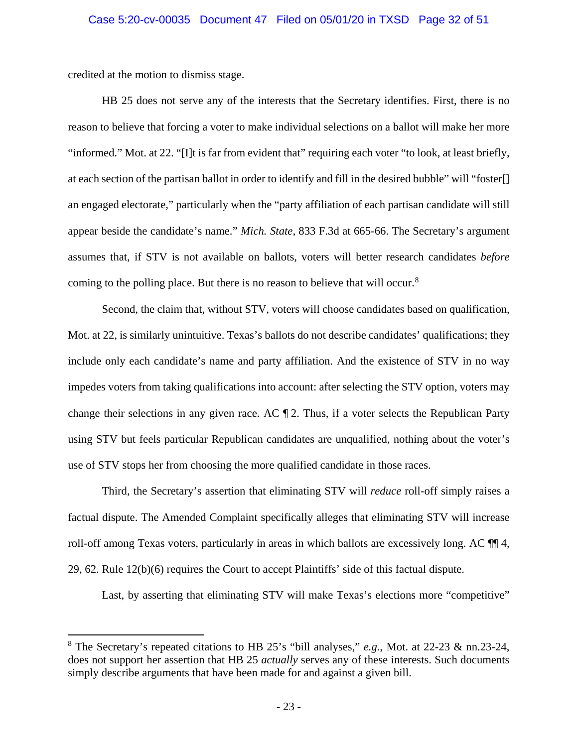credited at the motion to dismiss stage.

HB 25 does not serve any of the interests that the Secretary identifies. First, there is no reason to believe that forcing a voter to make individual selections on a ballot will make her more "informed." Mot. at 22. "[I]t is far from evident that" requiring each voter "to look, at least briefly, at each section of the partisan ballot in order to identify and fill in the desired bubble" will "foster[] an engaged electorate," particularly when the "party affiliation of each partisan candidate will still appear beside the candidate's name." *Mich. State*, 833 F.3d at 665-66. The Secretary's argument assumes that, if STV is not available on ballots, voters will better research candidates *before* coming to the polling place. But there is no reason to believe that will occur.[8]

Second, the claim that, without STV, voters will choose candidates based on qualification, Mot. at 22, is similarly unintuitive. Texas's ballots do not describe candidates' qualifications; they include only each candidate's name and party affiliation. And the existence of STV in no way impedes voters from taking qualifications into account: after selecting the STV option, voters may change their selections in any given race. AC ¶ 2. Thus, if a voter selects the Republican Party using STV but feels particular Republican candidates are unqualified, nothing about the voter's use of STV stops her from choosing the more qualified candidate in those races.

Third, the Secretary's assertion that eliminating STV will *reduce* roll-off simply raises a factual dispute. The Amended Complaint specifically alleges that eliminating STV will increase roll-off among Texas voters, particularly in areas in which ballots are excessively long. AC ¶¶ 4, 29, 62. Rule 12(b)(6) requires the Court to accept Plaintiffs' side of this factual dispute.

Last, by asserting that eliminating STV will make Texas's elections more "competitive"

---

[8] The Secretary's repeated citations to HB 25's "bill analyses," *e.g.*, Mot. at 22-23 & nn.23-24, does not support her assertion that HB 25 *actually* serves any of these interests. Such documents simply describe arguments that have been made for and against a given bill.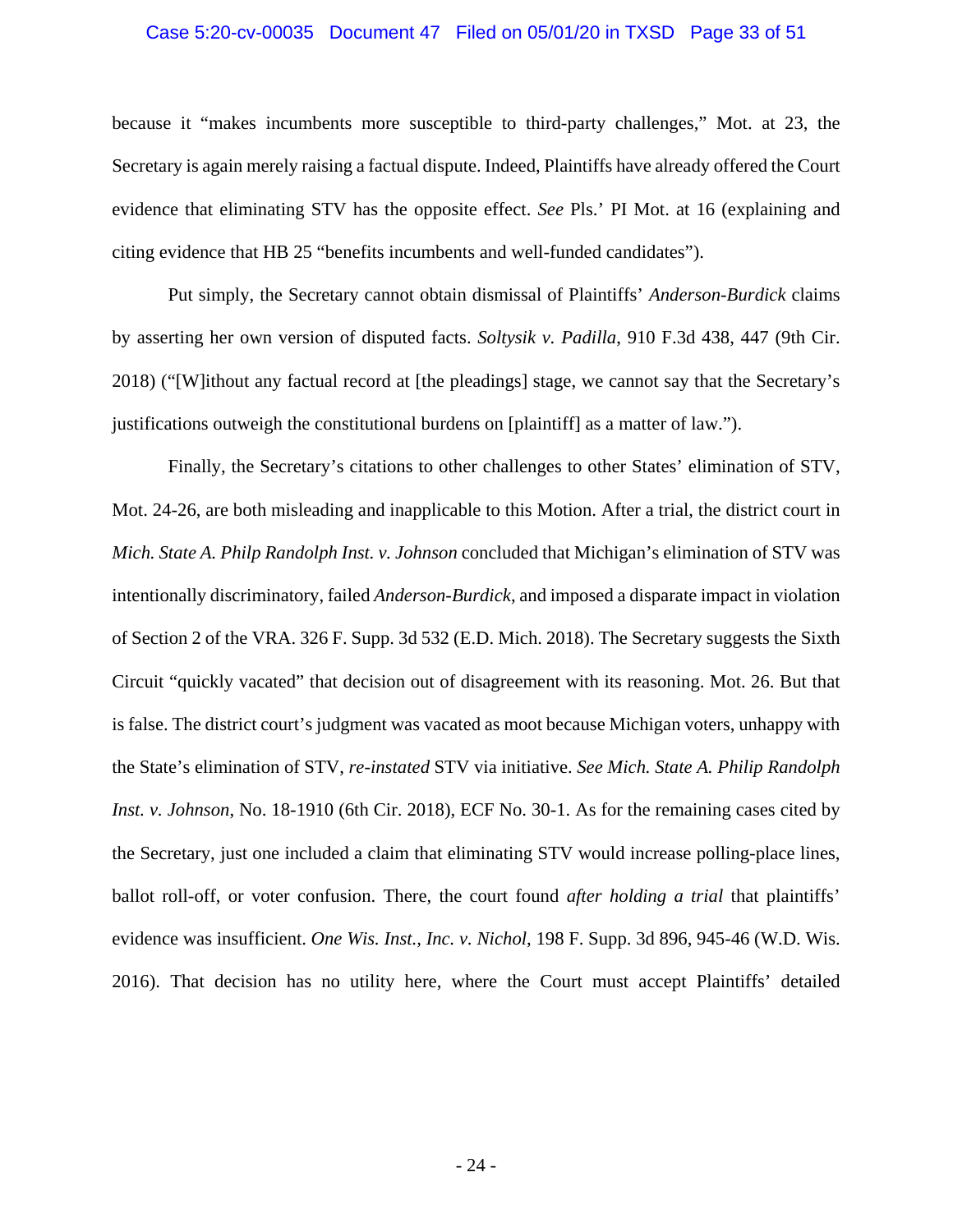because it "makes incumbents more susceptible to third-party challenges," Mot. at 23, the Secretary is again merely raising a factual dispute. Indeed, Plaintiffs have already offered the Court evidence that eliminating STV has the opposite effect. *See* Pls.' PI Mot. at 16 (explaining and citing evidence that HB 25 "benefits incumbents and well-funded candidates").

Put simply, the Secretary cannot obtain dismissal of Plaintiffs' *Anderson-Burdick* claims by asserting her own version of disputed facts. *Soltysik v. Padilla*, 910 F.3d 438, 447 (9th Cir. 2018) ("[W]ithout any factual record at [the pleadings] stage, we cannot say that the Secretary's justifications outweigh the constitutional burdens on [plaintiff] as a matter of law.").

Finally, the Secretary's citations to other challenges to other States' elimination of STV, Mot. 24-26, are both misleading and inapplicable to this Motion. After a trial, the district court in *Mich. State A. Philp Randolph Inst. v. Johnson* concluded that Michigan's elimination of STV was intentionally discriminatory, failed *Anderson-Burdick*, and imposed a disparate impact in violation of Section 2 of the VRA. 326 F. Supp. 3d 532 (E.D. Mich. 2018). The Secretary suggests the Sixth Circuit "quickly vacated" that decision out of disagreement with its reasoning. Mot. 26. But that is false. The district court's judgment was vacated as moot because Michigan voters, unhappy with the State's elimination of STV, *re-instated* STV via initiative. *See Mich. State A. Philip Randolph Inst. v. Johnson*, No. 18-1910 (6th Cir. 2018), ECF No. 30-1. As for the remaining cases cited by the Secretary, just one included a claim that eliminating STV would increase polling-place lines, ballot roll-off, or voter confusion. There, the court found *after holding a trial* that plaintiffs' evidence was insufficient. *One Wis. Inst., Inc. v. Nichol*, 198 F. Supp. 3d 896, 945-46 (W.D. Wis. 2016). That decision has no utility here, where the Court must accept Plaintiffs' detailed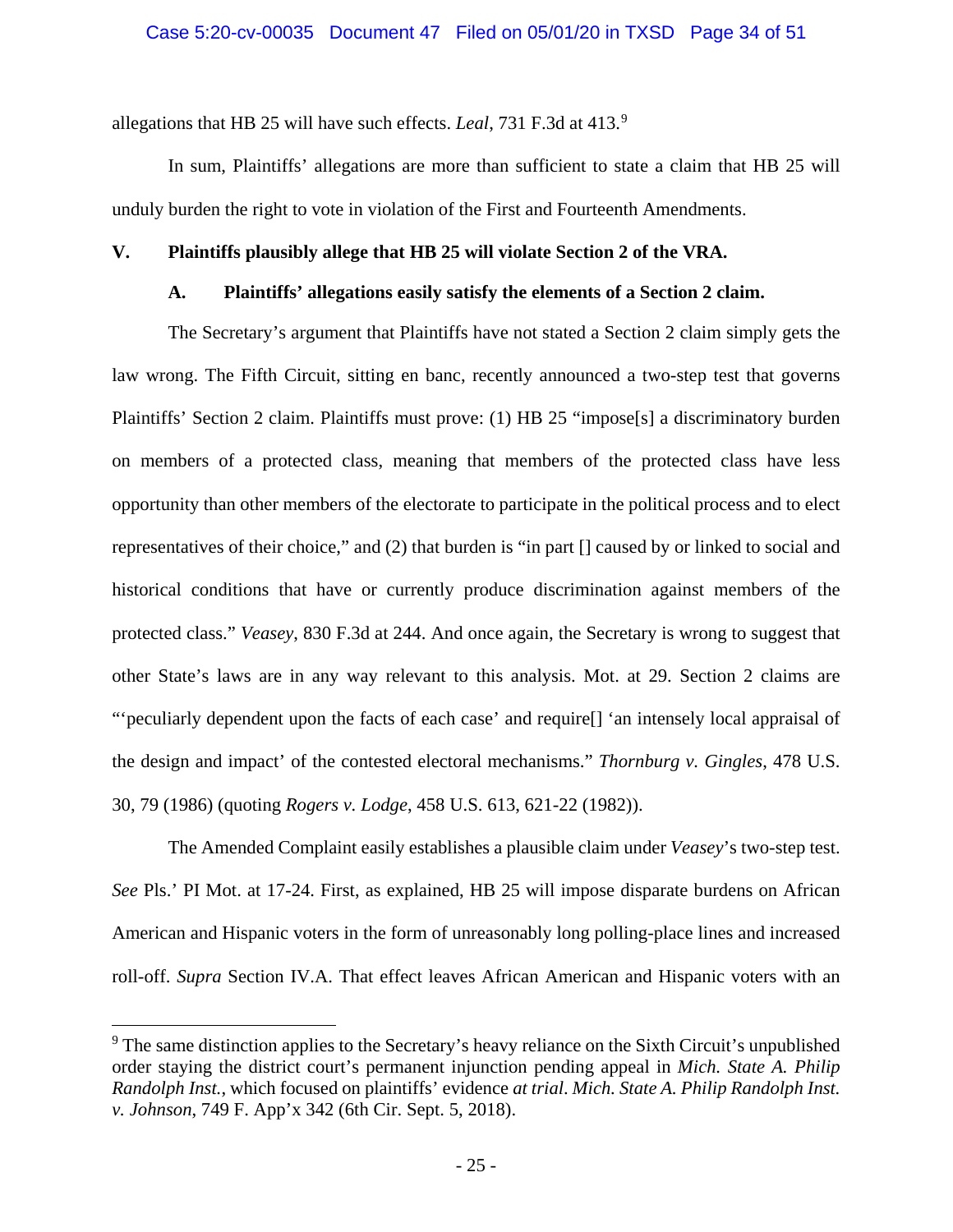allegations that HB 25 will have such effects. *Leal*, 731 F.3d at 413.[9]

In sum, Plaintiffs' allegations are more than sufficient to state a claim that HB 25 will unduly burden the right to vote in violation of the First and Fourteenth Amendments.

## V. Plaintiffs plausibly allege that HB 25 will violate Section 2 of the VRA.

### A. Plaintiffs' allegations easily satisfy the elements of a Section 2 claim.

The Secretary's argument that Plaintiffs have not stated a Section 2 claim simply gets the law wrong. The Fifth Circuit, sitting en banc, recently announced a two-step test that governs Plaintiffs' Section 2 claim. Plaintiffs must prove: (1) HB 25 "impose[s] a discriminatory burden on members of a protected class, meaning that members of the protected class have less opportunity than other members of the electorate to participate in the political process and to elect representatives of their choice," and (2) that burden is "in part [] caused by or linked to social and historical conditions that have or currently produce discrimination against members of the protected class." *Veasey*, 830 F.3d at 244. And once again, the Secretary is wrong to suggest that other State's laws are in any way relevant to this analysis. Mot. at 29. Section 2 claims are "'peculiarly dependent upon the facts of each case' and require[] 'an intensely local appraisal of the design and impact' of the contested electoral mechanisms." *Thornburg v. Gingles*, 478 U.S. 30, 79 (1986) (quoting *Rogers v. Lodge*, 458 U.S. 613, 621-22 (1982)).

The Amended Complaint easily establishes a plausible claim under *Veasey*'s two-step test. *See* Pls.' PI Mot. at 17-24. First, as explained, HB 25 will impose disparate burdens on African American and Hispanic voters in the form of unreasonably long polling-place lines and increased roll-off. *Supra* Section IV.A. That effect leaves African American and Hispanic voters with an

---

[9] The same distinction applies to the Secretary's heavy reliance on the Sixth Circuit's unpublished order staying the district court's permanent injunction pending appeal in *Mich. State A. Philip Randolph Inst.*, which focused on plaintiffs' evidence *at trial*. *Mich. State A. Philip Randolph Inst. v. Johnson*, 749 F. App'x 342 (6th Cir. Sept. 5, 2018).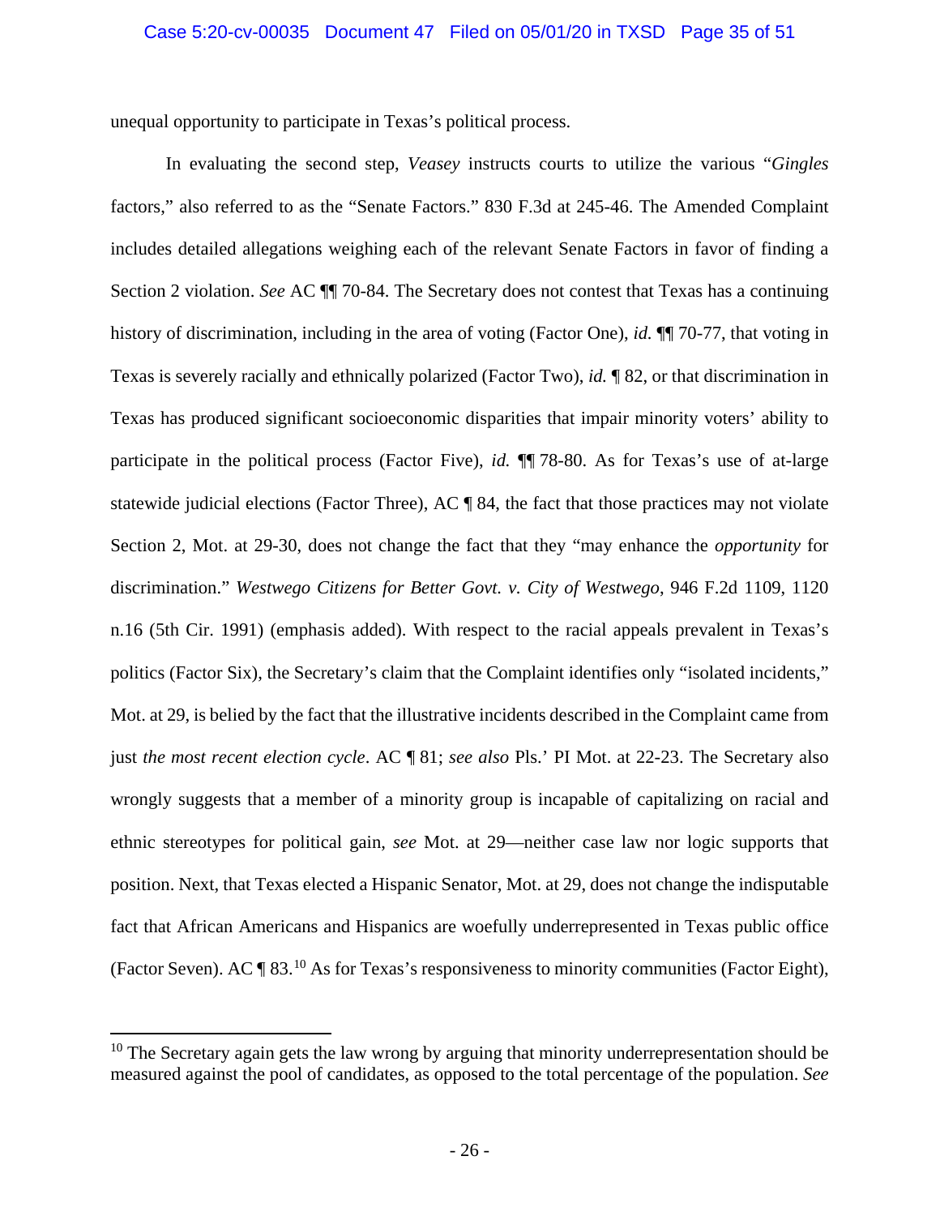unequal opportunity to participate in Texas's political process.

In evaluating the second step, *Veasey* instructs courts to utilize the various "*Gingles* factors," also referred to as the "Senate Factors." 830 F.3d at 245-46. The Amended Complaint includes detailed allegations weighing each of the relevant Senate Factors in favor of finding a Section 2 violation. *See* AC ¶¶ 70-84. The Secretary does not contest that Texas has a continuing history of discrimination, including in the area of voting (Factor One), *id.* ¶¶ 70-77, that voting in Texas is severely racially and ethnically polarized (Factor Two), *id.* ¶ 82, or that discrimination in Texas has produced significant socioeconomic disparities that impair minority voters' ability to participate in the political process (Factor Five), *id.* ¶¶ 78-80. As for Texas's use of at-large statewide judicial elections (Factor Three), AC ¶ 84, the fact that those practices may not violate Section 2, Mot. at 29-30, does not change the fact that they "may enhance the *opportunity* for discrimination." *Westwego Citizens for Better Govt. v. City of Westwego*, 946 F.2d 1109, 1120 n.16 (5th Cir. 1991) (emphasis added). With respect to the racial appeals prevalent in Texas's politics (Factor Six), the Secretary's claim that the Complaint identifies only "isolated incidents," Mot. at 29, is belied by the fact that the illustrative incidents described in the Complaint came from just *the most recent election cycle*. AC ¶ 81; *see also* Pls.' PI Mot. at 22-23. The Secretary also wrongly suggests that a member of a minority group is incapable of capitalizing on racial and ethnic stereotypes for political gain, *see* Mot. at 29—neither case law nor logic supports that position. Next, that Texas elected a Hispanic Senator, Mot. at 29, does not change the indisputable fact that African Americans and Hispanics are woefully underrepresented in Texas public office (Factor Seven). AC ¶ 83.[10] As for Texas's responsiveness to minority communities (Factor Eight),

[10] The Secretary again gets the law wrong by arguing that minority underrepresentation should be measured against the pool of candidates, as opposed to the total percentage of the population. *See*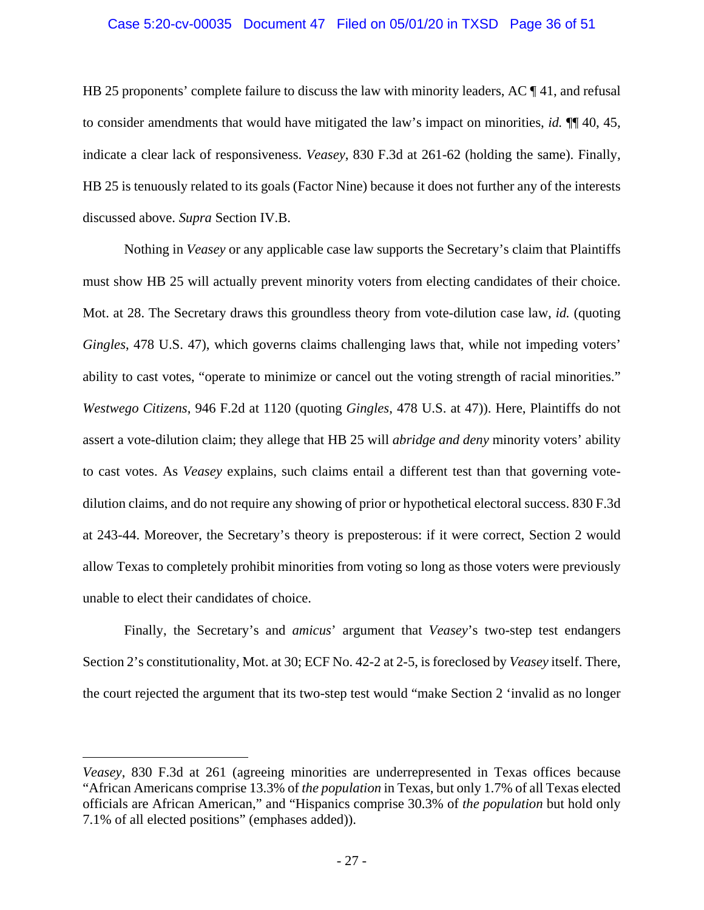HB 25 proponents' complete failure to discuss the law with minority leaders, AC ¶ 41, and refusal to consider amendments that would have mitigated the law's impact on minorities, *id.* ¶¶ 40, 45, indicate a clear lack of responsiveness. *Veasey*, 830 F.3d at 261-62 (holding the same). Finally, HB 25 is tenuously related to its goals (Factor Nine) because it does not further any of the interests discussed above. *Supra* Section IV.B.

Nothing in *Veasey* or any applicable case law supports the Secretary's claim that Plaintiffs must show HB 25 will actually prevent minority voters from electing candidates of their choice. Mot. at 28. The Secretary draws this groundless theory from vote-dilution case law, *id.* (quoting *Gingles*, 478 U.S. 47), which governs claims challenging laws that, while not impeding voters' ability to cast votes, "operate to minimize or cancel out the voting strength of racial minorities." *Westwego Citizens*, 946 F.2d at 1120 (quoting *Gingles*, 478 U.S. at 47)). Here, Plaintiffs do not assert a vote-dilution claim; they allege that HB 25 will *abridge and deny* minority voters' ability to cast votes. As *Veasey* explains, such claims entail a different test than that governing vote-dilution claims, and do not require any showing of prior or hypothetical electoral success. 830 F.3d at 243-44. Moreover, the Secretary's theory is preposterous: if it were correct, Section 2 would allow Texas to completely prohibit minorities from voting so long as those voters were previously unable to elect their candidates of choice.

Finally, the Secretary's and *amicus*' argument that *Veasey*'s two-step test endangers Section 2's constitutionality, Mot. at 30; ECF No. 42-2 at 2-5, is foreclosed by *Veasey* itself. There, the court rejected the argument that its two-step test would "make Section 2 'invalid as no longer

---

*Veasey*, 830 F.3d at 261 (agreeing minorities are underrepresented in Texas offices because "African Americans comprise 13.3% of *the population* in Texas, but only 1.7% of all Texas elected officials are African American," and "Hispanics comprise 30.3% of *the population* but hold only 7.1% of all elected positions" (emphases added)).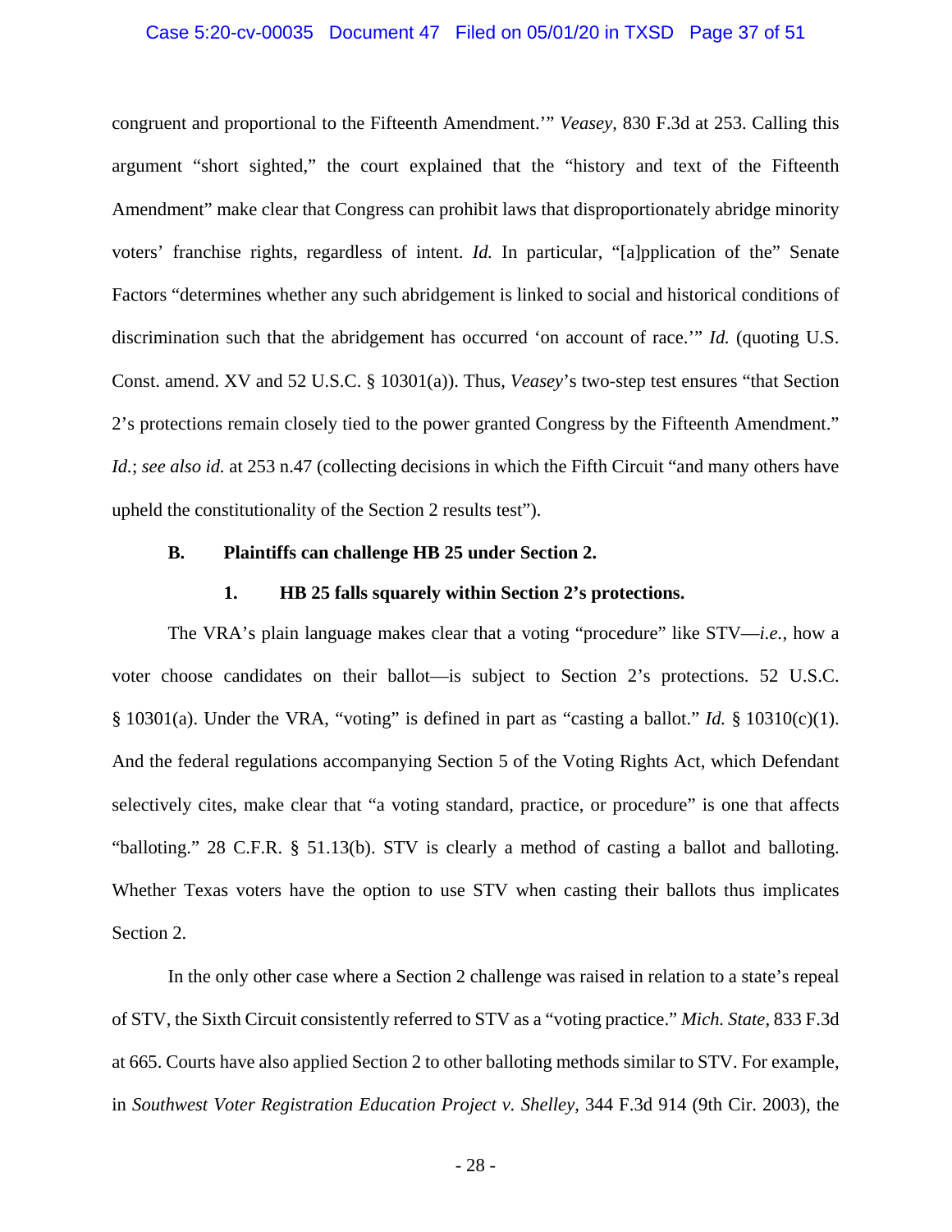congruent and proportional to the Fifteenth Amendment.'" *Veasey*, 830 F.3d at 253. Calling this argument "short sighted," the court explained that the "history and text of the Fifteenth Amendment" make clear that Congress can prohibit laws that disproportionately abridge minority voters' franchise rights, regardless of intent. *Id.* In particular, "[a]pplication of the" Senate Factors "determines whether any such abridgement is linked to social and historical conditions of discrimination such that the abridgement has occurred 'on account of race.'" *Id.* (quoting U.S. Const. amend. XV and 52 U.S.C. § 10301(a)). Thus, *Veasey*'s two-step test ensures "that Section 2's protections remain closely tied to the power granted Congress by the Fifteenth Amendment." *Id.*; *see also id.* at 253 n.47 (collecting decisions in which the Fifth Circuit "and many others have upheld the constitutionality of the Section 2 results test").

### B. Plaintiffs can challenge HB 25 under Section 2.

#### 1. HB 25 falls squarely within Section 2's protections.

The VRA's plain language makes clear that a voting "procedure" like STV—*i.e.*, how a voter choose candidates on their ballot—is subject to Section 2's protections. 52 U.S.C. § 10301(a). Under the VRA, "voting" is defined in part as "casting a ballot." *Id.* § 10310(c)(1). And the federal regulations accompanying Section 5 of the Voting Rights Act, which Defendant selectively cites, make clear that "a voting standard, practice, or procedure" is one that affects "balloting." 28 C.F.R. § 51.13(b). STV is clearly a method of casting a ballot and balloting. Whether Texas voters have the option to use STV when casting their ballots thus implicates Section 2.

In the only other case where a Section 2 challenge was raised in relation to a state's repeal of STV, the Sixth Circuit consistently referred to STV as a "voting practice." *Mich. State*, 833 F.3d at 665. Courts have also applied Section 2 to other balloting methods similar to STV. For example, in *Southwest Voter Registration Education Project v. Shelley*, 344 F.3d 914 (9th Cir. 2003), the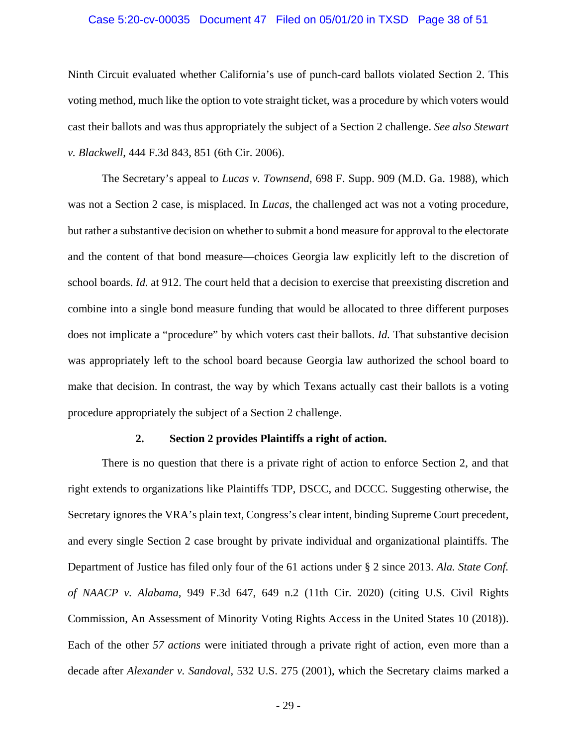Ninth Circuit evaluated whether California's use of punch-card ballots violated Section 2. This voting method, much like the option to vote straight ticket, was a procedure by which voters would cast their ballots and was thus appropriately the subject of a Section 2 challenge. *See also Stewart v. Blackwell*, 444 F.3d 843, 851 (6th Cir. 2006).

The Secretary's appeal to *Lucas v. Townsend*, 698 F. Supp. 909 (M.D. Ga. 1988), which was not a Section 2 case, is misplaced. In *Lucas*, the challenged act was not a voting procedure, but rather a substantive decision on whether to submit a bond measure for approval to the electorate and the content of that bond measure—choices Georgia law explicitly left to the discretion of school boards. *Id.* at 912. The court held that a decision to exercise that preexisting discretion and combine into a single bond measure funding that would be allocated to three different purposes does not implicate a "procedure" by which voters cast their ballots. *Id.* That substantive decision was appropriately left to the school board because Georgia law authorized the school board to make that decision. In contrast, the way by which Texans actually cast their ballots is a voting procedure appropriately the subject of a Section 2 challenge.

### 2. Section 2 provides Plaintiffs a right of action.

There is no question that there is a private right of action to enforce Section 2, and that right extends to organizations like Plaintiffs TDP, DSCC, and DCCC. Suggesting otherwise, the Secretary ignores the VRA's plain text, Congress's clear intent, binding Supreme Court precedent, and every single Section 2 case brought by private individual and organizational plaintiffs. The Department of Justice has filed only four of the 61 actions under § 2 since 2013. *Ala. State Conf. of NAACP v. Alabama*, 949 F.3d 647, 649 n.2 (11th Cir. 2020) (citing U.S. Civil Rights Commission, An Assessment of Minority Voting Rights Access in the United States 10 (2018)). Each of the other *57 actions* were initiated through a private right of action, even more than a decade after *Alexander v. Sandoval*, 532 U.S. 275 (2001), which the Secretary claims marked a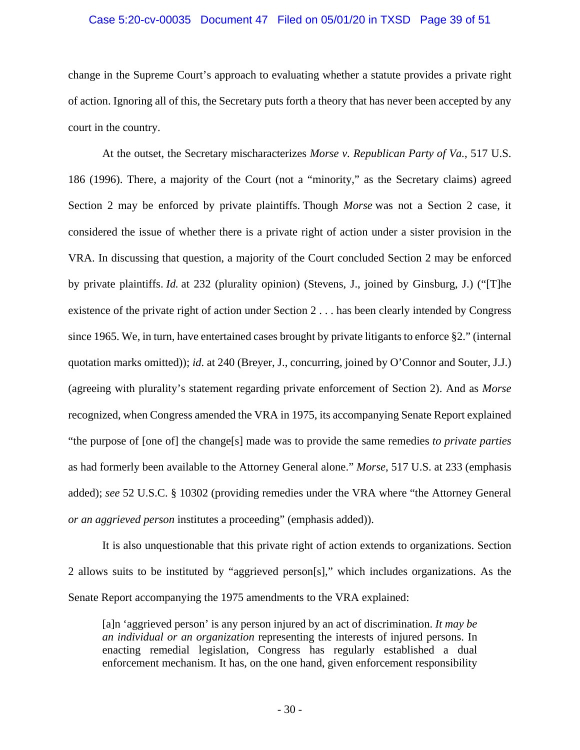change in the Supreme Court's approach to evaluating whether a statute provides a private right of action. Ignoring all of this, the Secretary puts forth a theory that has never been accepted by any court in the country.

At the outset, the Secretary mischaracterizes *Morse v. Republican Party of Va.*, 517 U.S. 186 (1996). There, a majority of the Court (not a "minority," as the Secretary claims) agreed Section 2 may be enforced by private plaintiffs. Though *Morse* was not a Section 2 case, it considered the issue of whether there is a private right of action under a sister provision in the VRA. In discussing that question, a majority of the Court concluded Section 2 may be enforced by private plaintiffs. *Id.* at 232 (plurality opinion) (Stevens, J., joined by Ginsburg, J.) ("[T]he existence of the private right of action under Section 2 . . . has been clearly intended by Congress since 1965. We, in turn, have entertained cases brought by private litigants to enforce §2." (internal quotation marks omitted)); *id*. at 240 (Breyer, J., concurring, joined by O'Connor and Souter, J.J.) (agreeing with plurality's statement regarding private enforcement of Section 2). And as *Morse* recognized, when Congress amended the VRA in 1975, its accompanying Senate Report explained "the purpose of [one of] the change[s] made was to provide the same remedies *to private parties* as had formerly been available to the Attorney General alone." *Morse*, 517 U.S. at 233 (emphasis added); *see* 52 U.S.C. § 10302 (providing remedies under the VRA where "the Attorney General *or an aggrieved person* institutes a proceeding" (emphasis added)).

It is also unquestionable that this private right of action extends to organizations. Section 2 allows suits to be instituted by "aggrieved person[s]," which includes organizations. As the Senate Report accompanying the 1975 amendments to the VRA explained:

> [a]n 'aggrieved person' is any person injured by an act of discrimination. *It may be an individual or an organization* representing the interests of injured persons. In enacting remedial legislation, Congress has regularly established a dual enforcement mechanism. It has, on the one hand, given enforcement responsibility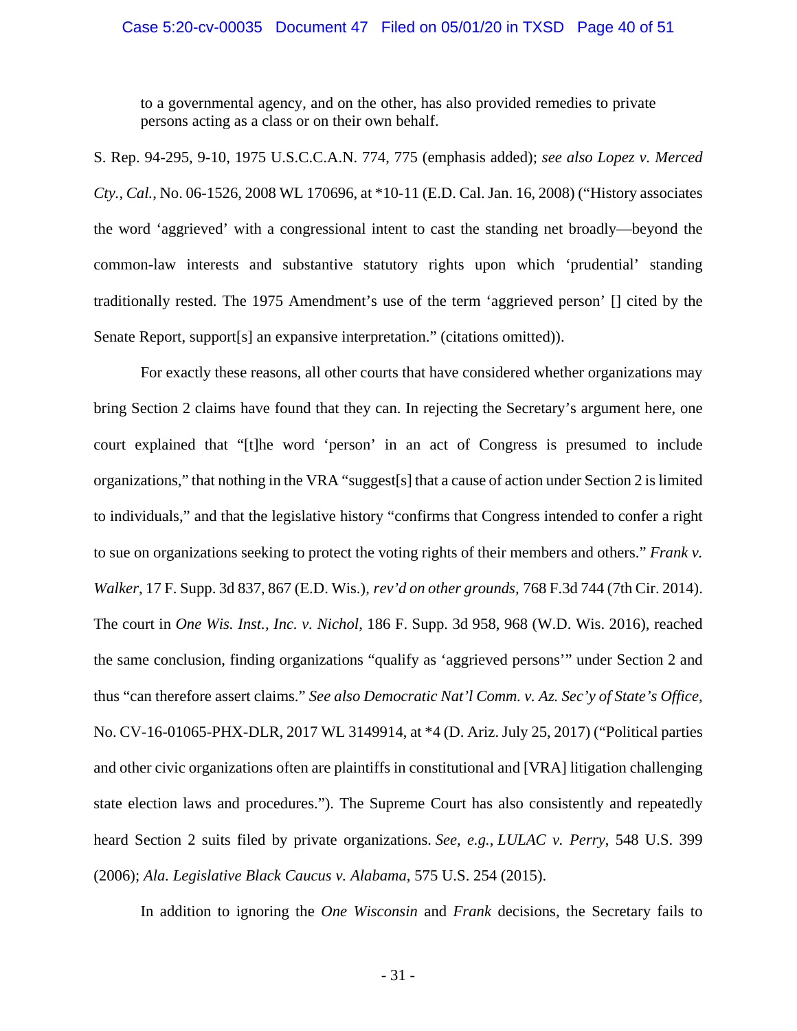to a governmental agency, and on the other, has also provided remedies to private persons acting as a class or on their own behalf.

S. Rep. 94-295, 9-10, 1975 U.S.C.C.A.N. 774, 775 (emphasis added); *see also Lopez v. Merced Cty., Cal.*, No. 06-1526, 2008 WL 170696, at *10-11 (E.D. Cal. Jan. 16, 2008) ("History associates the word 'aggrieved' with a congressional intent to cast the standing net broadly—beyond the common-law interests and substantive statutory rights upon which 'prudential' standing traditionally rested. The 1975 Amendment's use of the term 'aggrieved person' [] cited by the Senate Report, support[s] an expansive interpretation." (citations omitted)).

For exactly these reasons, all other courts that have considered whether organizations may bring Section 2 claims have found that they can. In rejecting the Secretary's argument here, one court explained that "[t]he word 'person' in an act of Congress is presumed to include organizations," that nothing in the VRA "suggest[s] that a cause of action under Section 2 is limited to individuals," and that the legislative history "confirms that Congress intended to confer a right to sue on organizations seeking to protect the voting rights of their members and others." *Frank v. Walker*, 17 F. Supp. 3d 837, 867 (E.D. Wis.), *rev'd on other grounds*, 768 F.3d 744 (7th Cir. 2014). The court in *One Wis. Inst., Inc. v. Nichol*, 186 F. Supp. 3d 958, 968 (W.D. Wis. 2016), reached the same conclusion, finding organizations "qualify as 'aggrieved persons'" under Section 2 and thus "can therefore assert claims." *See also Democratic Nat'l Comm. v. Az. Sec'y of State's Office*, No. CV-16-01065-PHX-DLR, 2017 WL 3149914, at *4 (D. Ariz. July 25, 2017) ("Political parties and other civic organizations often are plaintiffs in constitutional and [VRA] litigation challenging state election laws and procedures."). The Supreme Court has also consistently and repeatedly heard Section 2 suits filed by private organizations. *See, e.g.*, *LULAC v. Perry*, 548 U.S. 399 (2006); *Ala. Legislative Black Caucus v. Alabama*, 575 U.S. 254 (2015).

In addition to ignoring the *One Wisconsin* and *Frank* decisions, the Secretary fails to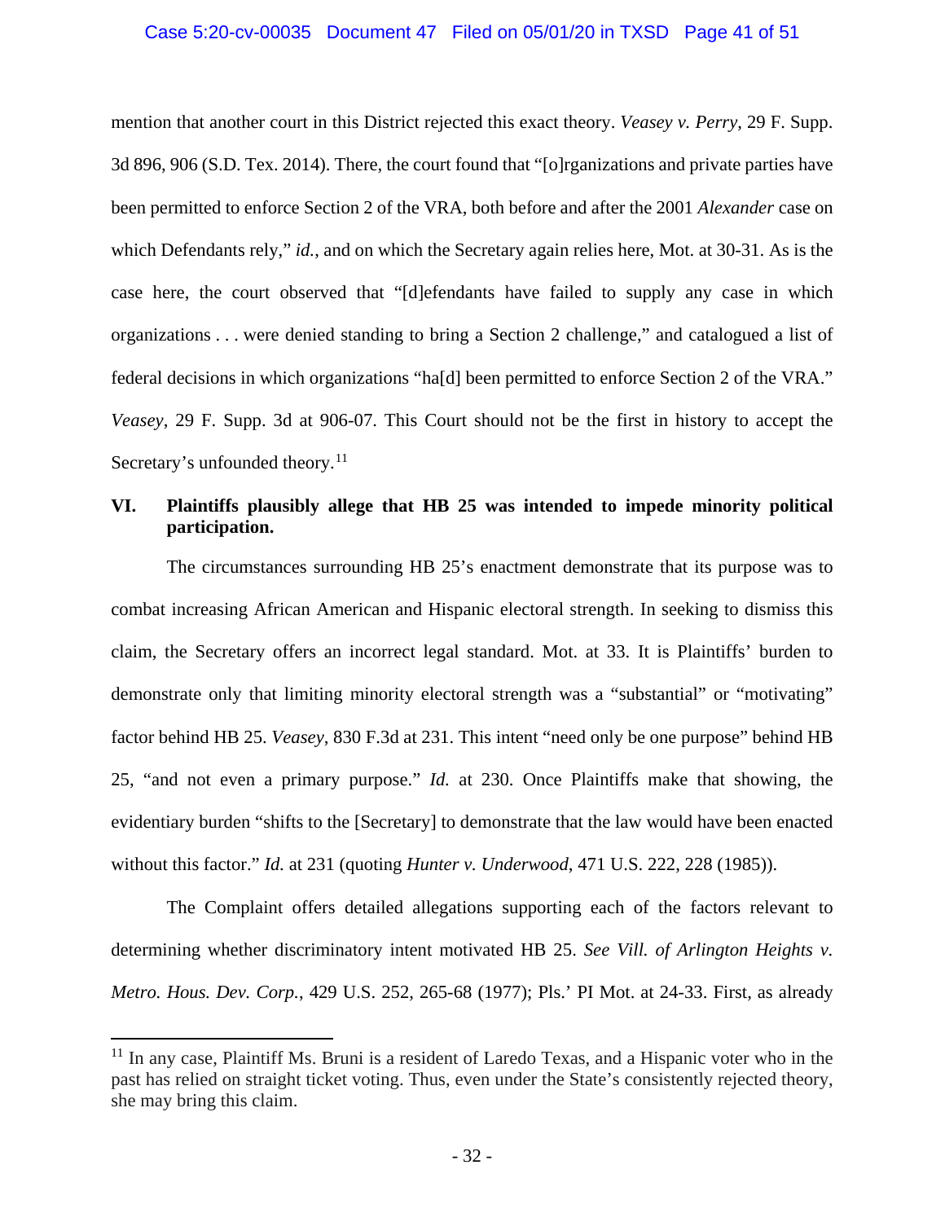mention that another court in this District rejected this exact theory. *Veasey v. Perry*, 29 F. Supp. 3d 896, 906 (S.D. Tex. 2014). There, the court found that "[o]rganizations and private parties have been permitted to enforce Section 2 of the VRA, both before and after the 2001 *Alexander* case on which Defendants rely," *id.*, and on which the Secretary again relies here, Mot. at 30-31. As is the case here, the court observed that "[d]efendants have failed to supply any case in which organizations . . . were denied standing to bring a Section 2 challenge," and catalogued a list of federal decisions in which organizations "ha[d] been permitted to enforce Section 2 of the VRA." *Veasey*, 29 F. Supp. 3d at 906-07. This Court should not be the first in history to accept the Secretary's unfounded theory.[11]

## VI. Plaintiffs plausibly allege that HB 25 was intended to impede minority political participation.

The circumstances surrounding HB 25's enactment demonstrate that its purpose was to combat increasing African American and Hispanic electoral strength. In seeking to dismiss this claim, the Secretary offers an incorrect legal standard. Mot. at 33. It is Plaintiffs' burden to demonstrate only that limiting minority electoral strength was a "substantial" or "motivating" factor behind HB 25. *Veasey*, 830 F.3d at 231. This intent "need only be one purpose" behind HB 25, "and not even a primary purpose." *Id.* at 230. Once Plaintiffs make that showing, the evidentiary burden "shifts to the [Secretary] to demonstrate that the law would have been enacted without this factor." *Id.* at 231 (quoting *Hunter v. Underwood*, 471 U.S. 222, 228 (1985)).

The Complaint offers detailed allegations supporting each of the factors relevant to determining whether discriminatory intent motivated HB 25. *See Vill. of Arlington Heights v. Metro. Hous. Dev. Corp.*, 429 U.S. 252, 265-68 (1977); Pls.' PI Mot. at 24-33. First, as already

---

[11] In any case, Plaintiff Ms. Bruni is a resident of Laredo Texas, and a Hispanic voter who in the past has relied on straight ticket voting. Thus, even under the State's consistently rejected theory, she may bring this claim.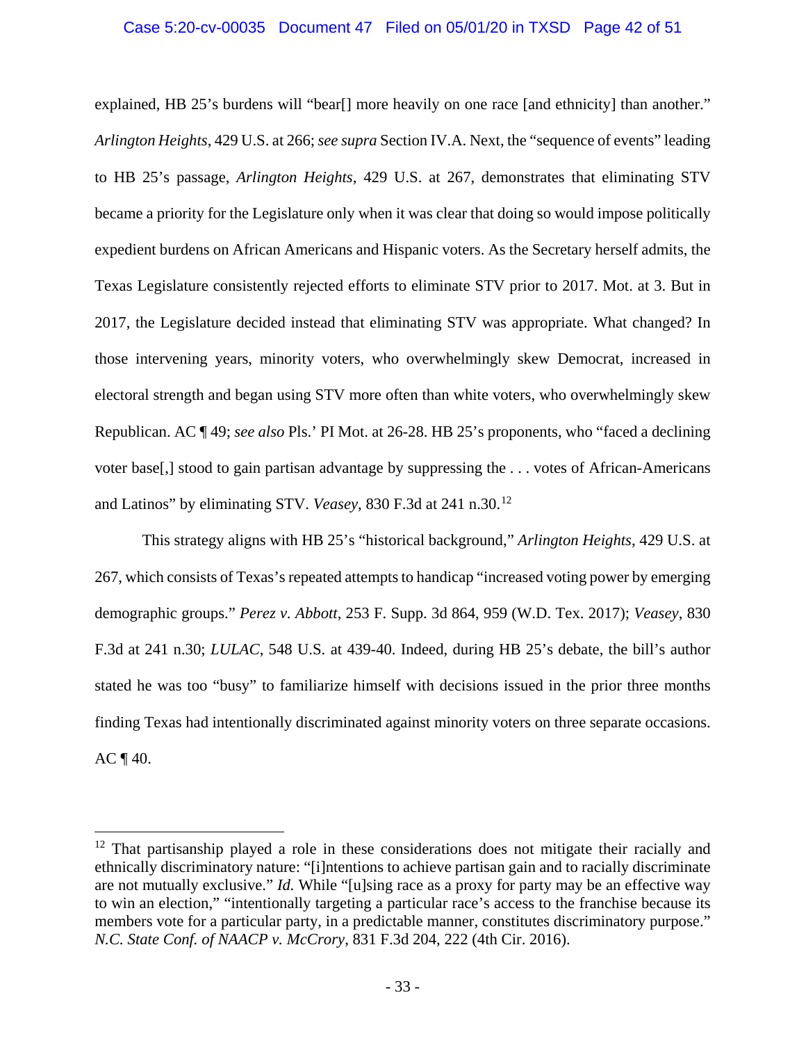explained, HB 25's burdens will "bear[] more heavily on one race [and ethnicity] than another." *Arlington Heights*, 429 U.S. at 266; *see supra* Section IV.A. Next, the "sequence of events" leading to HB 25's passage, *Arlington Heights*, 429 U.S. at 267, demonstrates that eliminating STV became a priority for the Legislature only when it was clear that doing so would impose politically expedient burdens on African Americans and Hispanic voters. As the Secretary herself admits, the Texas Legislature consistently rejected efforts to eliminate STV prior to 2017. Mot. at 3. But in 2017, the Legislature decided instead that eliminating STV was appropriate. What changed? In those intervening years, minority voters, who overwhelmingly skew Democrat, increased in electoral strength and began using STV more often than white voters, who overwhelmingly skew Republican. AC ¶ 49; *see also* Pls.' PI Mot. at 26-28. HB 25's proponents, who "faced a declining voter base[,] stood to gain partisan advantage by suppressing the . . . votes of African-Americans and Latinos" by eliminating STV. *Veasey*, 830 F.3d at 241 n.30.[12]

This strategy aligns with HB 25's "historical background," *Arlington Heights*, 429 U.S. at 267, which consists of Texas's repeated attempts to handicap "increased voting power by emerging demographic groups." *Perez v. Abbott*, 253 F. Supp. 3d 864, 959 (W.D. Tex. 2017); *Veasey*, 830 F.3d at 241 n.30; *LULAC*, 548 U.S. at 439-40. Indeed, during HB 25's debate, the bill's author stated he was too "busy" to familiarize himself with decisions issued in the prior three months finding Texas had intentionally discriminated against minority voters on three separate occasions. AC ¶ 40.

---

[12] That partisanship played a role in these considerations does not mitigate their racially and ethnically discriminatory nature: "[i]ntentions to achieve partisan gain and to racially discriminate are not mutually exclusive." *Id.* While "[u]sing race as a proxy for party may be an effective way to win an election," "intentionally targeting a particular race's access to the franchise because its members vote for a particular party, in a predictable manner, constitutes discriminatory purpose." *N.C. State Conf. of NAACP v. McCrory*, 831 F.3d 204, 222 (4th Cir. 2016).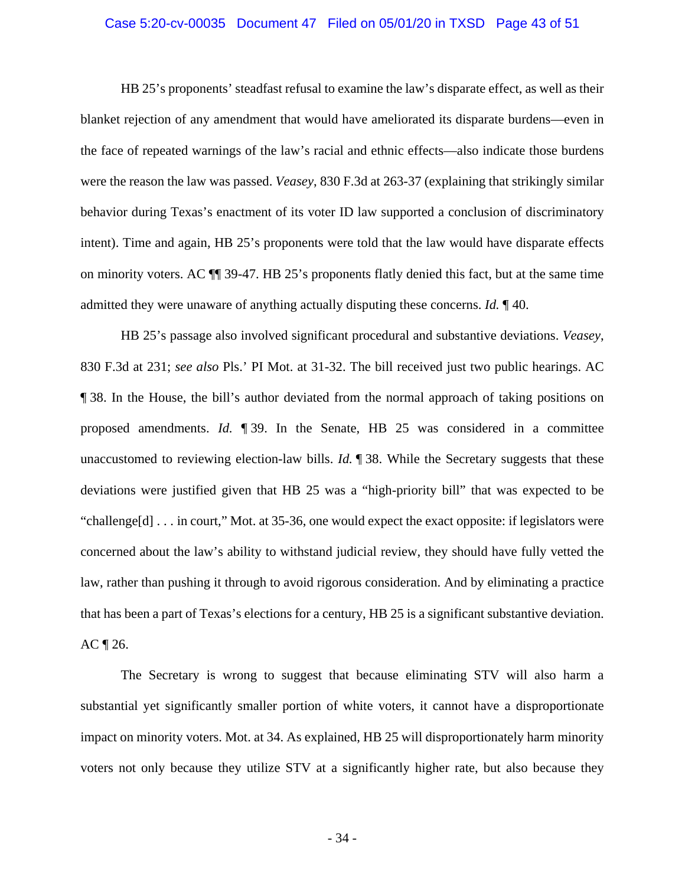HB 25's proponents' steadfast refusal to examine the law's disparate effect, as well as their blanket rejection of any amendment that would have ameliorated its disparate burdens—even in the face of repeated warnings of the law's racial and ethnic effects—also indicate those burdens were the reason the law was passed. *Veasey*, 830 F.3d at 263-37 (explaining that strikingly similar behavior during Texas's enactment of its voter ID law supported a conclusion of discriminatory intent). Time and again, HB 25's proponents were told that the law would have disparate effects on minority voters. AC ¶¶ 39-47. HB 25's proponents flatly denied this fact, but at the same time admitted they were unaware of anything actually disputing these concerns. *Id.* ¶ 40.

HB 25's passage also involved significant procedural and substantive deviations. *Veasey*, 830 F.3d at 231; *see also* Pls.' PI Mot. at 31-32. The bill received just two public hearings. AC ¶ 38. In the House, the bill's author deviated from the normal approach of taking positions on proposed amendments. *Id.* ¶ 39. In the Senate, HB 25 was considered in a committee unaccustomed to reviewing election-law bills. *Id.* ¶ 38. While the Secretary suggests that these deviations were justified given that HB 25 was a "high-priority bill" that was expected to be "challenge[d] . . . in court," Mot. at 35-36, one would expect the exact opposite: if legislators were concerned about the law's ability to withstand judicial review, they should have fully vetted the law, rather than pushing it through to avoid rigorous consideration. And by eliminating a practice that has been a part of Texas's elections for a century, HB 25 is a significant substantive deviation. AC ¶ 26.

The Secretary is wrong to suggest that because eliminating STV will also harm a substantial yet significantly smaller portion of white voters, it cannot have a disproportionate impact on minority voters. Mot. at 34. As explained, HB 25 will disproportionately harm minority voters not only because they utilize STV at a significantly higher rate, but also because they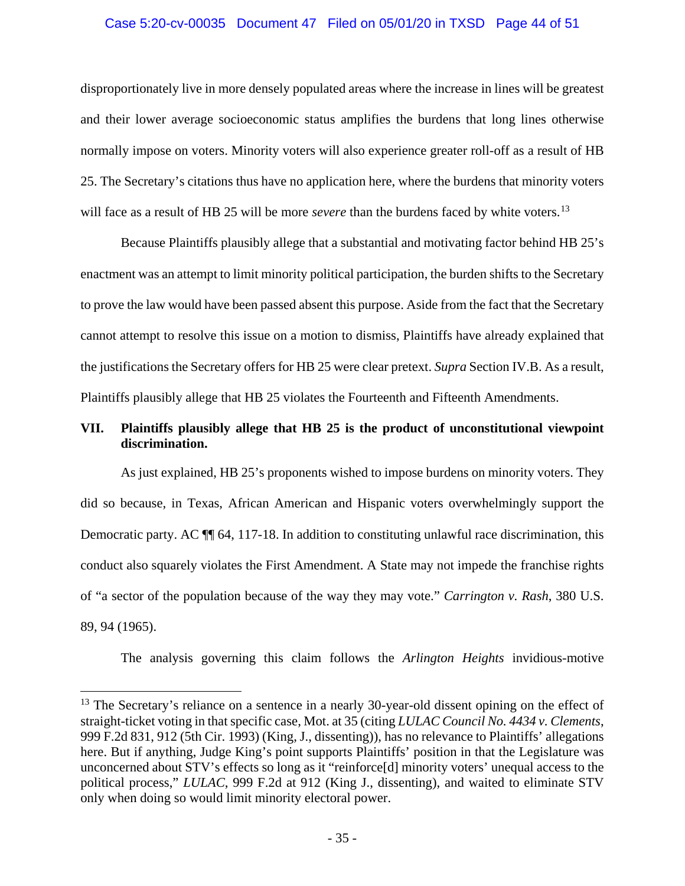disproportionately live in more densely populated areas where the increase in lines will be greatest and their lower average socioeconomic status amplifies the burdens that long lines otherwise normally impose on voters. Minority voters will also experience greater roll-off as a result of HB 25. The Secretary's citations thus have no application here, where the burdens that minority voters will face as a result of HB 25 will be more *severe* than the burdens faced by white voters.[13]

Because Plaintiffs plausibly allege that a substantial and motivating factor behind HB 25's enactment was an attempt to limit minority political participation, the burden shifts to the Secretary to prove the law would have been passed absent this purpose. Aside from the fact that the Secretary cannot attempt to resolve this issue on a motion to dismiss, Plaintiffs have already explained that the justifications the Secretary offers for HB 25 were clear pretext. *Supra* Section IV.B. As a result, Plaintiffs plausibly allege that HB 25 violates the Fourteenth and Fifteenth Amendments.

## VII. Plaintiffs plausibly allege that HB 25 is the product of unconstitutional viewpoint discrimination.

As just explained, HB 25's proponents wished to impose burdens on minority voters. They did so because, in Texas, African American and Hispanic voters overwhelmingly support the Democratic party. AC ¶¶ 64, 117-18. In addition to constituting unlawful race discrimination, this conduct also squarely violates the First Amendment. A State may not impede the franchise rights of "a sector of the population because of the way they may vote." *Carrington v. Rash*, 380 U.S. 89, 94 (1965).

The analysis governing this claim follows the *Arlington Heights* invidious-motive

---

[13] The Secretary's reliance on a sentence in a nearly 30-year-old dissent opining on the effect of straight-ticket voting in that specific case, Mot. at 35 (citing *LULAC Council No. 4434 v. Clements*, 999 F.2d 831, 912 (5th Cir. 1993) (King, J., dissenting)), has no relevance to Plaintiffs' allegations here. But if anything, Judge King's point supports Plaintiffs' position in that the Legislature was unconcerned about STV's effects so long as it "reinforce[d] minority voters' unequal access to the political process," *LULAC*, 999 F.2d at 912 (King J., dissenting), and waited to eliminate STV only when doing so would limit minority electoral power.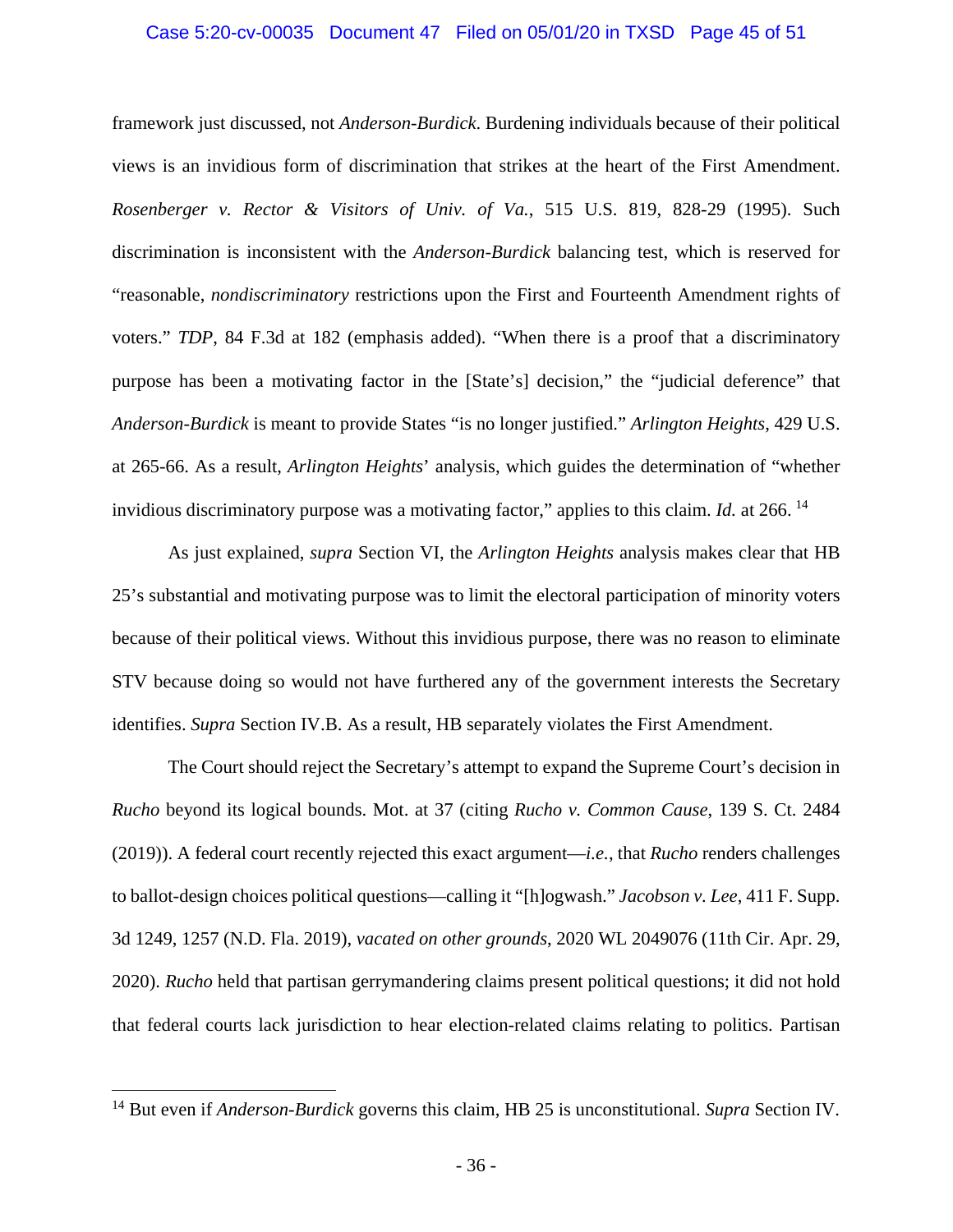framework just discussed, not *Anderson-Burdick*. Burdening individuals because of their political views is an invidious form of discrimination that strikes at the heart of the First Amendment. *Rosenberger v. Rector & Visitors of Univ. of Va.*, 515 U.S. 819, 828-29 (1995). Such discrimination is inconsistent with the *Anderson-Burdick* balancing test, which is reserved for "reasonable, *nondiscriminatory* restrictions upon the First and Fourteenth Amendment rights of voters." *TDP*, 84 F.3d at 182 (emphasis added). "When there is a proof that a discriminatory purpose has been a motivating factor in the [State's] decision," the "judicial deference" that *Anderson-Burdick* is meant to provide States "is no longer justified." *Arlington Heights*, 429 U.S. at 265-66. As a result, *Arlington Heights*' analysis, which guides the determination of "whether invidious discriminatory purpose was a motivating factor," applies to this claim. *Id.* at 266.[14]

As just explained, *supra* Section VI, the *Arlington Heights* analysis makes clear that HB 25's substantial and motivating purpose was to limit the electoral participation of minority voters because of their political views. Without this invidious purpose, there was no reason to eliminate STV because doing so would not have furthered any of the government interests the Secretary identifies. *Supra* Section IV.B. As a result, HB separately violates the First Amendment.

The Court should reject the Secretary's attempt to expand the Supreme Court's decision in *Rucho* beyond its logical bounds. Mot. at 37 (citing *Rucho v. Common Cause*, 139 S. Ct. 2484 (2019)). A federal court recently rejected this exact argument—*i.e.*, that *Rucho* renders challenges to ballot-design choices political questions—calling it "[h]ogwash." *Jacobson v. Lee*, 411 F. Supp. 3d 1249, 1257 (N.D. Fla. 2019), *vacated on other grounds*, 2020 WL 2049076 (11th Cir. Apr. 29, 2020). *Rucho* held that partisan gerrymandering claims present political questions; it did not hold that federal courts lack jurisdiction to hear election-related claims relating to politics. Partisan

---

[14] But even if *Anderson-Burdick* governs this claim, HB 25 is unconstitutional. *Supra* Section IV.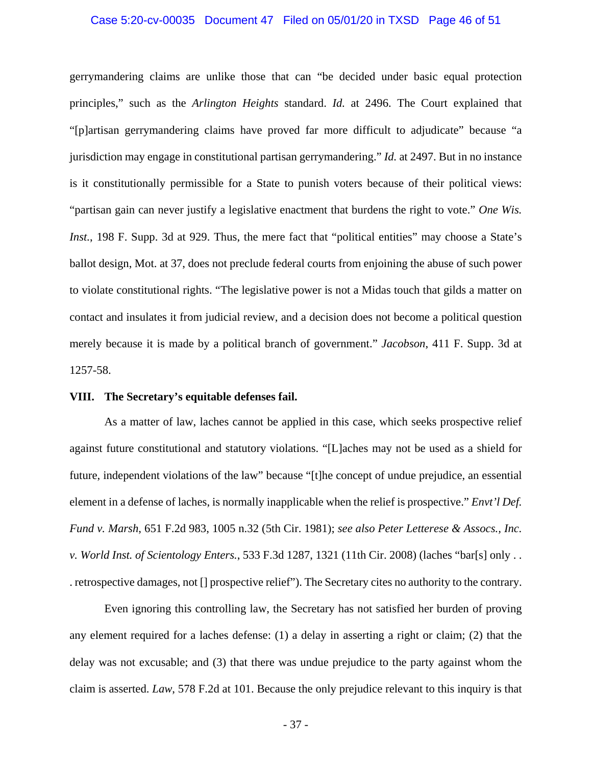gerrymandering claims are unlike those that can "be decided under basic equal protection principles," such as the *Arlington Heights* standard. *Id.* at 2496. The Court explained that "[p]artisan gerrymandering claims have proved far more difficult to adjudicate" because "a jurisdiction may engage in constitutional partisan gerrymandering." *Id.* at 2497. But in no instance is it constitutionally permissible for a State to punish voters because of their political views: "partisan gain can never justify a legislative enactment that burdens the right to vote." *One Wis. Inst.*, 198 F. Supp. 3d at 929. Thus, the mere fact that "political entities" may choose a State's ballot design, Mot. at 37, does not preclude federal courts from enjoining the abuse of such power to violate constitutional rights. "The legislative power is not a Midas touch that gilds a matter on contact and insulates it from judicial review, and a decision does not become a political question merely because it is made by a political branch of government." *Jacobson*, 411 F. Supp. 3d at 1257-58.

## VIII. The Secretary's equitable defenses fail.

As a matter of law, laches cannot be applied in this case, which seeks prospective relief against future constitutional and statutory violations. "[L]aches may not be used as a shield for future, independent violations of the law" because "[t]he concept of undue prejudice, an essential element in a defense of laches, is normally inapplicable when the relief is prospective." *Envt'l Def. Fund v. Marsh*, 651 F.2d 983, 1005 n.32 (5th Cir. 1981); *see also Peter Letterese & Assocs., Inc. v. World Inst. of Scientology Enters.*, 533 F.3d 1287, 1321 (11th Cir. 2008) (laches "bar[s] only . . . retrospective damages, not [] prospective relief"). The Secretary cites no authority to the contrary.

Even ignoring this controlling law, the Secretary has not satisfied her burden of proving any element required for a laches defense: (1) a delay in asserting a right or claim; (2) that the delay was not excusable; and (3) that there was undue prejudice to the party against whom the claim is asserted. *Law*, 578 F.2d at 101. Because the only prejudice relevant to this inquiry is that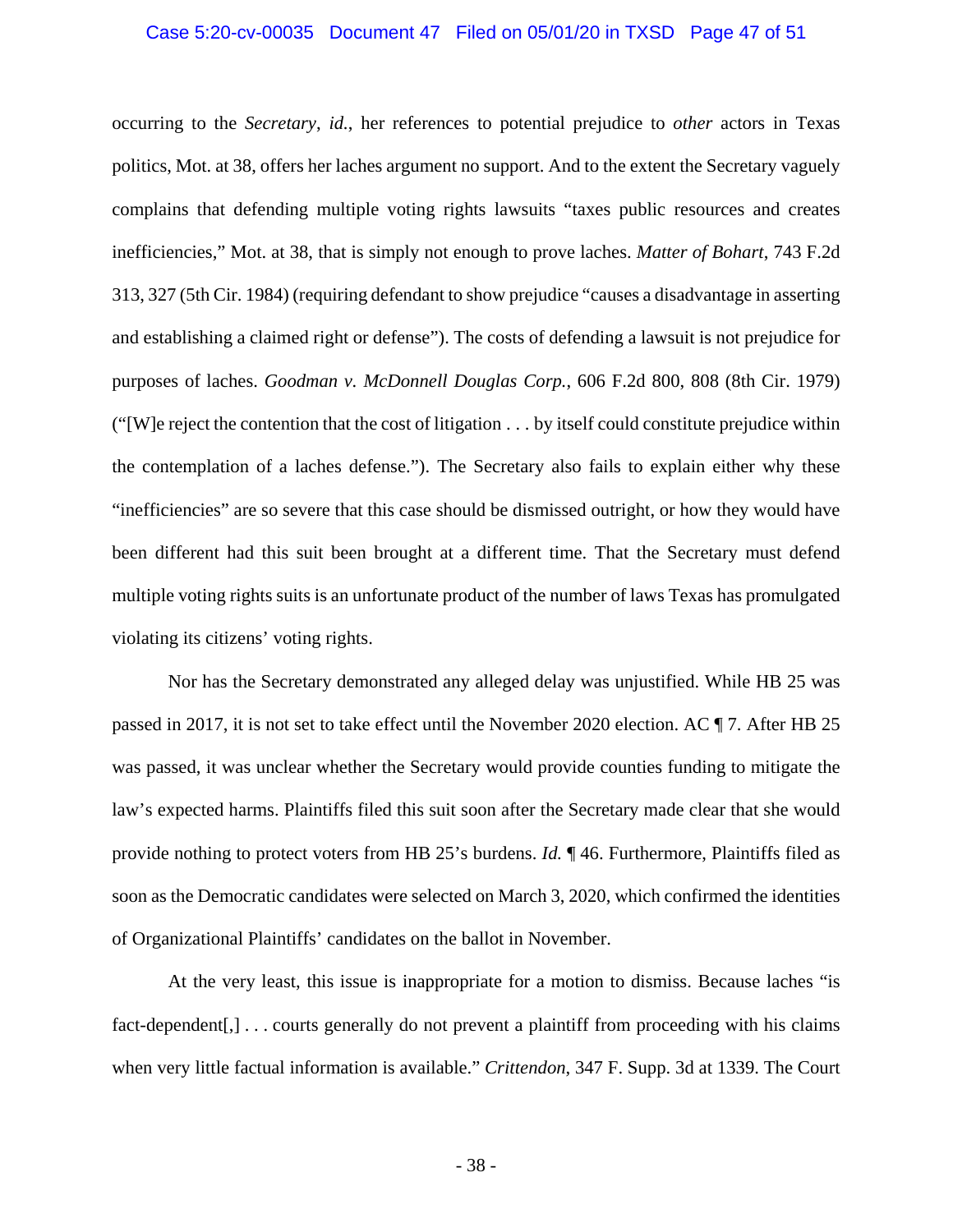occurring to the *Secretary*, *id.*, her references to potential prejudice to *other* actors in Texas politics, Mot. at 38, offers her laches argument no support. And to the extent the Secretary vaguely complains that defending multiple voting rights lawsuits "taxes public resources and creates inefficiencies," Mot. at 38, that is simply not enough to prove laches. *Matter of Bohart*, 743 F.2d 313, 327 (5th Cir. 1984) (requiring defendant to show prejudice "causes a disadvantage in asserting and establishing a claimed right or defense"). The costs of defending a lawsuit is not prejudice for purposes of laches. *Goodman v. McDonnell Douglas Corp.*, 606 F.2d 800, 808 (8th Cir. 1979) ("[W]e reject the contention that the cost of litigation . . . by itself could constitute prejudice within the contemplation of a laches defense."). The Secretary also fails to explain either why these "inefficiencies" are so severe that this case should be dismissed outright, or how they would have been different had this suit been brought at a different time. That the Secretary must defend multiple voting rights suits is an unfortunate product of the number of laws Texas has promulgated violating its citizens' voting rights.

Nor has the Secretary demonstrated any alleged delay was unjustified. While HB 25 was passed in 2017, it is not set to take effect until the November 2020 election. AC ¶ 7. After HB 25 was passed, it was unclear whether the Secretary would provide counties funding to mitigate the law's expected harms. Plaintiffs filed this suit soon after the Secretary made clear that she would provide nothing to protect voters from HB 25's burdens. *Id.* ¶ 46. Furthermore, Plaintiffs filed as soon as the Democratic candidates were selected on March 3, 2020, which confirmed the identities of Organizational Plaintiffs' candidates on the ballot in November.

At the very least, this issue is inappropriate for a motion to dismiss. Because laches "is fact-dependent[,] . . . courts generally do not prevent a plaintiff from proceeding with his claims when very little factual information is available." *Crittendon*, 347 F. Supp. 3d at 1339. The Court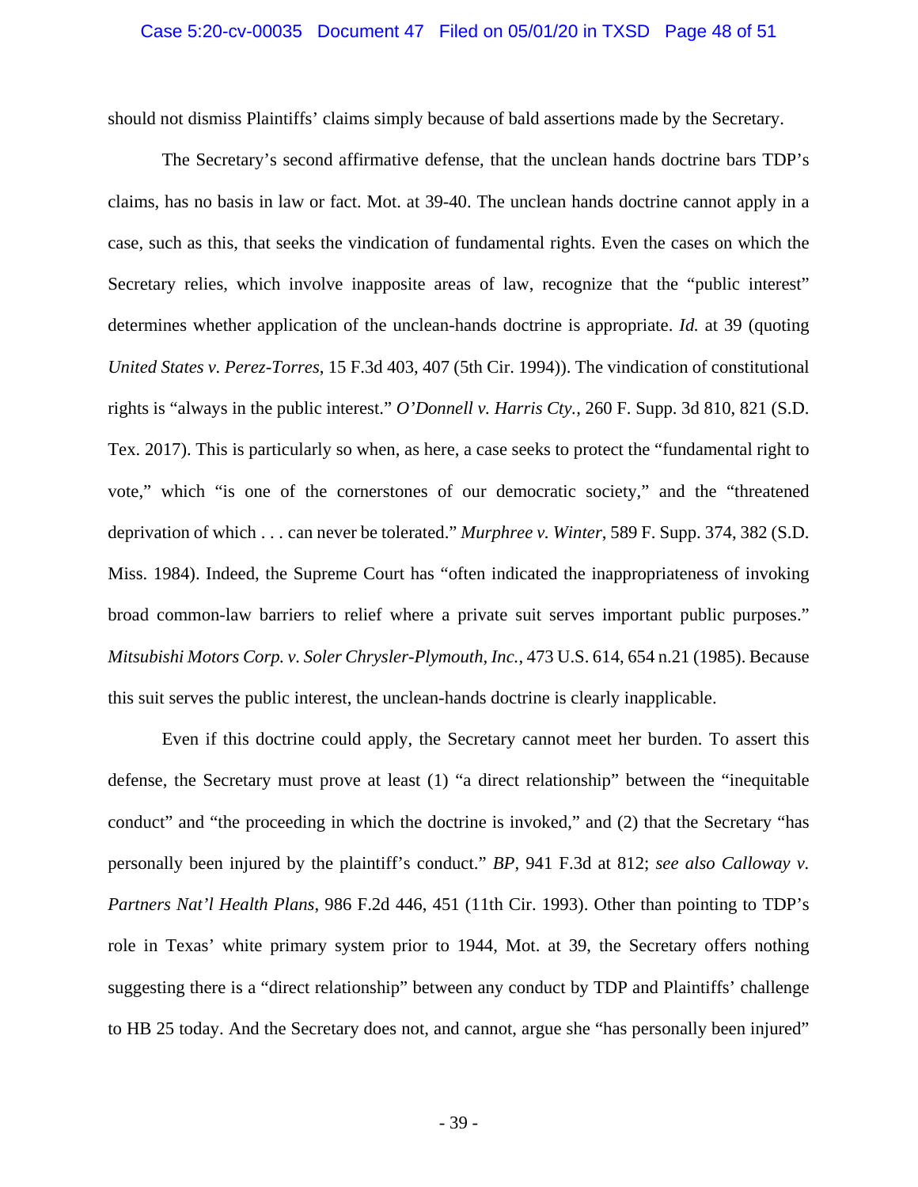should not dismiss Plaintiffs' claims simply because of bald assertions made by the Secretary.

The Secretary's second affirmative defense, that the unclean hands doctrine bars TDP's claims, has no basis in law or fact. Mot. at 39-40. The unclean hands doctrine cannot apply in a case, such as this, that seeks the vindication of fundamental rights. Even the cases on which the Secretary relies, which involve inapposite areas of law, recognize that the "public interest" determines whether application of the unclean-hands doctrine is appropriate. *Id.* at 39 (quoting *United States v. Perez-Torres*, 15 F.3d 403, 407 (5th Cir. 1994)). The vindication of constitutional rights is "always in the public interest." *O'Donnell v. Harris Cty.*, 260 F. Supp. 3d 810, 821 (S.D. Tex. 2017). This is particularly so when, as here, a case seeks to protect the "fundamental right to vote," which "is one of the cornerstones of our democratic society," and the "threatened deprivation of which . . . can never be tolerated." *Murphree v. Winter*, 589 F. Supp. 374, 382 (S.D. Miss. 1984). Indeed, the Supreme Court has "often indicated the inappropriateness of invoking broad common-law barriers to relief where a private suit serves important public purposes." *Mitsubishi Motors Corp. v. Soler Chrysler-Plymouth, Inc.*, 473 U.S. 614, 654 n.21 (1985). Because this suit serves the public interest, the unclean-hands doctrine is clearly inapplicable.

Even if this doctrine could apply, the Secretary cannot meet her burden. To assert this defense, the Secretary must prove at least (1) "a direct relationship" between the "inequitable conduct" and "the proceeding in which the doctrine is invoked," and (2) that the Secretary "has personally been injured by the plaintiff's conduct." *BP*, 941 F.3d at 812; *see also Calloway v. Partners Nat'l Health Plans*, 986 F.2d 446, 451 (11th Cir. 1993). Other than pointing to TDP's role in Texas' white primary system prior to 1944, Mot. at 39, the Secretary offers nothing suggesting there is a "direct relationship" between any conduct by TDP and Plaintiffs' challenge to HB 25 today. And the Secretary does not, and cannot, argue she "has personally been injured"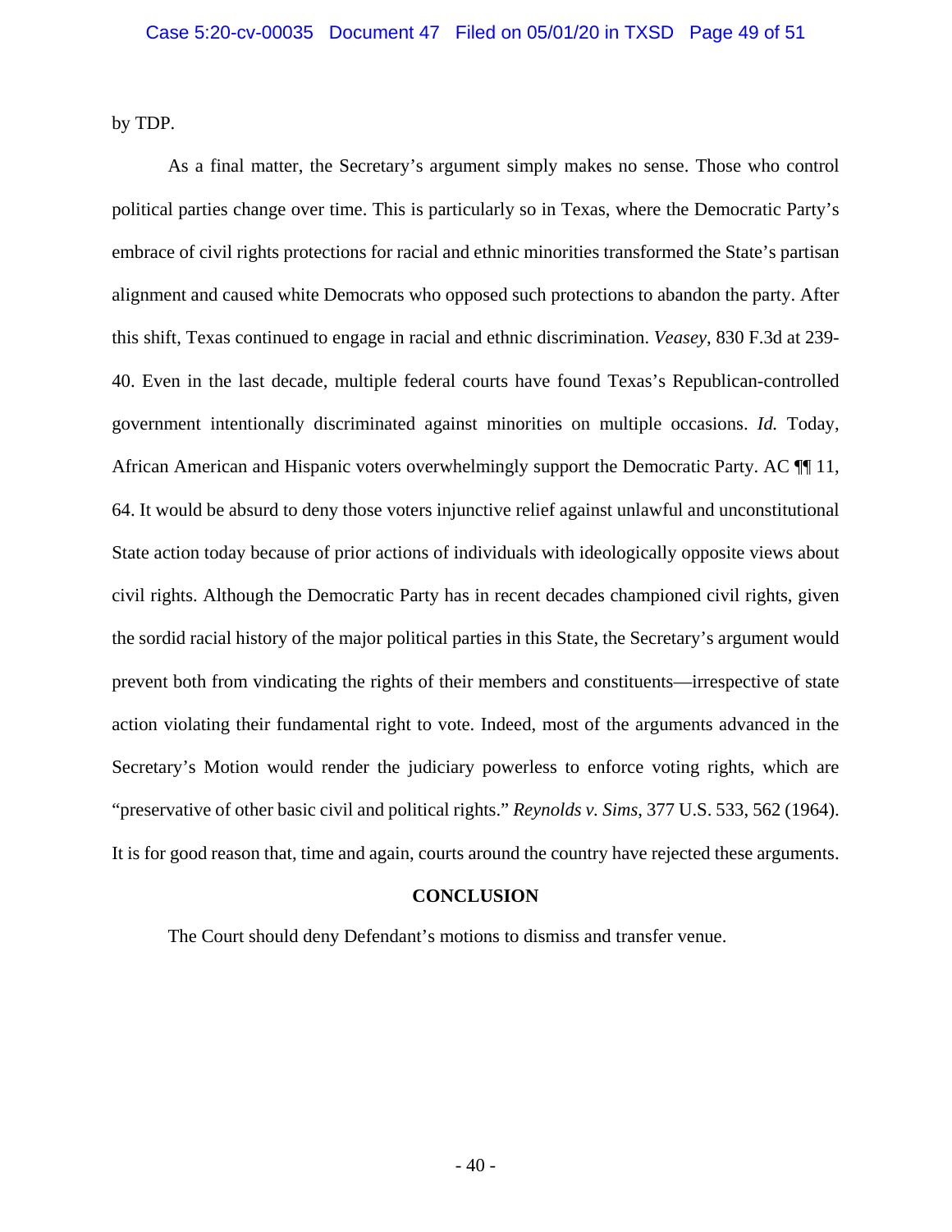by TDP.

As a final matter, the Secretary's argument simply makes no sense. Those who control political parties change over time. This is particularly so in Texas, where the Democratic Party's embrace of civil rights protections for racial and ethnic minorities transformed the State's partisan alignment and caused white Democrats who opposed such protections to abandon the party. After this shift, Texas continued to engage in racial and ethnic discrimination. *Veasey*, 830 F.3d at 239-40. Even in the last decade, multiple federal courts have found Texas's Republican-controlled government intentionally discriminated against minorities on multiple occasions. *Id.* Today, African American and Hispanic voters overwhelmingly support the Democratic Party. AC ¶¶ 11, 64. It would be absurd to deny those voters injunctive relief against unlawful and unconstitutional State action today because of prior actions of individuals with ideologically opposite views about civil rights. Although the Democratic Party has in recent decades championed civil rights, given the sordid racial history of the major political parties in this State, the Secretary's argument would prevent both from vindicating the rights of their members and constituents—irrespective of state action violating their fundamental right to vote. Indeed, most of the arguments advanced in the Secretary's Motion would render the judiciary powerless to enforce voting rights, which are "preservative of other basic civil and political rights." *Reynolds v. Sims*, 377 U.S. 533, 562 (1964). It is for good reason that, time and again, courts around the country have rejected these arguments.

## CONCLUSION

The Court should deny Defendant's motions to dismiss and transfer venue.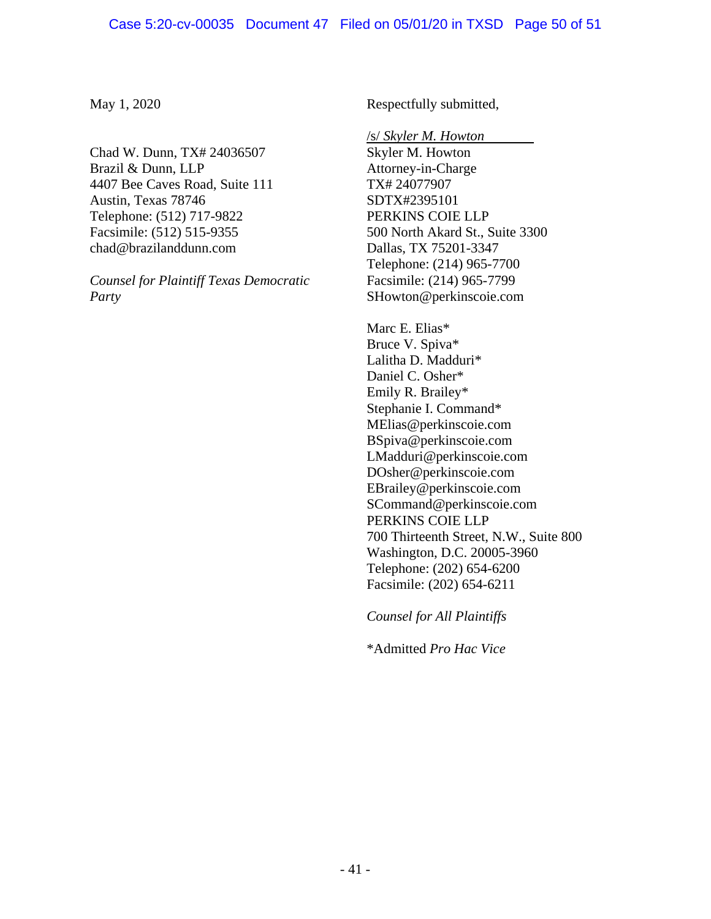May 1, 2020

Respectfully submitted,

/s/ *Skyler M. Howton*
Skyler M. Howton
Attorney-in-Charge
TX# 24077907
SDTX#2395101
PERKINS COIE LLP
500 North Akard St., Suite 3300
Dallas, TX 75201-3347
Telephone: (214) 965-7700
Facsimile: (214) 965-7799
SHowton@perkinscoie.com

Marc E. Elias*
Bruce V. Spiva*
Lalitha D. Madduri*
Daniel C. Osher*
Emily R. Brailey*
Stephanie I. Command*
MElias@perkinscoie.com
BSpiva@perkinscoie.com
LMadduri@perkinscoie.com
DOsher@perkinscoie.com
EBrailey@perkinscoie.com
SCommand@perkinscoie.com
PERKINS COIE LLP
700 Thirteenth Street, N.W., Suite 800
Washington, D.C. 20005-3960
Telephone: (202) 654-6200
Facsimile: (202) 654-6211

*Counsel for All Plaintiffs*

*Admitted *Pro Hac Vice*

Chad W. Dunn, TX# 24036507
Brazil & Dunn, LLP
4407 Bee Caves Road, Suite 111
Austin, Texas 78746
Telephone: (512) 717-9822
Facsimile: (512) 515-9355
chad@brazilanddunn.com

*Counsel for Plaintiff Texas Democratic Party*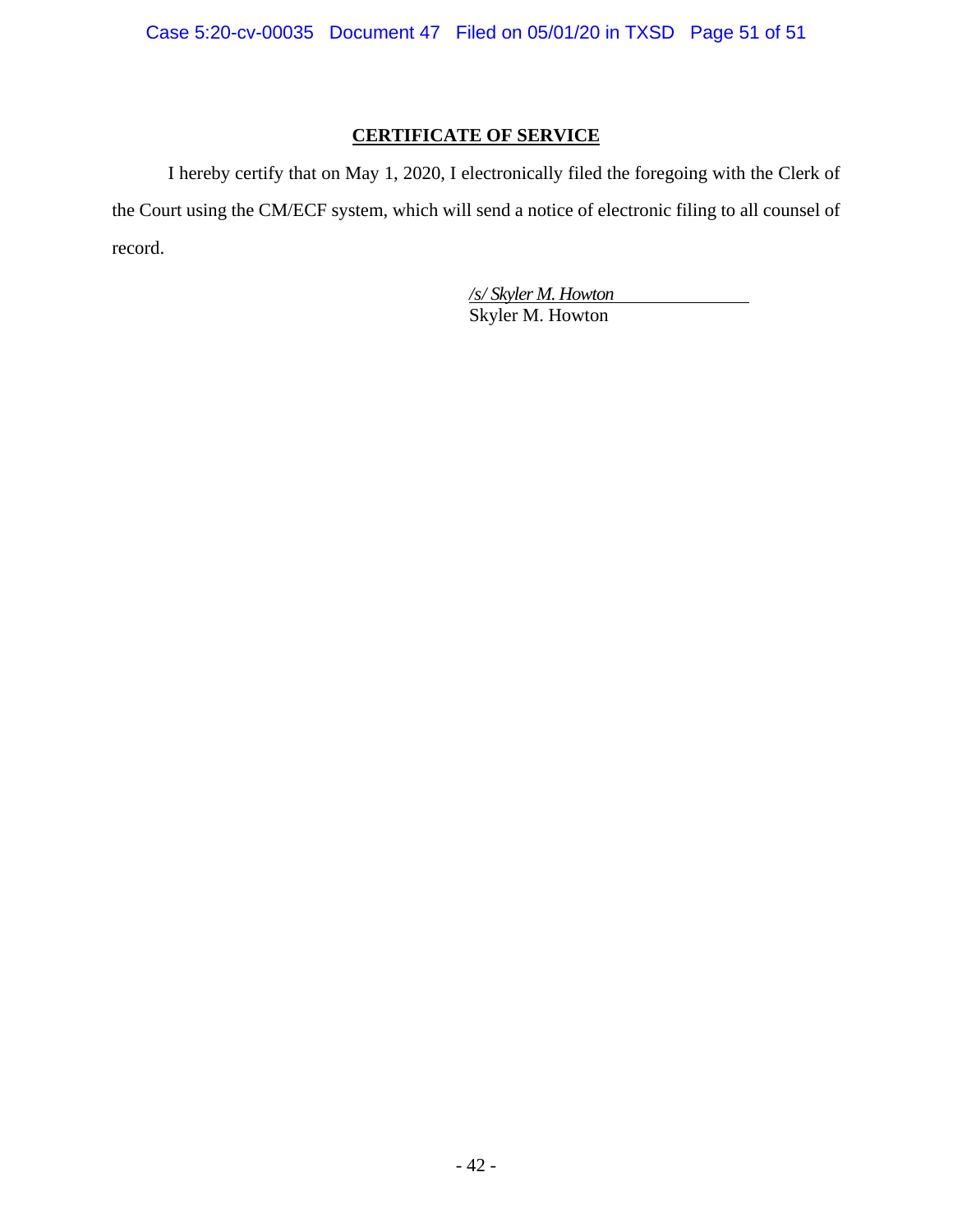## CERTIFICATE OF SERVICE

I hereby certify that on May 1, 2020, I electronically filed the foregoing with the Clerk of the Court using the CM/ECF system, which will send a notice of electronic filing to all counsel of record.

*/s/ Skyler M. Howton*
Skyler M. Howton